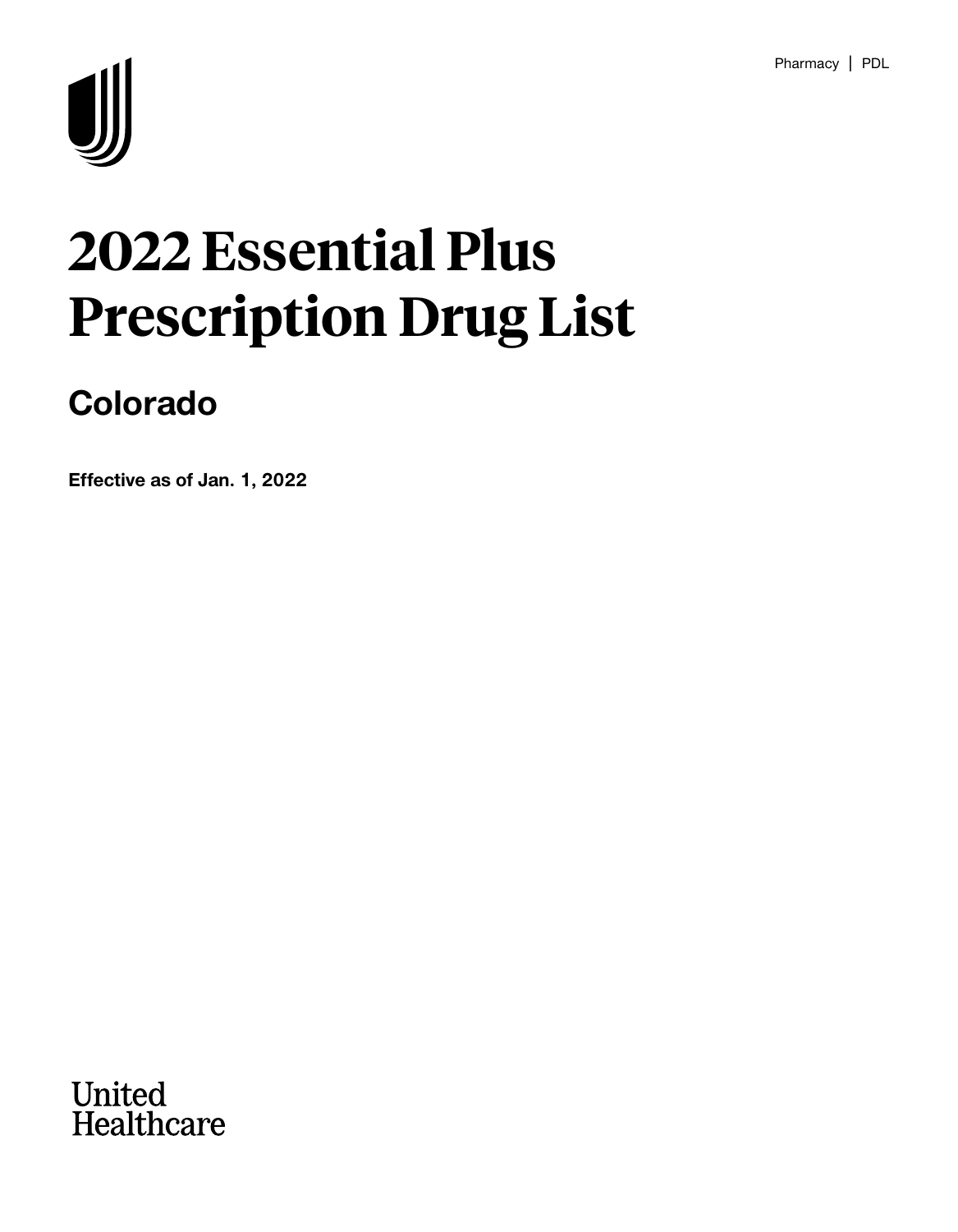Pharmacy | PDL

# 2022 Essential Plus Prescription Drug List

## Colorado

**Effective as of Jan. 1, 2022**

United Healthcare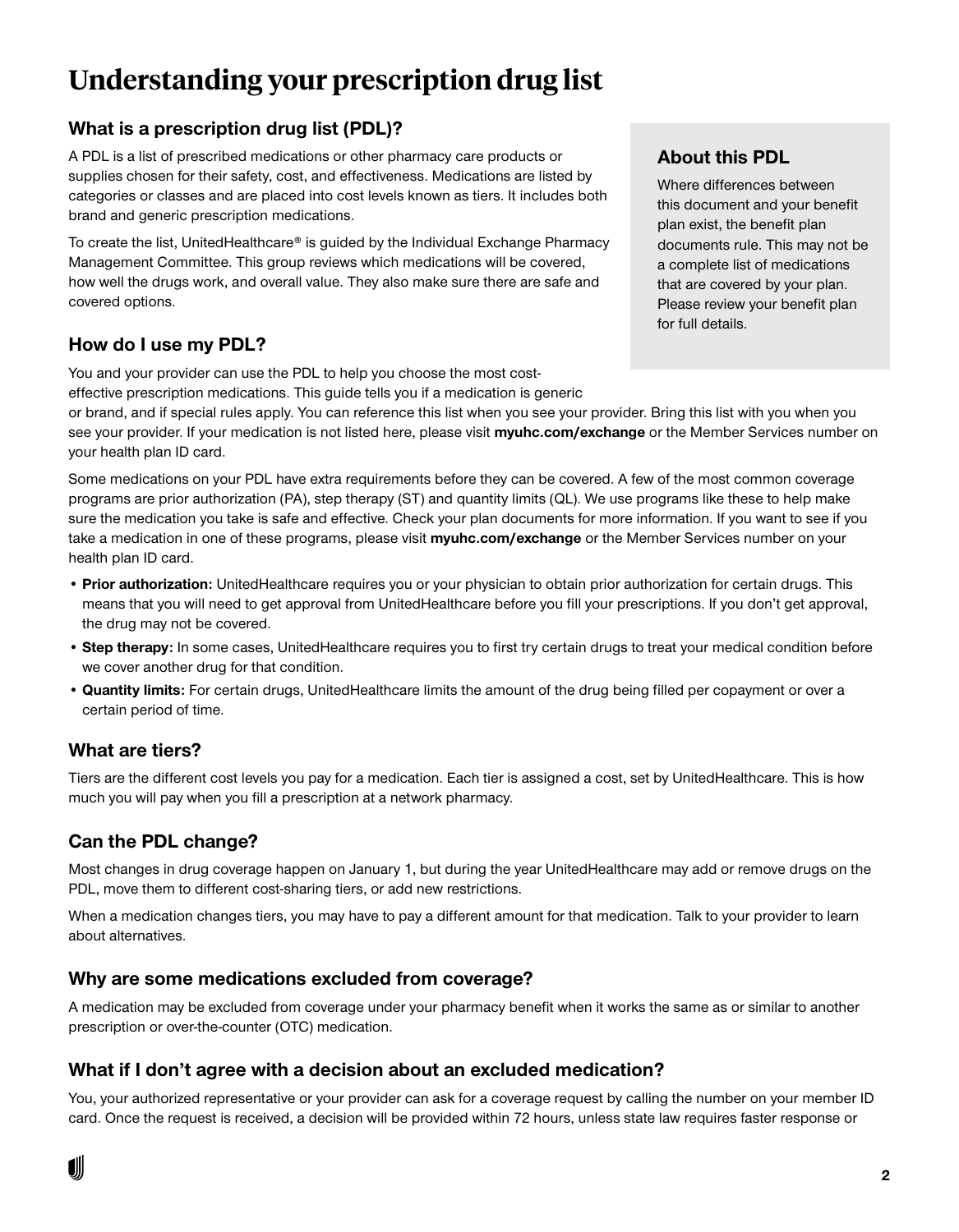# Understanding your prescription drug list

## What is a prescription drug list (PDL)?

A PDL is a list of prescribed medications or other pharmacy care products or supplies chosen for their safety, cost, and effectiveness. Medications are listed by categories or classes and are placed into cost levels known as tiers. It includes both brand and generic prescription medications.

To create the list, UnitedHealthcare® is guided by the Individual Exchange Pharmacy Management Committee. This group reviews which medications will be covered, how well the drugs work, and overall value. They also make sure there are safe and covered options.

### About this PDL

Where differences between this document and your benefit plan exist, the benefit plan documents rule. This may not be a complete list of medications that are covered by your plan. Please review your benefit plan for full details.

## How do I use my PDL?

You and your provider can use the PDL to help you choose the most cost-effective prescription medications. This guide tells you if a medication is generic or brand, and if special rules apply. You can reference this list when you see your provider. Bring this list with you when you see your provider. If your medication is not listed here, please visit **myuhc.com/exchange** or the Member Services number on your health plan ID card.

Some medications on your PDL have extra requirements before they can be covered. A few of the most common coverage programs are prior authorization (PA), step therapy (ST) and quantity limits (QL). We use programs like these to help make sure the medication you take is safe and effective. Check your plan documents for more information. If you want to see if you take a medication in one of these programs, please visit **myuhc.com/exchange** or the Member Services number on your health plan ID card.

- **Prior authorization:** UnitedHealthcare requires you or your physician to obtain prior authorization for certain drugs. This means that you will need to get approval from UnitedHealthcare before you fill your prescriptions. If you don't get approval, the drug may not be covered.
- **Step therapy:** In some cases, UnitedHealthcare requires you to first try certain drugs to treat your medical condition before we cover another drug for that condition.
- **Quantity limits:** For certain drugs, UnitedHealthcare limits the amount of the drug being filled per copayment or over a certain period of time.

## What are tiers?

Tiers are the different cost levels you pay for a medication. Each tier is assigned a cost, set by UnitedHealthcare. This is how much you will pay when you fill a prescription at a network pharmacy.

## Can the PDL change?

Most changes in drug coverage happen on January 1, but during the year UnitedHealthcare may add or remove drugs on the PDL, move them to different cost-sharing tiers, or add new restrictions.

When a medication changes tiers, you may have to pay a different amount for that medication. Talk to your provider to learn about alternatives.

## Why are some medications excluded from coverage?

A medication may be excluded from coverage under your pharmacy benefit when it works the same as or similar to another prescription or over-the-counter (OTC) medication.

## What if I don't agree with a decision about an excluded medication?

You, your authorized representative or your provider can ask for a coverage request by calling the number on your member ID card. Once the request is received, a decision will be provided within 72 hours, unless state law requires faster response or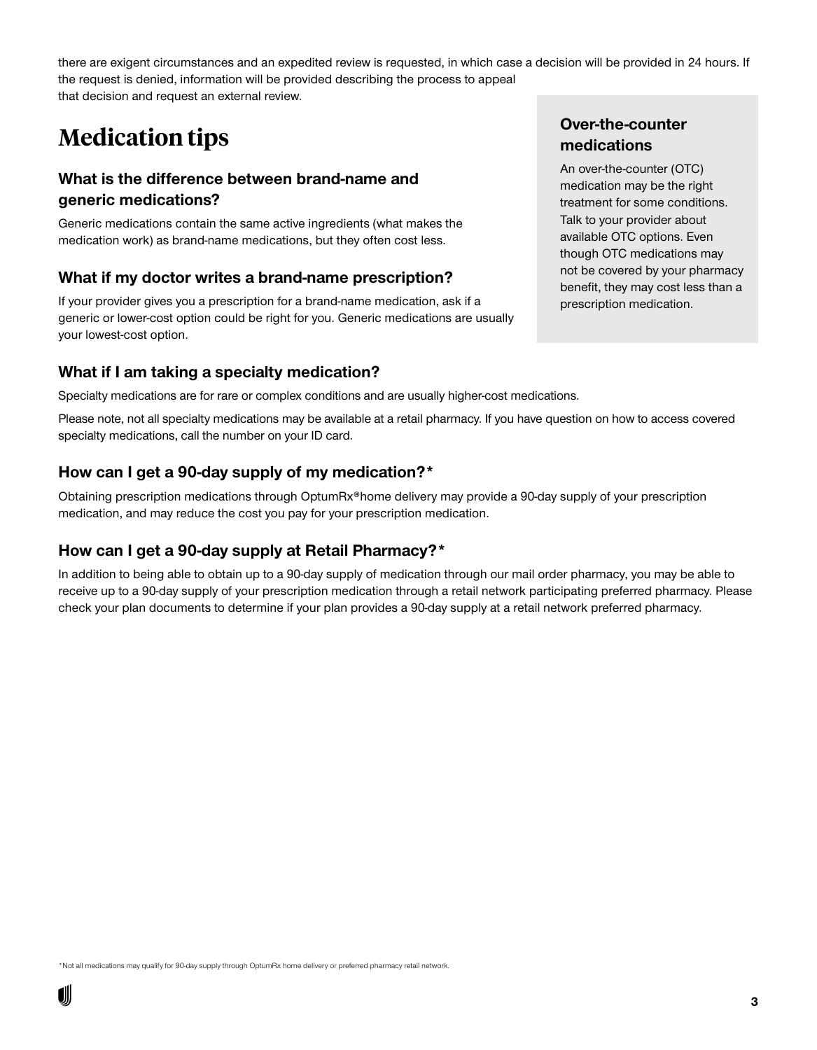there are exigent circumstances and an expedited review is requested, in which case a decision will be provided in 24 hours. If the request is denied, information will be provided describing the process to appeal that decision and request an external review.

# Medication tips

### What is the difference between brand-name and generic medications?

Generic medications contain the same active ingredients (what makes the medication work) as brand-name medications, but they often cost less.

### What if my doctor writes a brand-name prescription?

If your provider gives you a prescription for a brand-name medication, ask if a generic or lower-cost option could be right for you. Generic medications are usually your lowest-cost option.

### Over-the-counter medications

An over-the-counter (OTC) medication may be the right treatment for some conditions. Talk to your provider about available OTC options. Even though OTC medications may not be covered by your pharmacy benefit, they may cost less than a prescription medication.

### What if I am taking a specialty medication?

Specialty medications are for rare or complex conditions and are usually higher-cost medications.

Please note, not all specialty medications may be available at a retail pharmacy. If you have question on how to access covered specialty medications, call the number on your ID card.

### How can I get a 90-day supply of my medication?*

Obtaining prescription medications through OptumRx®home delivery may provide a 90-day supply of your prescription medication, and may reduce the cost you pay for your prescription medication.

### How can I get a 90-day supply at Retail Pharmacy?*

In addition to being able to obtain up to a 90-day supply of medication through our mail order pharmacy, you may be able to receive up to a 90-day supply of your prescription medication through a retail network participating preferred pharmacy. Please check your plan documents to determine if your plan provides a 90-day supply at a retail network preferred pharmacy.

*Not all medications may qualify for 90-day supply through OptumRx home delivery or preferred pharmacy retail network.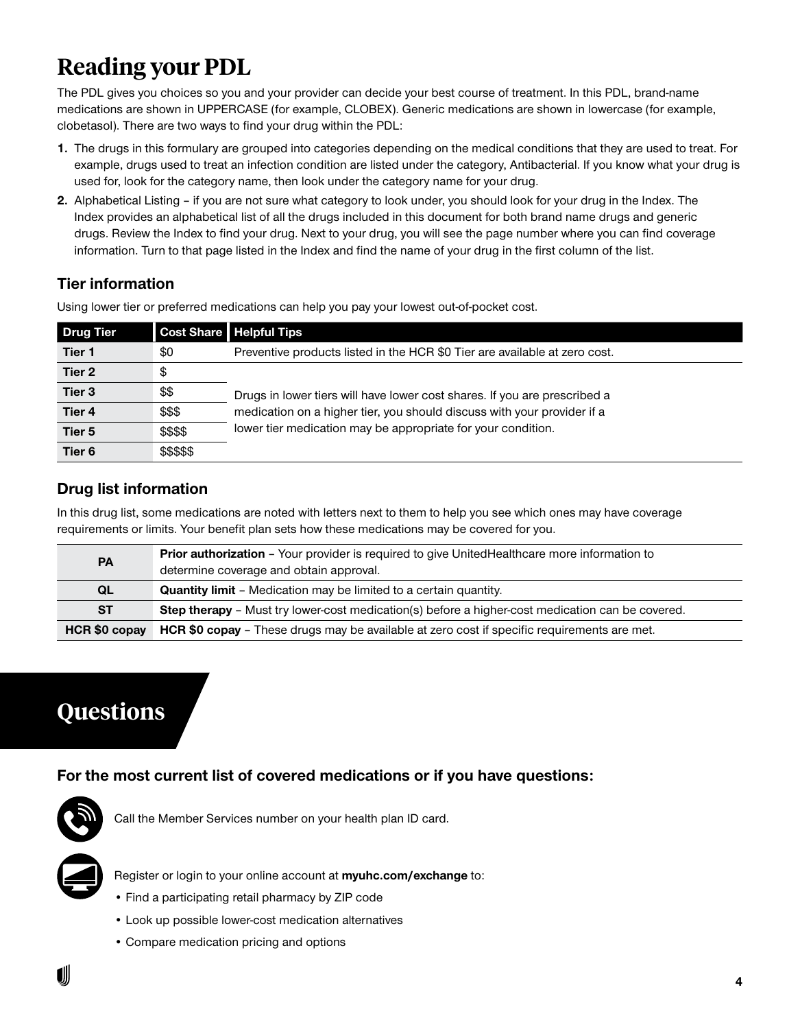# Reading your PDL

The PDL gives you choices so you and your provider can decide your best course of treatment. In this PDL, brand-name medications are shown in UPPERCASE (for example, CLOBEX). Generic medications are shown in lowercase (for example, clobetasol). There are two ways to find your drug within the PDL:

1. The drugs in this formulary are grouped into categories depending on the medical conditions that they are used to treat. For example, drugs used to treat an infection condition are listed under the category, Antibacterial. If you know what your drug is used for, look for the category name, then look under the category name for your drug.
2. Alphabetical Listing – if you are not sure what category to look under, you should look for your drug in the Index. The Index provides an alphabetical list of all the drugs included in this document for both brand name drugs and generic drugs. Review the Index to find your drug. Next to your drug, you will see the page number where you can find coverage information. Turn to that page listed in the Index and find the name of your drug in the first column of the list.

### Tier information

Using lower tier or preferred medications can help you pay your lowest out-of-pocket cost.

| Drug Tier | Cost Share | Helpful Tips |
|---|---|---|
| **Tier 1** | $0 | Preventive products listed in the HCR $0 Tier are available at zero cost. |
| **Tier 2** | $ | Drugs in lower tiers will have lower cost shares. If you are prescribed a medication on a higher tier, you should discuss with your provider if a lower tier medication may be appropriate for your condition. |
| **Tier 3** | $$ | |
| **Tier 4** | $$$ | |
| **Tier 5** | $$$$ | |
| **Tier 6** | $$$$$ | |

### Drug list information

In this drug list, some medications are noted with letters next to them to help you see which ones may have coverage requirements or limits. Your benefit plan sets how these medications may be covered for you.

| | |
|---|---|
| **PA** | **Prior authorization** – Your provider is required to give UnitedHealthcare more information to determine coverage and obtain approval. |
| **QL** | **Quantity limit** – Medication may be limited to a certain quantity. |
| **ST** | **Step therapy** – Must try lower-cost medication(s) before a higher-cost medication can be covered. |
| **HCR $0 copay** | **HCR $0 copay** – These drugs may be available at zero cost if specific requirements are met. |

# Questions

### For the most current list of covered medications or if you have questions:

Call the Member Services number on your health plan ID card.

Register or login to your online account at **myuhc.com/exchange** to:

- Find a participating retail pharmacy by ZIP code
- Look up possible lower-cost medication alternatives
- Compare medication pricing and options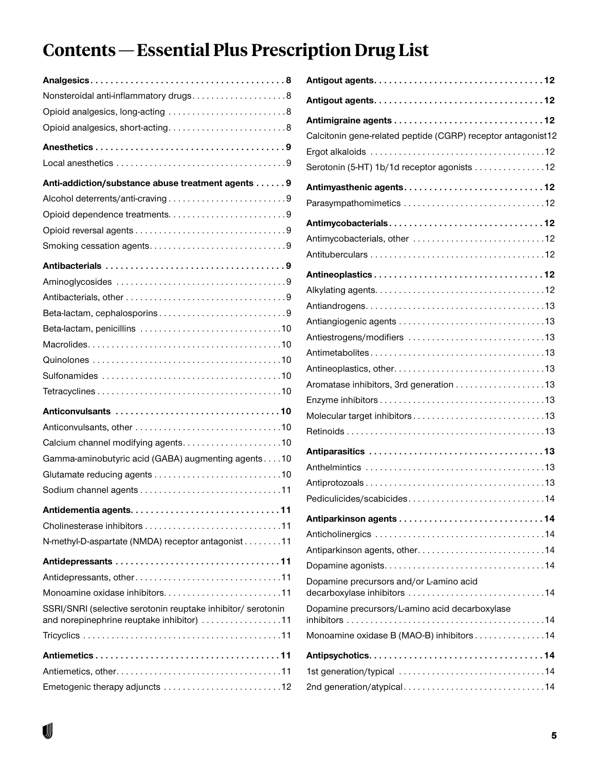# Contents — Essential Plus Prescription Drug List

**Analgesics** . . . . . . . . 8
- Nonsteroidal anti-inflammatory drugs . . . . . . . . 8
- Opioid analgesics, long-acting . . . . . . . . 8
- Opioid analgesics, short-acting . . . . . . . . 8

**Anesthetics** . . . . . . . . 9
- Local anesthetics . . . . . . . . 9

**Anti-addiction/substance abuse treatment agents** . . . . . . . . 9
- Alcohol deterrents/anti-craving . . . . . . . . 9
- Opioid dependence treatments . . . . . . . . 9
- Opioid reversal agents . . . . . . . . 9
- Smoking cessation agents . . . . . . . . 9

**Antibacterials** . . . . . . . . 9
- Aminoglycosides . . . . . . . . 9
- Antibacterials, other . . . . . . . . 9
- Beta-lactam, cephalosporins . . . . . . . . 9
- Beta-lactam, penicillins . . . . . . . . 10
- Macrolides . . . . . . . . 10
- Quinolones . . . . . . . . 10
- Sulfonamides . . . . . . . . 10
- Tetracyclines . . . . . . . . 10

**Anticonvulsants** . . . . . . . . 10
- Anticonvulsants, other . . . . . . . . 10
- Calcium channel modifying agents . . . . . . . . 10
- Gamma-aminobutyric acid (GABA) augmenting agents . . . . . . . . 10
- Glutamate reducing agents . . . . . . . . 10
- Sodium channel agents . . . . . . . . 11

**Antidementia agents** . . . . . . . . 11
- Cholinesterase inhibitors . . . . . . . . 11
- N-methyl-D-aspartate (NMDA) receptor antagonist . . . . . . . . 11

**Antidepressants** . . . . . . . . 11
- Antidepressants, other . . . . . . . . 11
- Monoamine oxidase inhibitors . . . . . . . . 11
- SSRI/SNRI (selective serotonin reuptake inhibitor/ serotonin and norepinephrine reuptake inhibitor) . . . . . . . . 11
- Tricyclics . . . . . . . . 11

**Antiemetics** . . . . . . . . 11
- Antiemetics, other . . . . . . . . 11
- Emetogenic therapy adjuncts . . . . . . . . 12

**Antigout agents** . . . . . . . . 12

**Antigout agents** . . . . . . . . 12

**Antimigraine agents** . . . . . . . . 12
- Calcitonin gene-related peptide (CGRP) receptor antagonist 12
- Ergot alkaloids . . . . . . . . 12
- Serotonin (5-HT) 1b/1d receptor agonists . . . . . . . . 12

**Antimyasthenic agents** . . . . . . . . 12
- Parasympathomimetics . . . . . . . . 12

**Antimycobacterials** . . . . . . . . 12
- Antimycobacterials, other . . . . . . . . 12
- Antituberculars . . . . . . . . 12

**Antineoplastics** . . . . . . . . 12
- Alkylating agents . . . . . . . . 12
- Antiandrogens . . . . . . . . 13
- Antiangiogenic agents . . . . . . . . 13
- Antiestrogens/modifiers . . . . . . . . 13
- Antimetabolites . . . . . . . . 13
- Antineoplastics, other . . . . . . . . 13
- Aromatase inhibitors, 3rd generation . . . . . . . . 13
- Enzyme inhibitors . . . . . . . . 13
- Molecular target inhibitors . . . . . . . . 13
- Retinoids . . . . . . . . 13

**Antiparasitics** . . . . . . . . 13
- Anthelmintics . . . . . . . . 13
- Antiprotozoals . . . . . . . . 13
- Pediculicides/scabicides . . . . . . . . 14

**Antiparkinson agents** . . . . . . . . 14
- Anticholinergics . . . . . . . . 14
- Antiparkinson agents, other . . . . . . . . 14
- Dopamine agonists . . . . . . . . 14
- Dopamine precursors and/or L-amino acid decarboxylase inhibitors . . . . . . . . 14
- Dopamine precursors/L-amino acid decarboxylase inhibitors . . . . . . . . 14
- Monoamine oxidase B (MAO-B) inhibitors . . . . . . . . 14

**Antipsychotics** . . . . . . . . 14
- 1st generation/typical . . . . . . . . 14
- 2nd generation/atypical . . . . . . . . 14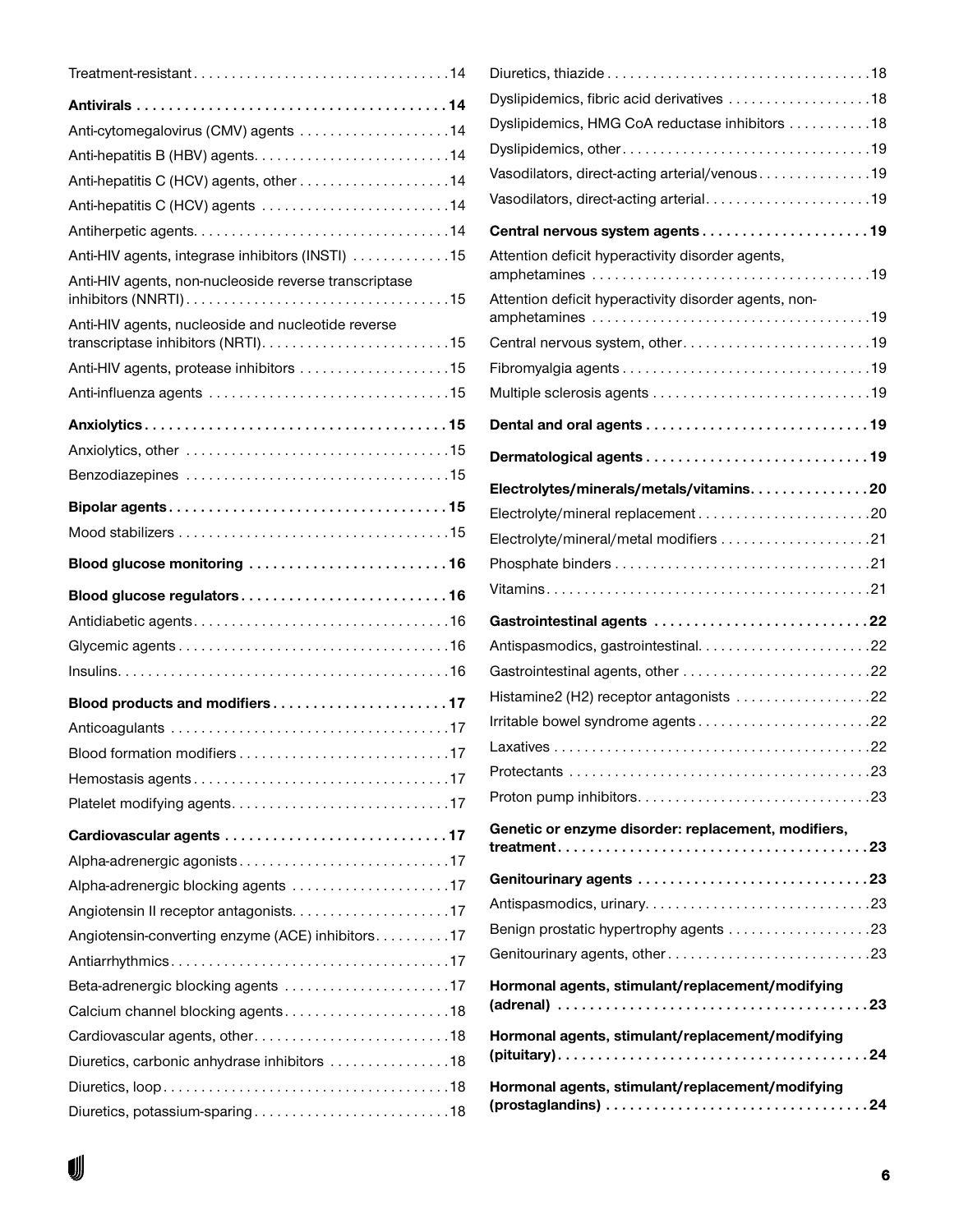Treatment-resistant . . . . . . . . . . . . . . . . . . . . . . . . . . . . . . . . . 14

**Antivirals . . . . . . . . . . . . . . . . . . . . . . . . . . . . . . . . . . . . . . 14**

Anti-cytomegalovirus (CMV) agents . . . . . . . . . . . . . . . . . . . 14

Anti-hepatitis B (HBV) agents. . . . . . . . . . . . . . . . . . . . . . . . . 14

Anti-hepatitis C (HCV) agents, other . . . . . . . . . . . . . . . . . . . 14

Anti-hepatitis C (HCV) agents . . . . . . . . . . . . . . . . . . . . . . . . 14

Antiherpetic agents. . . . . . . . . . . . . . . . . . . . . . . . . . . . . . . . . 14

Anti-HIV agents, integrase inhibitors (INSTI) . . . . . . . . . . . . 15

Anti-HIV agents, non-nucleoside reverse transcriptase inhibitors (NNRTI) . . . . . . . . . . . . . . . . . . . . . . . . . . . . . . . . . . 15

Anti-HIV agents, nucleoside and nucleotide reverse transcriptase inhibitors (NRTI). . . . . . . . . . . . . . . . . . . . . . . . . 15

Anti-HIV agents, protease inhibitors . . . . . . . . . . . . . . . . . . . 15

Anti-influenza agents . . . . . . . . . . . . . . . . . . . . . . . . . . . . . . . 15

**Anxiolytics . . . . . . . . . . . . . . . . . . . . . . . . . . . . . . . . . . . . . 15**

Anxiolytics, other . . . . . . . . . . . . . . . . . . . . . . . . . . . . . . . . . . 15

Benzodiazepines . . . . . . . . . . . . . . . . . . . . . . . . . . . . . . . . . . 15

**Bipolar agents . . . . . . . . . . . . . . . . . . . . . . . . . . . . . . . . . . 15**

Mood stabilizers . . . . . . . . . . . . . . . . . . . . . . . . . . . . . . . . . . . 15

**Blood glucose monitoring . . . . . . . . . . . . . . . . . . . . . . . . 16**

**Blood glucose regulators . . . . . . . . . . . . . . . . . . . . . . . . . 16**

Antidiabetic agents. . . . . . . . . . . . . . . . . . . . . . . . . . . . . . . . . 16

Glycemic agents . . . . . . . . . . . . . . . . . . . . . . . . . . . . . . . . . . . 16

Insulins. . . . . . . . . . . . . . . . . . . . . . . . . . . . . . . . . . . . . . . . . . . 16

**Blood products and modifiers . . . . . . . . . . . . . . . . . . . . . 17**

Anticoagulants . . . . . . . . . . . . . . . . . . . . . . . . . . . . . . . . . . . . 17

Blood formation modifiers . . . . . . . . . . . . . . . . . . . . . . . . . . . 17

Hemostasis agents . . . . . . . . . . . . . . . . . . . . . . . . . . . . . . . . . 17

Platelet modifying agents. . . . . . . . . . . . . . . . . . . . . . . . . . . . 17

**Cardiovascular agents . . . . . . . . . . . . . . . . . . . . . . . . . . . 17**

Alpha-adrenergic agonists . . . . . . . . . . . . . . . . . . . . . . . . . . . 17

Alpha-adrenergic blocking agents . . . . . . . . . . . . . . . . . . . . 17

Angiotensin II receptor antagonists. . . . . . . . . . . . . . . . . . . . 17

Angiotensin-converting enzyme (ACE) inhibitors. . . . . . . . . 17

Antiarrhythmics . . . . . . . . . . . . . . . . . . . . . . . . . . . . . . . . . . . . 17

Beta-adrenergic blocking agents . . . . . . . . . . . . . . . . . . . . . 17

Calcium channel blocking agents . . . . . . . . . . . . . . . . . . . . . 18

Cardiovascular agents, other . . . . . . . . . . . . . . . . . . . . . . . . . 18

Diuretics, carbonic anhydrase inhibitors . . . . . . . . . . . . . . . 18

Diuretics, loop . . . . . . . . . . . . . . . . . . . . . . . . . . . . . . . . . . . . . 18

Diuretics, potassium-sparing . . . . . . . . . . . . . . . . . . . . . . . . . 18

Diuretics, thiazide . . . . . . . . . . . . . . . . . . . . . . . . . . . . . . . . . . 18

Dyslipidemics, fibric acid derivatives . . . . . . . . . . . . . . . . . . 18

Dyslipidemics, HMG CoA reductase inhibitors . . . . . . . . . . 18

Dyslipidemics, other . . . . . . . . . . . . . . . . . . . . . . . . . . . . . . . . 19

Vasodilators, direct-acting arterial/venous . . . . . . . . . . . . . . 19

Vasodilators, direct-acting arterial . . . . . . . . . . . . . . . . . . . . . 19

**Central nervous system agents . . . . . . . . . . . . . . . . . . . . 19**

Attention deficit hyperactivity disorder agents, amphetamines . . . . . . . . . . . . . . . . . . . . . . . . . . . . . . . . . . . . 19

Attention deficit hyperactivity disorder agents, non-amphetamines . . . . . . . . . . . . . . . . . . . . . . . . . . . . . . . . . . . . 19

Central nervous system, other . . . . . . . . . . . . . . . . . . . . . . . . 19

Fibromyalgia agents . . . . . . . . . . . . . . . . . . . . . . . . . . . . . . . . 19

Multiple sclerosis agents . . . . . . . . . . . . . . . . . . . . . . . . . . . . 19

**Dental and oral agents . . . . . . . . . . . . . . . . . . . . . . . . . . . 19**

**Dermatological agents . . . . . . . . . . . . . . . . . . . . . . . . . . . 19**

**Electrolytes/minerals/metals/vitamins. . . . . . . . . . . . . . . 20**

Electrolyte/mineral replacement . . . . . . . . . . . . . . . . . . . . . . 20

Electrolyte/mineral/metal modifiers . . . . . . . . . . . . . . . . . . . 21

Phosphate binders . . . . . . . . . . . . . . . . . . . . . . . . . . . . . . . . . 21

Vitamins . . . . . . . . . . . . . . . . . . . . . . . . . . . . . . . . . . . . . . . . . . 21

**Gastrointestinal agents . . . . . . . . . . . . . . . . . . . . . . . . . . 22**

Antispasmodics, gastrointestinal. . . . . . . . . . . . . . . . . . . . . . 22

Gastrointestinal agents, other . . . . . . . . . . . . . . . . . . . . . . . . 22

Histamine2 (H2) receptor antagonists . . . . . . . . . . . . . . . . . 22

Irritable bowel syndrome agents . . . . . . . . . . . . . . . . . . . . . . 22

Laxatives . . . . . . . . . . . . . . . . . . . . . . . . . . . . . . . . . . . . . . . . . 22

Protectants . . . . . . . . . . . . . . . . . . . . . . . . . . . . . . . . . . . . . . . 23

Proton pump inhibitors. . . . . . . . . . . . . . . . . . . . . . . . . . . . . . . 23

**Genetic or enzyme disorder: replacement, modifiers, treatment . . . . . . . . . . . . . . . . . . . . . . . . . . . . . . . . . . . . . . . 23**

**Genitourinary agents . . . . . . . . . . . . . . . . . . . . . . . . . . . . 23**

Antispasmodics, urinary. . . . . . . . . . . . . . . . . . . . . . . . . . . . . 23

Benign prostatic hypertrophy agents . . . . . . . . . . . . . . . . . . 23

Genitourinary agents, other . . . . . . . . . . . . . . . . . . . . . . . . . . 23

**Hormonal agents, stimulant/replacement/modifying (adrenal) . . . . . . . . . . . . . . . . . . . . . . . . . . . . . . . . . . . . . . 23**

**Hormonal agents, stimulant/replacement/modifying (pituitary) . . . . . . . . . . . . . . . . . . . . . . . . . . . . . . . . . . . . . . 24**

**Hormonal agents, stimulant/replacement/modifying (prostaglandins) . . . . . . . . . . . . . . . . . . . . . . . . . . . . . . . . 24**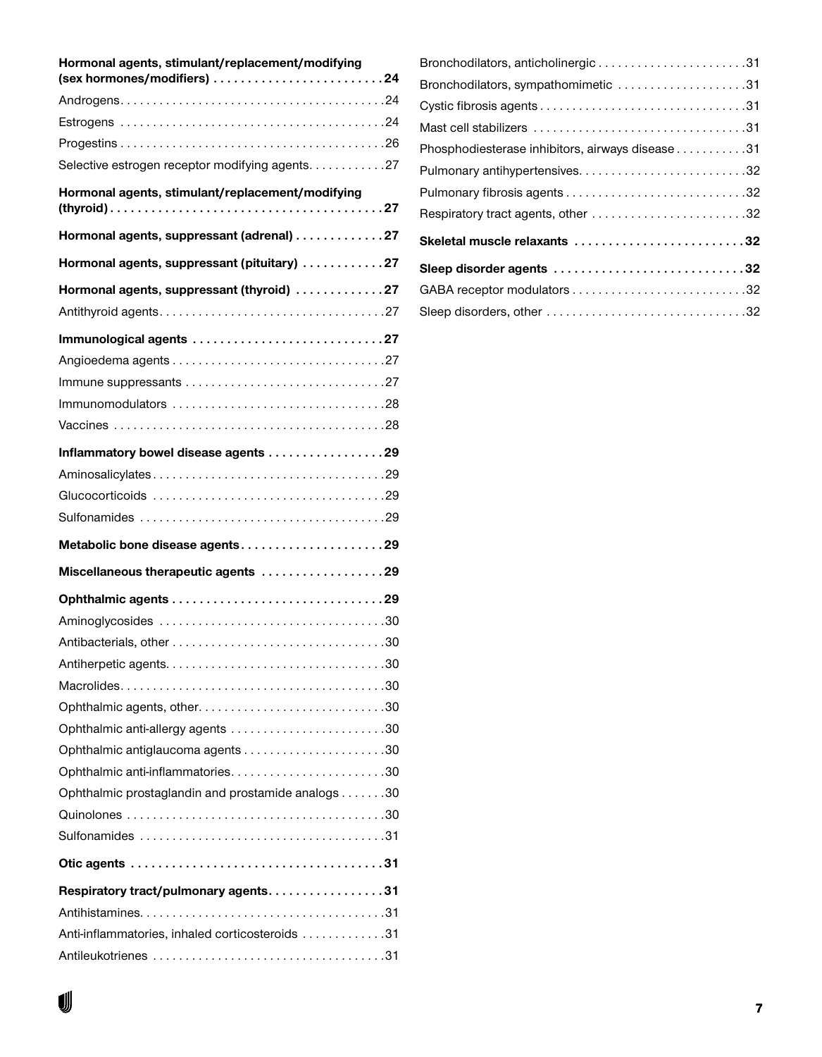**Hormonal agents, stimulant/replacement/modifying (sex hormones/modifiers) . . . . . . . . . . . . . . . . . . . . . . . . . 24**

Androgens. . . . . . . . . . . . . . . . . . . . . . . . . . . . . . . . . . . . . . . . .24

Estrogens . . . . . . . . . . . . . . . . . . . . . . . . . . . . . . . . . . . . . . . . .24

Progestins . . . . . . . . . . . . . . . . . . . . . . . . . . . . . . . . . . . . . . . . .26

Selective estrogen receptor modifying agents. . . . . . . . . . . .27

**Hormonal agents, stimulant/replacement/modifying (thyroid) . . . . . . . . . . . . . . . . . . . . . . . . . . . . . . . . . . . . . . . . 27**

**Hormonal agents, suppressant (adrenal) . . . . . . . . . . . . . 27**

**Hormonal agents, suppressant (pituitary) . . . . . . . . . . . . 27**

**Hormonal agents, suppressant (thyroid) . . . . . . . . . . . . . 27**

Antithyroid agents. . . . . . . . . . . . . . . . . . . . . . . . . . . . . . . . . . .27

**Immunological agents . . . . . . . . . . . . . . . . . . . . . . . . . . . . 27**

Angioedema agents . . . . . . . . . . . . . . . . . . . . . . . . . . . . . . . . .27

Immune suppressants . . . . . . . . . . . . . . . . . . . . . . . . . . . . . . .27

Immunomodulators . . . . . . . . . . . . . . . . . . . . . . . . . . . . . . . . .28

Vaccines . . . . . . . . . . . . . . . . . . . . . . . . . . . . . . . . . . . . . . . . . .28

**Inflammatory bowel disease agents . . . . . . . . . . . . . . . . . 29**

Aminosalicylates . . . . . . . . . . . . . . . . . . . . . . . . . . . . . . . . . . . .29

Glucocorticoids . . . . . . . . . . . . . . . . . . . . . . . . . . . . . . . . . . . .29

Sulfonamides . . . . . . . . . . . . . . . . . . . . . . . . . . . . . . . . . . . . . .29

**Metabolic bone disease agents. . . . . . . . . . . . . . . . . . . . . 29**

**Miscellaneous therapeutic agents . . . . . . . . . . . . . . . . . . 29**

**Ophthalmic agents . . . . . . . . . . . . . . . . . . . . . . . . . . . . . . . 29**

Aminoglycosides . . . . . . . . . . . . . . . . . . . . . . . . . . . . . . . . . . .30

Antibacterials, other . . . . . . . . . . . . . . . . . . . . . . . . . . . . . . . . .30

Antiherpetic agents. . . . . . . . . . . . . . . . . . . . . . . . . . . . . . . . . .30

Macrolides. . . . . . . . . . . . . . . . . . . . . . . . . . . . . . . . . . . . . . . . .30

Ophthalmic agents, other. . . . . . . . . . . . . . . . . . . . . . . . . . . . .30

Ophthalmic anti-allergy agents . . . . . . . . . . . . . . . . . . . . . . . .30

Ophthalmic antiglaucoma agents . . . . . . . . . . . . . . . . . . . . . .30

Ophthalmic anti-inflammatories. . . . . . . . . . . . . . . . . . . . . . . .30

Ophthalmic prostaglandin and prostamide analogs . . . . . . .30

Quinolones . . . . . . . . . . . . . . . . . . . . . . . . . . . . . . . . . . . . . . . .30

Sulfonamides . . . . . . . . . . . . . . . . . . . . . . . . . . . . . . . . . . . . . .31

**Otic agents . . . . . . . . . . . . . . . . . . . . . . . . . . . . . . . . . . . . . 31**

**Respiratory tract/pulmonary agents. . . . . . . . . . . . . . . . . 31**

Antihistamines. . . . . . . . . . . . . . . . . . . . . . . . . . . . . . . . . . . . . .31

Anti-inflammatories, inhaled corticosteroids . . . . . . . . . . . . .31

Antileukotrienes . . . . . . . . . . . . . . . . . . . . . . . . . . . . . . . . . . . .31

Bronchodilators, anticholinergic . . . . . . . . . . . . . . . . . . . . . . .31

Bronchodilators, sympathomimetic . . . . . . . . . . . . . . . . . . . .31

Cystic fibrosis agents . . . . . . . . . . . . . . . . . . . . . . . . . . . . . . . .31

Mast cell stabilizers . . . . . . . . . . . . . . . . . . . . . . . . . . . . . . . . .31

Phosphodiesterase inhibitors, airways disease . . . . . . . . . . .31

Pulmonary antihypertensives. . . . . . . . . . . . . . . . . . . . . . . . . .32

Pulmonary fibrosis agents . . . . . . . . . . . . . . . . . . . . . . . . . . . .32

Respiratory tract agents, other . . . . . . . . . . . . . . . . . . . . . . . .32

**Skeletal muscle relaxants . . . . . . . . . . . . . . . . . . . . . . . . . 32**

**Sleep disorder agents . . . . . . . . . . . . . . . . . . . . . . . . . . . . 32**

GABA receptor modulators . . . . . . . . . . . . . . . . . . . . . . . . . . .32

Sleep disorders, other . . . . . . . . . . . . . . . . . . . . . . . . . . . . . . .32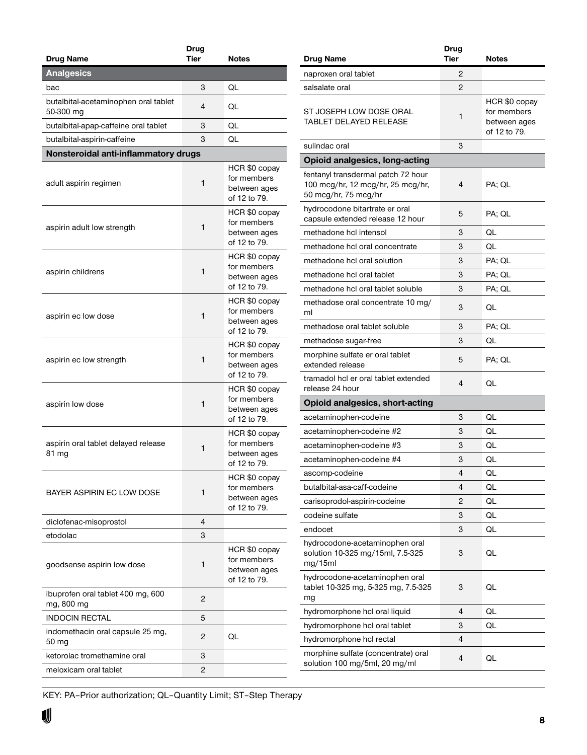| Drug Name | Drug Tier | Notes |
|---|---|---|
| **Analgesics** | | |
| bac | 3 | QL |
| butalbital-acetaminophen oral tablet 50-300 mg | 4 | QL |
| butalbital-apap-caffeine oral tablet | 3 | QL |
| butalbital-aspirin-caffeine | 3 | QL |
| **Nonsteroidal anti-inflammatory drugs** | | |
| adult aspirin regimen | 1 | HCR $0 copay for members between ages of 12 to 79. |
| aspirin adult low strength | 1 | HCR $0 copay for members between ages of 12 to 79. |
| aspirin childrens | 1 | HCR $0 copay for members between ages of 12 to 79. |
| aspirin ec low dose | 1 | HCR $0 copay for members between ages of 12 to 79. |
| aspirin ec low strength | 1 | HCR $0 copay for members between ages of 12 to 79. |
| aspirin low dose | 1 | HCR $0 copay for members between ages of 12 to 79. |
| aspirin oral tablet delayed release 81 mg | 1 | HCR $0 copay for members between ages of 12 to 79. |
| BAYER ASPIRIN EC LOW DOSE | 1 | HCR $0 copay for members between ages of 12 to 79. |
| diclofenac-misoprostol | 4 | |
| etodolac | 3 | |
| goodsense aspirin low dose | 1 | HCR $0 copay for members between ages of 12 to 79. |
| ibuprofen oral tablet 400 mg, 600 mg, 800 mg | 2 | |
| INDOCIN RECTAL | 5 | |
| indomethacin oral capsule 25 mg, 50 mg | 2 | QL |
| ketorolac tromethamine oral | 3 | |
| meloxicam oral tablet | 2 | |
| naproxen oral tablet | 2 | |
| salsalate oral | 2 | |
| ST JOSEPH LOW DOSE ORAL TABLET DELAYED RELEASE | 1 | HCR $0 copay for members between ages of 12 to 79. |
| sulindac oral | 3 | |
| **Opioid analgesics, long-acting** | | |
| fentanyl transdermal patch 72 hour 100 mcg/hr, 12 mcg/hr, 25 mcg/hr, 50 mcg/hr, 75 mcg/hr | 4 | PA; QL |
| hydrocodone bitartrate er oral capsule extended release 12 hour | 5 | PA; QL |
| methadone hcl intensol | 3 | QL |
| methadone hcl oral concentrate | 3 | QL |
| methadone hcl oral solution | 3 | PA; QL |
| methadone hcl oral tablet | 3 | PA; QL |
| methadone hcl oral tablet soluble | 3 | PA; QL |
| methadose oral concentrate 10 mg/ml | 3 | QL |
| methadose oral tablet soluble | 3 | PA; QL |
| methadose sugar-free | 3 | QL |
| morphine sulfate er oral tablet extended release | 5 | PA; QL |
| tramadol hcl er oral tablet extended release 24 hour | 4 | QL |
| **Opioid analgesics, short-acting** | | |
| acetaminophen-codeine | 3 | QL |
| acetaminophen-codeine #2 | 3 | QL |
| acetaminophen-codeine #3 | 3 | QL |
| acetaminophen-codeine #4 | 3 | QL |
| ascomp-codeine | 4 | QL |
| butalbital-asa-caff-codeine | 4 | QL |
| carisoprodol-aspirin-codeine | 2 | QL |
| codeine sulfate | 3 | QL |
| endocet | 3 | QL |
| hydrocodone-acetaminophen oral solution 10-325 mg/15ml, 7.5-325 mg/15ml | 3 | QL |
| hydrocodone-acetaminophen oral tablet 10-325 mg, 5-325 mg, 7.5-325 mg | 3 | QL |
| hydromorphone hcl oral liquid | 4 | QL |
| hydromorphone hcl oral tablet | 3 | QL |
| hydromorphone hcl rectal | 4 | |
| morphine sulfate (concentrate) oral solution 100 mg/5ml, 20 mg/ml | 4 | QL |

KEY: PA–Prior authorization; QL–Quantity Limit; ST–Step Therapy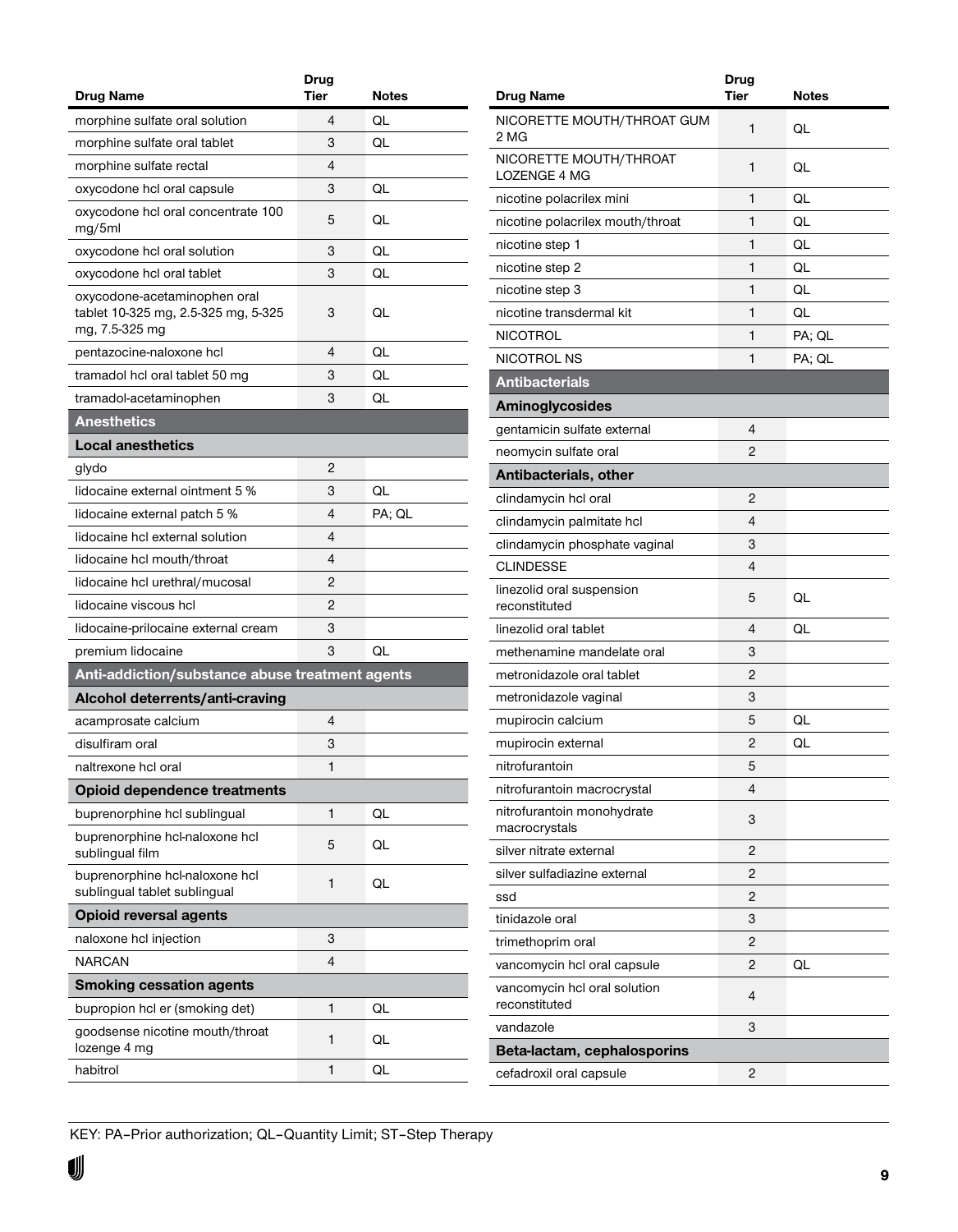| Drug Name | Drug Tier | Notes |
|---|---|---|
| morphine sulfate oral solution | 4 | QL |
| morphine sulfate oral tablet | 3 | QL |
| morphine sulfate rectal | 4 | |
| oxycodone hcl oral capsule | 3 | QL |
| oxycodone hcl oral concentrate 100 mg/5ml | 5 | QL |
| oxycodone hcl oral solution | 3 | QL |
| oxycodone hcl oral tablet | 3 | QL |
| oxycodone-acetaminophen oral tablet 10-325 mg, 2.5-325 mg, 5-325 mg, 7.5-325 mg | 3 | QL |
| pentazocine-naloxone hcl | 4 | QL |
| tramadol hcl oral tablet 50 mg | 3 | QL |
| tramadol-acetaminophen | 3 | QL |
| **Anesthetics** | | |
| **Local anesthetics** | | |
| glydo | 2 | |
| lidocaine external ointment 5 % | 3 | QL |
| lidocaine external patch 5 % | 4 | PA; QL |
| lidocaine hcl external solution | 4 | |
| lidocaine hcl mouth/throat | 4 | |
| lidocaine hcl urethral/mucosal | 2 | |
| lidocaine viscous hcl | 2 | |
| lidocaine-prilocaine external cream | 3 | |
| premium lidocaine | 3 | QL |
| **Anti-addiction/substance abuse treatment agents** | | |
| **Alcohol deterrents/anti-craving** | | |
| acamprosate calcium | 4 | |
| disulfiram oral | 3 | |
| naltrexone hcl oral | 1 | |
| **Opioid dependence treatments** | | |
| buprenorphine hcl sublingual | 1 | QL |
| buprenorphine hcl-naloxone hcl sublingual film | 5 | QL |
| buprenorphine hcl-naloxone hcl sublingual tablet sublingual | 1 | QL |
| **Opioid reversal agents** | | |
| naloxone hcl injection | 3 | |
| NARCAN | 4 | |
| **Smoking cessation agents** | | |
| bupropion hcl er (smoking det) | 1 | QL |
| goodsense nicotine mouth/throat lozenge 4 mg | 1 | QL |
| habitrol | 1 | QL |
| NICORETTE MOUTH/THROAT GUM 2 MG | 1 | QL |
| NICORETTE MOUTH/THROAT LOZENGE 4 MG | 1 | QL |
| nicotine polacrilex mini | 1 | QL |
| nicotine polacrilex mouth/throat | 1 | QL |
| nicotine step 1 | 1 | QL |
| nicotine step 2 | 1 | QL |
| nicotine step 3 | 1 | QL |
| nicotine transdermal kit | 1 | QL |
| NICOTROL | 1 | PA; QL |
| NICOTROL NS | 1 | PA; QL |
| **Antibacterials** | | |
| **Aminoglycosides** | | |
| gentamicin sulfate external | 4 | |
| neomycin sulfate oral | 2 | |
| **Antibacterials, other** | | |
| clindamycin hcl oral | 2 | |
| clindamycin palmitate hcl | 4 | |
| clindamycin phosphate vaginal | 3 | |
| CLINDESSE | 4 | |
| linezolid oral suspension reconstituted | 5 | QL |
| linezolid oral tablet | 4 | QL |
| methenamine mandelate oral | 3 | |
| metronidazole oral tablet | 2 | |
| metronidazole vaginal | 3 | |
| mupirocin calcium | 5 | QL |
| mupirocin external | 2 | QL |
| nitrofurantoin | 5 | |
| nitrofurantoin macrocrystal | 4 | |
| nitrofurantoin monohydrate macrocrystals | 3 | |
| silver nitrate external | 2 | |
| silver sulfadiazine external | 2 | |
| ssd | 2 | |
| tinidazole oral | 3 | |
| trimethoprim oral | 2 | |
| vancomycin hcl oral capsule | 2 | QL |
| vancomycin hcl oral solution reconstituted | 4 | |
| vandazole | 3 | |
| **Beta-lactam, cephalosporins** | | |
| cefadroxil oral capsule | 2 | |

KEY: PA–Prior authorization; QL–Quantity Limit; ST–Step Therapy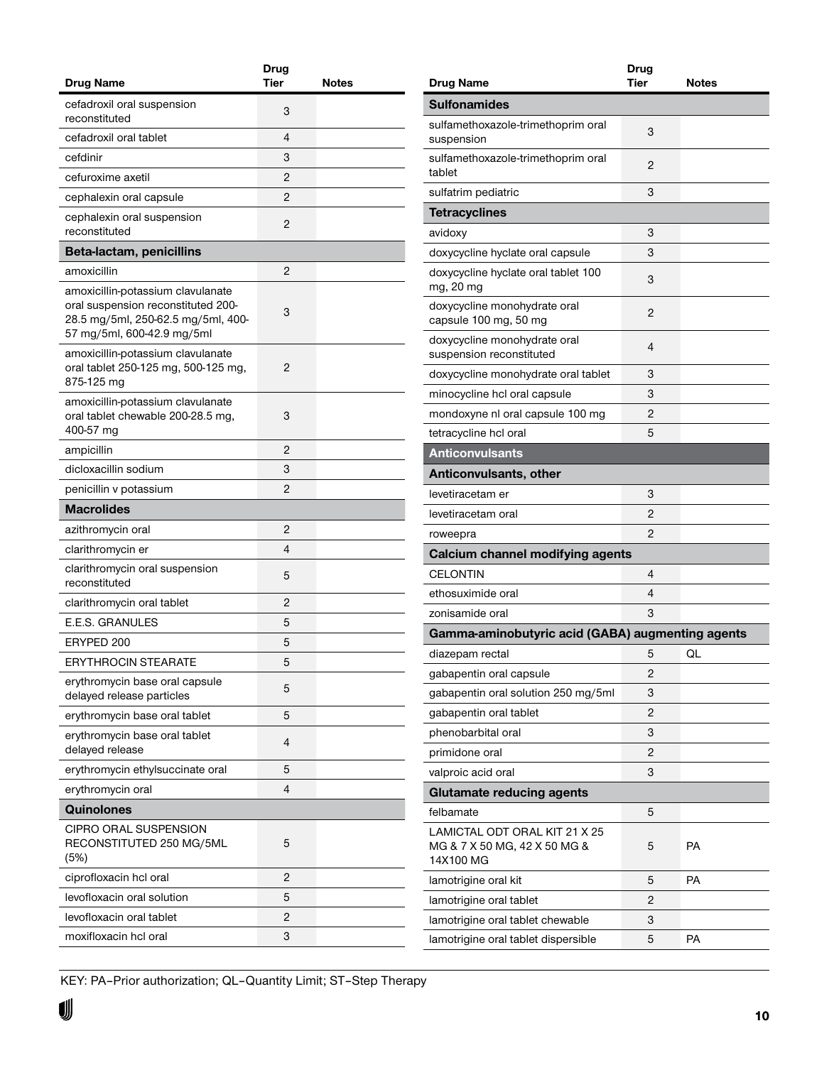| Drug Name | Drug Tier | Notes |
|---|---|---|
| cefadroxil oral suspension reconstituted | 3 | |
| cefadroxil oral tablet | 4 | |
| cefdinir | 3 | |
| cefuroxime axetil | 2 | |
| cephalexin oral capsule | 2 | |
| cephalexin oral suspension reconstituted | 2 | |
| **Beta-lactam, penicillins** | | |
| amoxicillin | 2 | |
| amoxicillin-potassium clavulanate oral suspension reconstituted 200-28.5 mg/5ml, 250-62.5 mg/5ml, 400-57 mg/5ml, 600-42.9 mg/5ml | 3 | |
| amoxicillin-potassium clavulanate oral tablet 250-125 mg, 500-125 mg, 875-125 mg | 2 | |
| amoxicillin-potassium clavulanate oral tablet chewable 200-28.5 mg, 400-57 mg | 3 | |
| ampicillin | 2 | |
| dicloxacillin sodium | 3 | |
| penicillin v potassium | 2 | |
| **Macrolides** | | |
| azithromycin oral | 2 | |
| clarithromycin er | 4 | |
| clarithromycin oral suspension reconstituted | 5 | |
| clarithromycin oral tablet | 2 | |
| E.E.S. GRANULES | 5 | |
| ERYPED 200 | 5 | |
| ERYTHROCIN STEARATE | 5 | |
| erythromycin base oral capsule delayed release particles | 5 | |
| erythromycin base oral tablet | 5 | |
| erythromycin base oral tablet delayed release | 4 | |
| erythromycin ethylsuccinate oral | 5 | |
| erythromycin oral | 4 | |
| **Quinolones** | | |
| CIPRO ORAL SUSPENSION RECONSTITUTED 250 MG/5ML (5%) | 5 | |
| ciprofloxacin hcl oral | 2 | |
| levofloxacin oral solution | 5 | |
| levofloxacin oral tablet | 2 | |
| moxifloxacin hcl oral | 3 | |
| **Sulfonamides** | | |
| sulfamethoxazole-trimethoprim oral suspension | 3 | |
| sulfamethoxazole-trimethoprim oral tablet | 2 | |
| sulfatrim pediatric | 3 | |
| **Tetracyclines** | | |
| avidoxy | 3 | |
| doxycycline hyclate oral capsule | 3 | |
| doxycycline hyclate oral tablet 100 mg, 20 mg | 3 | |
| doxycycline monohydrate oral capsule 100 mg, 50 mg | 2 | |
| doxycycline monohydrate oral suspension reconstituted | 4 | |
| doxycycline monohydrate oral tablet | 3 | |
| minocycline hcl oral capsule | 3 | |
| mondoxyne nl oral capsule 100 mg | 2 | |
| tetracycline hcl oral | 5 | |
| **Anticonvulsants** | | |
| **Anticonvulsants, other** | | |
| levetiracetam er | 3 | |
| levetiracetam oral | 2 | |
| roweepra | 2 | |
| **Calcium channel modifying agents** | | |
| CELONTIN | 4 | |
| ethosuximide oral | 4 | |
| zonisamide oral | 3 | |
| **Gamma-aminobutyric acid (GABA) augmenting agents** | | |
| diazepam rectal | 5 | QL |
| gabapentin oral capsule | 2 | |
| gabapentin oral solution 250 mg/5ml | 3 | |
| gabapentin oral tablet | 2 | |
| phenobarbital oral | 3 | |
| primidone oral | 2 | |
| valproic acid oral | 3 | |
| **Glutamate reducing agents** | | |
| felbamate | 5 | |
| LAMICTAL ODT ORAL KIT 21 X 25 MG & 7 X 50 MG, 42 X 50 MG & 14X100 MG | 5 | PA |
| lamotrigine oral kit | 5 | PA |
| lamotrigine oral tablet | 2 | |
| lamotrigine oral tablet chewable | 3 | |
| lamotrigine oral tablet dispersible | 5 | PA |

KEY: PA–Prior authorization; QL–Quantity Limit; ST–Step Therapy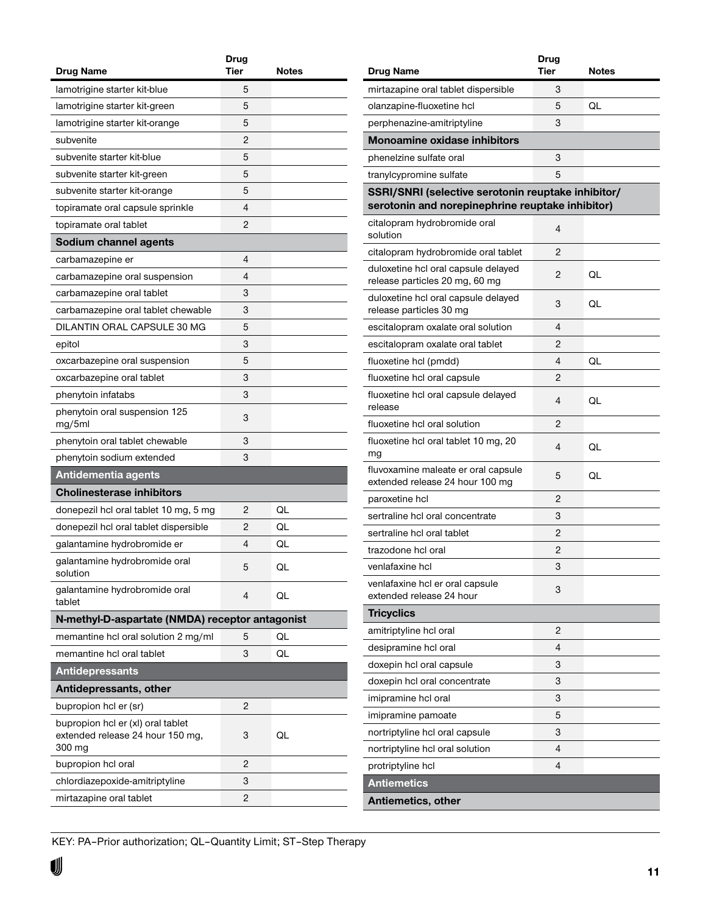| Drug Name | Drug Tier | Notes |
|---|---|---|
| lamotrigine starter kit-blue | 5 | |
| lamotrigine starter kit-green | 5 | |
| lamotrigine starter kit-orange | 5 | |
| subvenite | 2 | |
| subvenite starter kit-blue | 5 | |
| subvenite starter kit-green | 5 | |
| subvenite starter kit-orange | 5 | |
| topiramate oral capsule sprinkle | 4 | |
| topiramate oral tablet | 2 | |
| **Sodium channel agents** | | |
| carbamazepine er | 4 | |
| carbamazepine oral suspension | 4 | |
| carbamazepine oral tablet | 3 | |
| carbamazepine oral tablet chewable | 3 | |
| DILANTIN ORAL CAPSULE 30 MG | 5 | |
| epitol | 3 | |
| oxcarbazepine oral suspension | 5 | |
| oxcarbazepine oral tablet | 3 | |
| phenytoin infatabs | 3 | |
| phenytoin oral suspension 125 mg/5ml | 3 | |
| phenytoin oral tablet chewable | 3 | |
| phenytoin sodium extended | 3 | |
| **Antidementia agents** | | |
| **Cholinesterase inhibitors** | | |
| donepezil hcl oral tablet 10 mg, 5 mg | 2 | QL |
| donepezil hcl oral tablet dispersible | 2 | QL |
| galantamine hydrobromide er | 4 | QL |
| galantamine hydrobromide oral solution | 5 | QL |
| galantamine hydrobromide oral tablet | 4 | QL |
| **N-methyl-D-aspartate (NMDA) receptor antagonist** | | |
| memantine hcl oral solution 2 mg/ml | 5 | QL |
| memantine hcl oral tablet | 3 | QL |
| **Antidepressants** | | |
| **Antidepressants, other** | | |
| bupropion hcl er (sr) | 2 | |
| bupropion hcl er (xl) oral tablet extended release 24 hour 150 mg, 300 mg | 3 | QL |
| bupropion hcl oral | 2 | |
| chlordiazepoxide-amitriptyline | 3 | |
| mirtazapine oral tablet | 2 | |
| mirtazapine oral tablet dispersible | 3 | |
| olanzapine-fluoxetine hcl | 5 | QL |
| perphenazine-amitriptyline | 3 | |
| **Monoamine oxidase inhibitors** | | |
| phenelzine sulfate oral | 3 | |
| tranylcypromine sulfate | 5 | |
| **SSRI/SNRI (selective serotonin reuptake inhibitor/ serotonin and norepinephrine reuptake inhibitor)** | | |
| citalopram hydrobromide oral solution | 4 | |
| citalopram hydrobromide oral tablet | 2 | |
| duloxetine hcl oral capsule delayed release particles 20 mg, 60 mg | 2 | QL |
| duloxetine hcl oral capsule delayed release particles 30 mg | 3 | QL |
| escitalopram oxalate oral solution | 4 | |
| escitalopram oxalate oral tablet | 2 | |
| fluoxetine hcl (pmdd) | 4 | QL |
| fluoxetine hcl oral capsule | 2 | |
| fluoxetine hcl oral capsule delayed release | 4 | QL |
| fluoxetine hcl oral solution | 2 | |
| fluoxetine hcl oral tablet 10 mg, 20 mg | 4 | QL |
| fluvoxamine maleate er oral capsule extended release 24 hour 100 mg | 5 | QL |
| paroxetine hcl | 2 | |
| sertraline hcl oral concentrate | 3 | |
| sertraline hcl oral tablet | 2 | |
| trazodone hcl oral | 2 | |
| venlafaxine hcl | 3 | |
| venlafaxine hcl er oral capsule extended release 24 hour | 3 | |
| **Tricyclics** | | |
| amitriptyline hcl oral | 2 | |
| desipramine hcl oral | 4 | |
| doxepin hcl oral capsule | 3 | |
| doxepin hcl oral concentrate | 3 | |
| imipramine hcl oral | 3 | |
| imipramine pamoate | 5 | |
| nortriptyline hcl oral capsule | 3 | |
| nortriptyline hcl oral solution | 4 | |
| protriptyline hcl | 4 | |
| **Antiemetics** | | |
| **Antiemetics, other** | | |

KEY: PA–Prior authorization; QL–Quantity Limit; ST–Step Therapy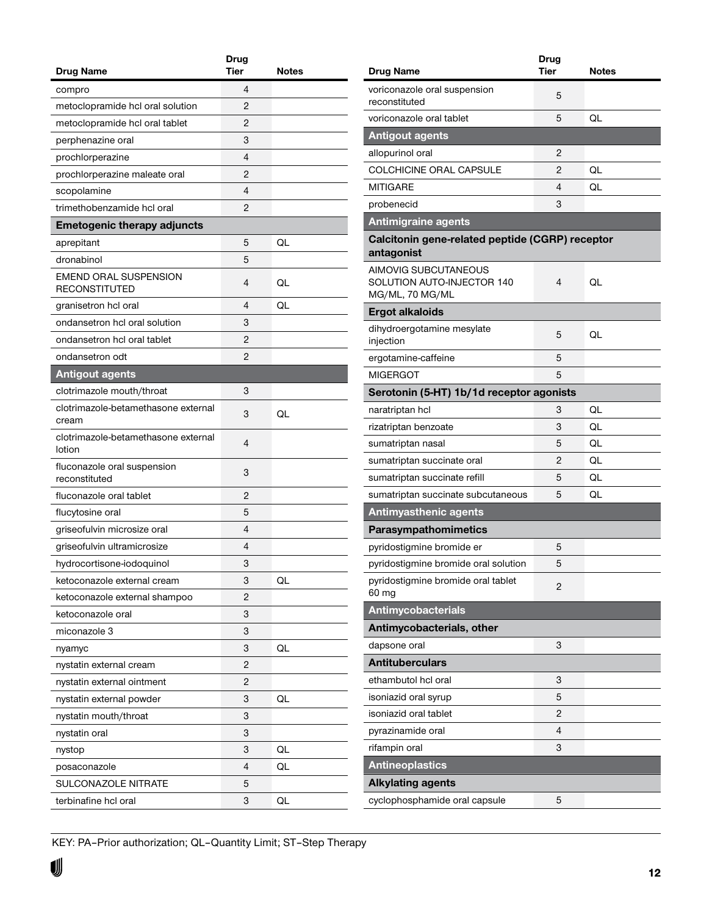| Drug Name | Drug Tier | Notes |
|---|---|---|
| compro | 4 | |
| metoclopramide hcl oral solution | 2 | |
| metoclopramide hcl oral tablet | 2 | |
| perphenazine oral | 3 | |
| prochlorperazine | 4 | |
| prochlorperazine maleate oral | 2 | |
| scopolamine | 4 | |
| trimethobenzamide hcl oral | 2 | |
| **Emetogenic therapy adjuncts** | | |
| aprepitant | 5 | QL |
| dronabinol | 5 | |
| EMEND ORAL SUSPENSION RECONSTITUTED | 4 | QL |
| granisetron hcl oral | 4 | QL |
| ondansetron hcl oral solution | 3 | |
| ondansetron hcl oral tablet | 2 | |
| ondansetron odt | 2 | |
| **Antigout agents** | | |
| clotrimazole mouth/throat | 3 | |
| clotrimazole-betamethasone external cream | 3 | QL |
| clotrimazole-betamethasone external lotion | 4 | |
| fluconazole oral suspension reconstituted | 3 | |
| fluconazole oral tablet | 2 | |
| flucytosine oral | 5 | |
| griseofulvin microsize oral | 4 | |
| griseofulvin ultramicrosize | 4 | |
| hydrocortisone-iodoquinol | 3 | |
| ketoconazole external cream | 3 | QL |
| ketoconazole external shampoo | 2 | |
| ketoconazole oral | 3 | |
| miconazole 3 | 3 | |
| nyamyc | 3 | QL |
| nystatin external cream | 2 | |
| nystatin external ointment | 2 | |
| nystatin external powder | 3 | QL |
| nystatin mouth/throat | 3 | |
| nystatin oral | 3 | |
| nystop | 3 | QL |
| posaconazole | 4 | QL |
| SULCONAZOLE NITRATE | 5 | |
| terbinafine hcl oral | 3 | QL |
| voriconazole oral suspension reconstituted | 5 | |
| voriconazole oral tablet | 5 | QL |
| **Antigout agents** | | |
| allopurinol oral | 2 | |
| COLCHICINE ORAL CAPSULE | 2 | QL |
| MITIGARE | 4 | QL |
| probenecid | 3 | |
| **Antimigraine agents** | | |
| **Calcitonin gene-related peptide (CGRP) receptor antagonist** | | |
| AIMOVIG SUBCUTANEOUS SOLUTION AUTO-INJECTOR 140 MG/ML, 70 MG/ML | 4 | QL |
| **Ergot alkaloids** | | |
| dihydroergotamine mesylate injection | 5 | QL |
| ergotamine-caffeine | 5 | |
| MIGERGOT | 5 | |
| **Serotonin (5-HT) 1b/1d receptor agonists** | | |
| naratriptan hcl | 3 | QL |
| rizatriptan benzoate | 3 | QL |
| sumatriptan nasal | 5 | QL |
| sumatriptan succinate oral | 2 | QL |
| sumatriptan succinate refill | 5 | QL |
| sumatriptan succinate subcutaneous | 5 | QL |
| **Antimyasthenic agents** | | |
| **Parasympathomimetics** | | |
| pyridostigmine bromide er | 5 | |
| pyridostigmine bromide oral solution | 5 | |
| pyridostigmine bromide oral tablet 60 mg | 2 | |
| **Antimycobacterials** | | |
| **Antimycobacterials, other** | | |
| dapsone oral | 3 | |
| **Antituberculars** | | |
| ethambutol hcl oral | 3 | |
| isoniazid oral syrup | 5 | |
| isoniazid oral tablet | 2 | |
| pyrazinamide oral | 4 | |
| rifampin oral | 3 | |
| **Antineoplastics** | | |
| **Alkylating agents** | | |
| cyclophosphamide oral capsule | 5 | |

KEY: PA–Prior authorization; QL–Quantity Limit; ST–Step Therapy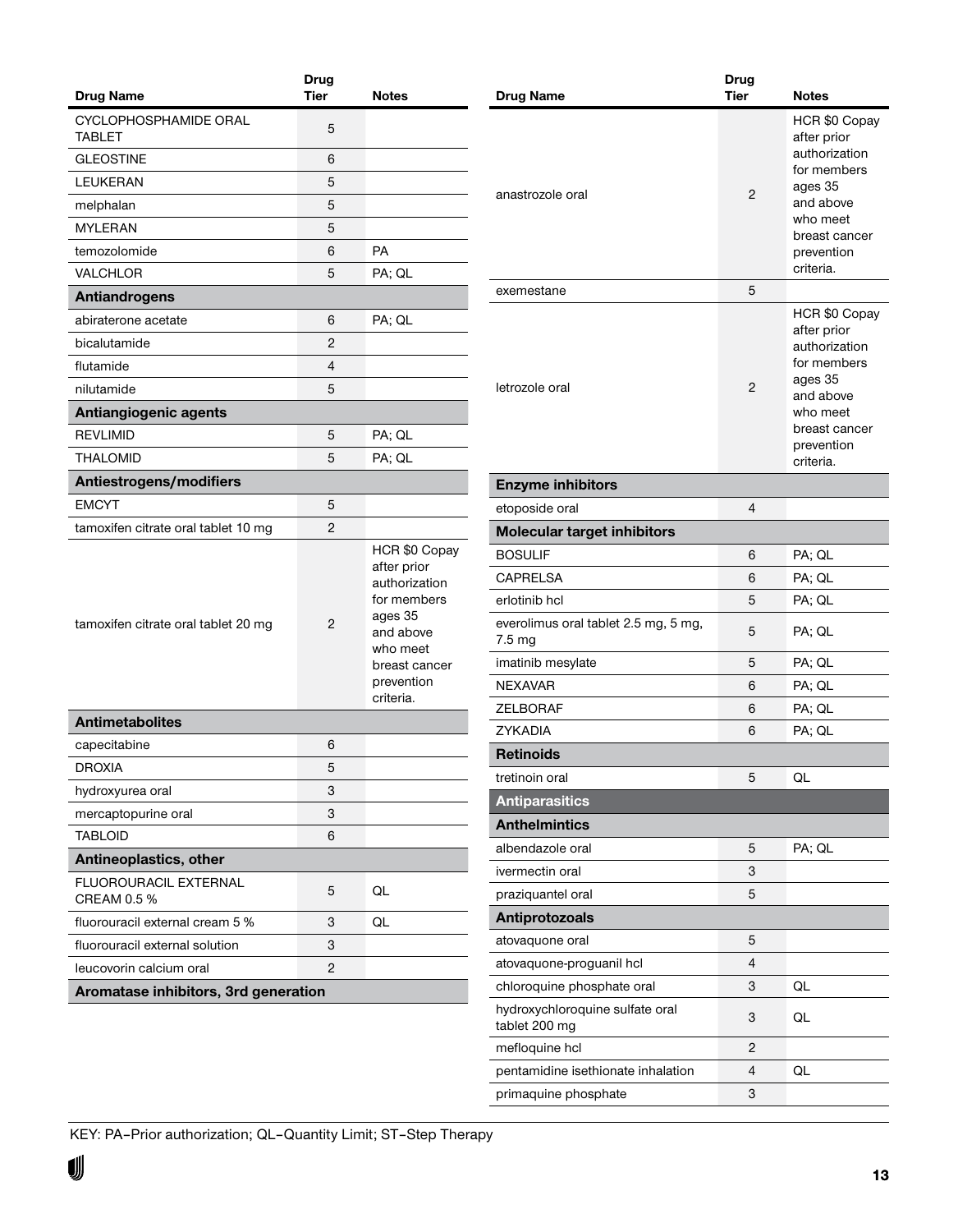| Drug Name | Drug Tier | Notes |
|---|---|---|
| CYCLOPHOSPHAMIDE ORAL TABLET | 5 | |
| GLEOSTINE | 6 | |
| LEUKERAN | 5 | |
| melphalan | 5 | |
| MYLERAN | 5 | |
| temozolomide | 6 | PA |
| VALCHLOR | 5 | PA; QL |
| **Antiandrogens** | | |
| abiraterone acetate | 6 | PA; QL |
| bicalutamide | 2 | |
| flutamide | 4 | |
| nilutamide | 5 | |
| **Antiangiogenic agents** | | |
| REVLIMID | 5 | PA; QL |
| THALOMID | 5 | PA; QL |
| **Antiestrogens/modifiers** | | |
| EMCYT | 5 | |
| tamoxifen citrate oral tablet 10 mg | 2 | |
| tamoxifen citrate oral tablet 20 mg | 2 | HCR $0 Copay after prior authorization for members ages 35 and above who meet breast cancer prevention criteria. |
| **Antimetabolites** | | |
| capecitabine | 6 | |
| DROXIA | 5 | |
| hydroxyurea oral | 3 | |
| mercaptopurine oral | 3 | |
| TABLOID | 6 | |
| **Antineoplastics, other** | | |
| FLUOROURACIL EXTERNAL CREAM 0.5 % | 5 | QL |
| fluorouracil external cream 5 % | 3 | QL |
| fluorouracil external solution | 3 | |
| leucovorin calcium oral | 2 | |
| **Aromatase inhibitors, 3rd generation** | | |
| anastrozole oral | 2 | HCR $0 Copay after prior authorization for members ages 35 and above who meet breast cancer prevention criteria. |
| exemestane | 5 | |
| letrozole oral | 2 | HCR $0 Copay after prior authorization for members ages 35 and above who meet breast cancer prevention criteria. |
| **Enzyme inhibitors** | | |
| etoposide oral | 4 | |
| **Molecular target inhibitors** | | |
| BOSULIF | 6 | PA; QL |
| CAPRELSA | 6 | PA; QL |
| erlotinib hcl | 5 | PA; QL |
| everolimus oral tablet 2.5 mg, 5 mg, 7.5 mg | 5 | PA; QL |
| imatinib mesylate | 5 | PA; QL |
| NEXAVAR | 6 | PA; QL |
| ZELBORAF | 6 | PA; QL |
| ZYKADIA | 6 | PA; QL |
| **Retinoids** | | |
| tretinoin oral | 5 | QL |
| **Antiparasitics** | | |
| **Anthelmintics** | | |
| albendazole oral | 5 | PA; QL |
| ivermectin oral | 3 | |
| praziquantel oral | 5 | |
| **Antiprotozoals** | | |
| atovaquone oral | 5 | |
| atovaquone-proguanil hcl | 4 | |
| chloroquine phosphate oral | 3 | QL |
| hydroxychloroquine sulfate oral tablet 200 mg | 3 | QL |
| mefloquine hcl | 2 | |
| pentamidine isethionate inhalation | 4 | QL |
| primaquine phosphate | 3 | |

KEY: PA–Prior authorization; QL–Quantity Limit; ST–Step Therapy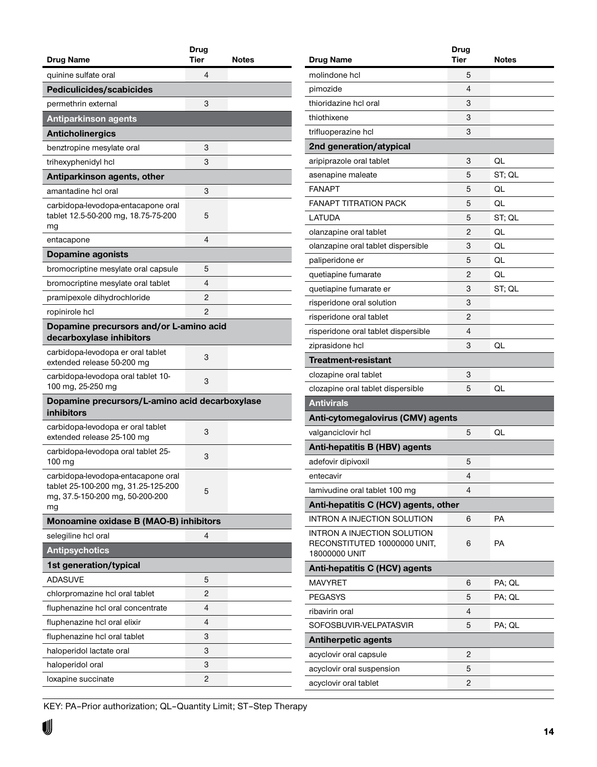| Drug Name | Drug Tier | Notes |
|---|---|---|
| quinine sulfate oral | 4 | |
| **Pediculicides/scabicides** | | |
| permethrin external | 3 | |
| **Antiparkinson agents** | | |
| **Anticholinergics** | | |
| benztropine mesylate oral | 3 | |
| trihexyphenidyl hcl | 3 | |
| **Antiparkinson agents, other** | | |
| amantadine hcl oral | 3 | |
| carbidopa-levodopa-entacapone oral tablet 12.5-50-200 mg, 18.75-75-200 mg | 5 | |
| entacapone | 4 | |
| **Dopamine agonists** | | |
| bromocriptine mesylate oral capsule | 5 | |
| bromocriptine mesylate oral tablet | 4 | |
| pramipexole dihydrochloride | 2 | |
| ropinirole hcl | 2 | |
| **Dopamine precursors and/or L-amino acid decarboxylase inhibitors** | | |
| carbidopa-levodopa er oral tablet extended release 50-200 mg | 3 | |
| carbidopa-levodopa oral tablet 10-100 mg, 25-250 mg | 3 | |
| **Dopamine precursors/L-amino acid decarboxylase inhibitors** | | |
| carbidopa-levodopa er oral tablet extended release 25-100 mg | 3 | |
| carbidopa-levodopa oral tablet 25-100 mg | 3 | |
| carbidopa-levodopa-entacapone oral tablet 25-100-200 mg, 31.25-125-200 mg, 37.5-150-200 mg, 50-200-200 mg | 5 | |
| **Monoamine oxidase B (MAO-B) inhibitors** | | |
| selegiline hcl oral | 4 | |
| **Antipsychotics** | | |
| **1st generation/typical** | | |
| ADASUVE | 5 | |
| chlorpromazine hcl oral tablet | 2 | |
| fluphenazine hcl oral concentrate | 4 | |
| fluphenazine hcl oral elixir | 4 | |
| fluphenazine hcl oral tablet | 3 | |
| haloperidol lactate oral | 3 | |
| haloperidol oral | 3 | |
| loxapine succinate | 2 | |
| molindone hcl | 5 | |
| pimozide | 4 | |
| thioridazine hcl oral | 3 | |
| thiothixene | 3 | |
| trifluoperazine hcl | 3 | |
| **2nd generation/atypical** | | |
| aripiprazole oral tablet | 3 | QL |
| asenapine maleate | 5 | ST; QL |
| FANAPT | 5 | QL |
| FANAPT TITRATION PACK | 5 | QL |
| LATUDA | 5 | ST; QL |
| olanzapine oral tablet | 2 | QL |
| olanzapine oral tablet dispersible | 3 | QL |
| paliperidone er | 5 | QL |
| quetiapine fumarate | 2 | QL |
| quetiapine fumarate er | 3 | ST; QL |
| risperidone oral solution | 3 | |
| risperidone oral tablet | 2 | |
| risperidone oral tablet dispersible | 4 | |
| ziprasidone hcl | 3 | QL |
| **Treatment-resistant** | | |
| clozapine oral tablet | 3 | |
| clozapine oral tablet dispersible | 5 | QL |
| **Antivirals** | | |
| **Anti-cytomegalovirus (CMV) agents** | | |
| valganciclovir hcl | 5 | QL |
| **Anti-hepatitis B (HBV) agents** | | |
| adefovir dipivoxil | 5 | |
| entecavir | 4 | |
| lamivudine oral tablet 100 mg | 4 | |
| **Anti-hepatitis C (HCV) agents, other** | | |
| INTRON A INJECTION SOLUTION | 6 | PA |
| INTRON A INJECTION SOLUTION RECONSTITUTED 10000000 UNIT, 18000000 UNIT | 6 | PA |
| **Anti-hepatitis C (HCV) agents** | | |
| MAVYRET | 6 | PA; QL |
| PEGASYS | 5 | PA; QL |
| ribavirin oral | 4 | |
| SOFOSBUVIR-VELPATASVIR | 5 | PA; QL |
| **Antiherpetic agents** | | |
| acyclovir oral capsule | 2 | |
| acyclovir oral suspension | 5 | |
| acyclovir oral tablet | 2 | |

KEY: PA–Prior authorization; QL–Quantity Limit; ST–Step Therapy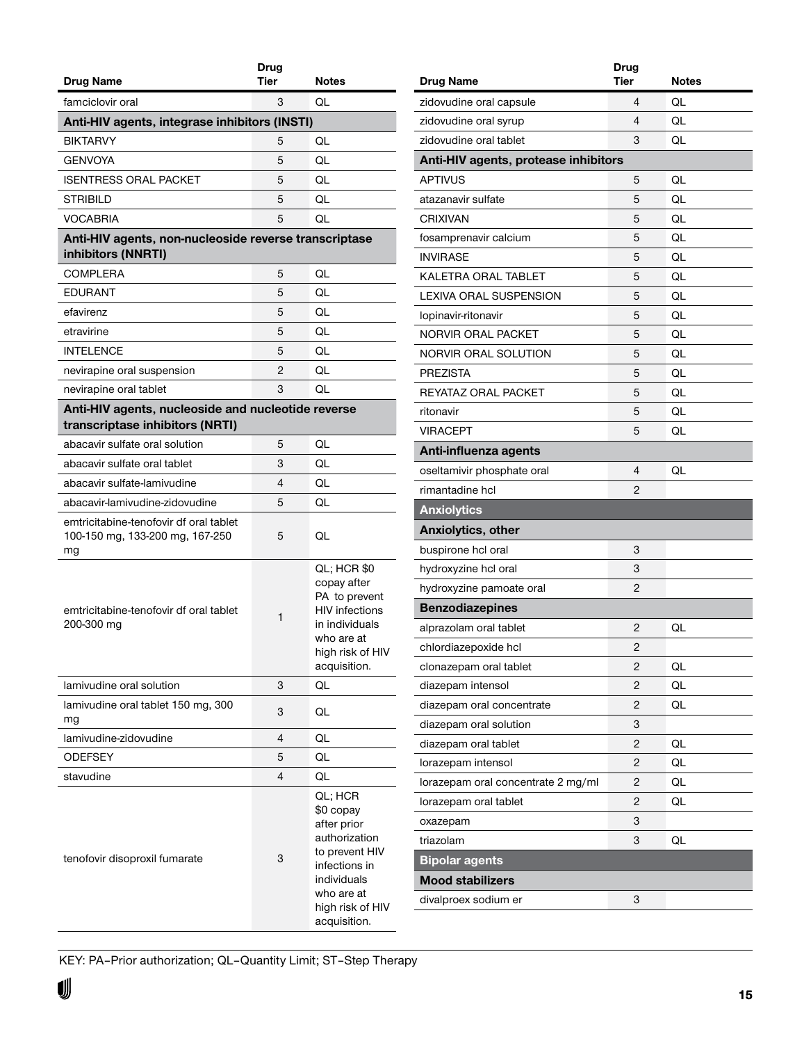| Drug Name | Drug Tier | Notes |
|---|---|---|
| famciclovir oral | 3 | QL |
| **Anti-HIV agents, integrase inhibitors (INSTI)** | | |
| BIKTARVY | 5 | QL |
| GENVOYA | 5 | QL |
| ISENTRESS ORAL PACKET | 5 | QL |
| STRIBILD | 5 | QL |
| VOCABRIA | 5 | QL |
| **Anti-HIV agents, non-nucleoside reverse transcriptase inhibitors (NNRTI)** | | |
| COMPLERA | 5 | QL |
| EDURANT | 5 | QL |
| efavirenz | 5 | QL |
| etravirine | 5 | QL |
| INTELENCE | 5 | QL |
| nevirapine oral suspension | 2 | QL |
| nevirapine oral tablet | 3 | QL |
| **Anti-HIV agents, nucleoside and nucleotide reverse transcriptase inhibitors (NRTI)** | | |
| abacavir sulfate oral solution | 5 | QL |
| abacavir sulfate oral tablet | 3 | QL |
| abacavir sulfate-lamivudine | 4 | QL |
| abacavir-lamivudine-zidovudine | 5 | QL |
| emtricitabine-tenofovir df oral tablet 100-150 mg, 133-200 mg, 167-250 mg | 5 | QL |
| emtricitabine-tenofovir df oral tablet 200-300 mg | 1 | QL; HCR $0 copay after PA to prevent HIV infections in individuals who are at high risk of HIV acquisition. |
| lamivudine oral solution | 3 | QL |
| lamivudine oral tablet 150 mg, 300 mg | 3 | QL |
| lamivudine-zidovudine | 4 | QL |
| ODEFSEY | 5 | QL |
| stavudine | 4 | QL |
| tenofovir disoproxil fumarate | 3 | QL; HCR $0 copay after prior authorization to prevent HIV infections in individuals who are at high risk of HIV acquisition. |
| zidovudine oral capsule | 4 | QL |
| zidovudine oral syrup | 4 | QL |
| zidovudine oral tablet | 3 | QL |
| **Anti-HIV agents, protease inhibitors** | | |
| APTIVUS | 5 | QL |
| atazanavir sulfate | 5 | QL |
| CRIXIVAN | 5 | QL |
| fosamprenavir calcium | 5 | QL |
| INVIRASE | 5 | QL |
| KALETRA ORAL TABLET | 5 | QL |
| LEXIVA ORAL SUSPENSION | 5 | QL |
| lopinavir-ritonavir | 5 | QL |
| NORVIR ORAL PACKET | 5 | QL |
| NORVIR ORAL SOLUTION | 5 | QL |
| PREZISTA | 5 | QL |
| REYATAZ ORAL PACKET | 5 | QL |
| ritonavir | 5 | QL |
| VIRACEPT | 5 | QL |
| **Anti-influenza agents** | | |
| oseltamivir phosphate oral | 4 | QL |
| rimantadine hcl | 2 | |
| **Anxiolytics** | | |
| **Anxiolytics, other** | | |
| buspirone hcl oral | 3 | |
| hydroxyzine hcl oral | 3 | |
| hydroxyzine pamoate oral | 2 | |
| **Benzodiazepines** | | |
| alprazolam oral tablet | 2 | QL |
| chlordiazepoxide hcl | 2 | |
| clonazepam oral tablet | 2 | QL |
| diazepam intensol | 2 | QL |
| diazepam oral concentrate | 2 | QL |
| diazepam oral solution | 3 | |
| diazepam oral tablet | 2 | QL |
| lorazepam intensol | 2 | QL |
| lorazepam oral concentrate 2 mg/ml | 2 | QL |
| lorazepam oral tablet | 2 | QL |
| oxazepam | 3 | |
| triazolam | 3 | QL |
| **Bipolar agents** | | |
| **Mood stabilizers** | | |
| divalproex sodium er | 3 | |

KEY: PA–Prior authorization; QL–Quantity Limit; ST–Step Therapy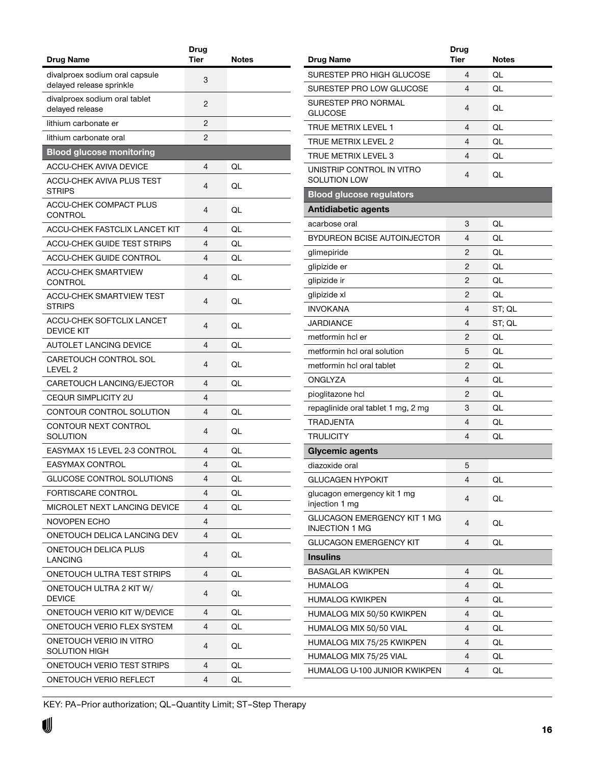| Drug Name | Drug Tier | Notes |
|---|---|---|
| divalproex sodium oral capsule delayed release sprinkle | 3 | |
| divalproex sodium oral tablet delayed release | 2 | |
| lithium carbonate er | 2 | |
| lithium carbonate oral | 2 | |
| **Blood glucose monitoring** | | |
| ACCU-CHEK AVIVA DEVICE | 4 | QL |
| ACCU-CHEK AVIVA PLUS TEST STRIPS | 4 | QL |
| ACCU-CHEK COMPACT PLUS CONTROL | 4 | QL |
| ACCU-CHEK FASTCLIX LANCET KIT | 4 | QL |
| ACCU-CHEK GUIDE TEST STRIPS | 4 | QL |
| ACCU-CHEK GUIDE CONTROL | 4 | QL |
| ACCU-CHEK SMARTVIEW CONTROL | 4 | QL |
| ACCU-CHEK SMARTVIEW TEST STRIPS | 4 | QL |
| ACCU-CHEK SOFTCLIX LANCET DEVICE KIT | 4 | QL |
| AUTOLET LANCING DEVICE | 4 | QL |
| CARETOUCH CONTROL SOL LEVEL 2 | 4 | QL |
| CARETOUCH LANCING/EJECTOR | 4 | QL |
| CEQUR SIMPLICITY 2U | 4 | |
| CONTOUR CONTROL SOLUTION | 4 | QL |
| CONTOUR NEXT CONTROL SOLUTION | 4 | QL |
| EASYMAX 15 LEVEL 2-3 CONTROL | 4 | QL |
| EASYMAX CONTROL | 4 | QL |
| GLUCOSE CONTROL SOLUTIONS | 4 | QL |
| FORTISCARE CONTROL | 4 | QL |
| MICROLET NEXT LANCING DEVICE | 4 | QL |
| NOVOPEN ECHO | 4 | |
| ONETOUCH DELICA LANCING DEV | 4 | QL |
| ONETOUCH DELICA PLUS LANCING | 4 | QL |
| ONETOUCH ULTRA TEST STRIPS | 4 | QL |
| ONETOUCH ULTRA 2 KIT W/ DEVICE | 4 | QL |
| ONETOUCH VERIO KIT W/DEVICE | 4 | QL |
| ONETOUCH VERIO FLEX SYSTEM | 4 | QL |
| ONETOUCH VERIO IN VITRO SOLUTION HIGH | 4 | QL |
| ONETOUCH VERIO TEST STRIPS | 4 | QL |
| ONETOUCH VERIO REFLECT | 4 | QL |
| SURESTEP PRO HIGH GLUCOSE | 4 | QL |
| SURESTEP PRO LOW GLUCOSE | 4 | QL |
| SURESTEP PRO NORMAL GLUCOSE | 4 | QL |
| TRUE METRIX LEVEL 1 | 4 | QL |
| TRUE METRIX LEVEL 2 | 4 | QL |
| TRUE METRIX LEVEL 3 | 4 | QL |
| UNISTRIP CONTROL IN VITRO SOLUTION LOW | 4 | QL |
| **Blood glucose regulators** | | |
| **Antidiabetic agents** | | |
| acarbose oral | 3 | QL |
| BYDUREON BCISE AUTOINJECTOR | 4 | QL |
| glimepiride | 2 | QL |
| glipizide er | 2 | QL |
| glipizide ir | 2 | QL |
| glipizide xl | 2 | QL |
| INVOKANA | 4 | ST; QL |
| JARDIANCE | 4 | ST; QL |
| metformin hcl er | 2 | QL |
| metformin hcl oral solution | 5 | QL |
| metformin hcl oral tablet | 2 | QL |
| ONGLYZA | 4 | QL |
| pioglitazone hcl | 2 | QL |
| repaglinide oral tablet 1 mg, 2 mg | 3 | QL |
| TRADJENTA | 4 | QL |
| TRULICITY | 4 | QL |
| **Glycemic agents** | | |
| diazoxide oral | 5 | |
| GLUCAGEN HYPOKIT | 4 | QL |
| glucagon emergency kit 1 mg injection 1 mg | 4 | QL |
| GLUCAGON EMERGENCY KIT 1 MG INJECTION 1 MG | 4 | QL |
| GLUCAGON EMERGENCY KIT | 4 | QL |
| **Insulins** | | |
| BASAGLAR KWIKPEN | 4 | QL |
| HUMALOG | 4 | QL |
| HUMALOG KWIKPEN | 4 | QL |
| HUMALOG MIX 50/50 KWIKPEN | 4 | QL |
| HUMALOG MIX 50/50 VIAL | 4 | QL |
| HUMALOG MIX 75/25 KWIKPEN | 4 | QL |
| HUMALOG MIX 75/25 VIAL | 4 | QL |
| HUMALOG U-100 JUNIOR KWIKPEN | 4 | QL |

KEY: PA–Prior authorization; QL–Quantity Limit; ST–Step Therapy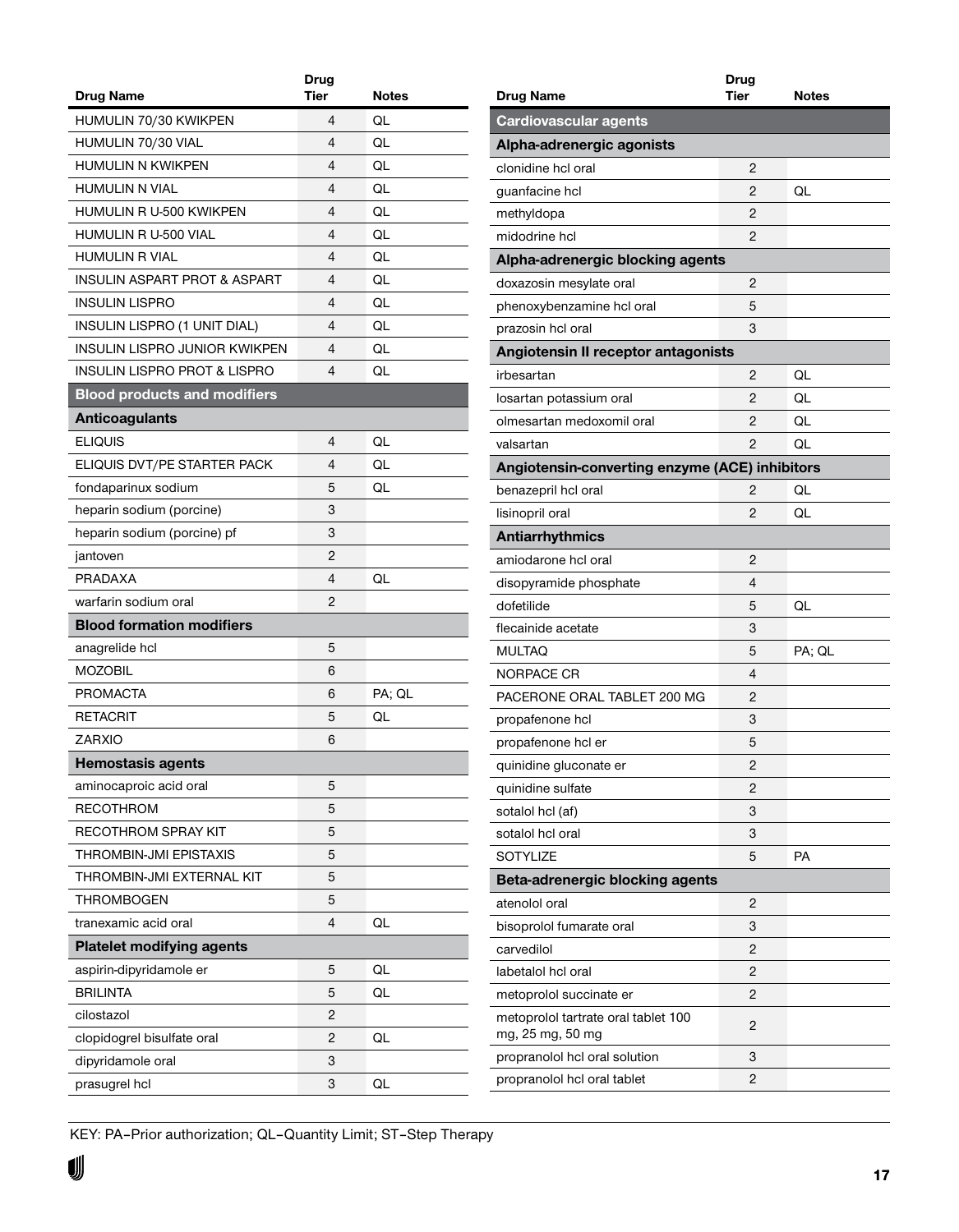| Drug Name | Drug Tier | Notes |
|---|---|---|
| HUMULIN 70/30 KWIKPEN | 4 | QL |
| HUMULIN 70/30 VIAL | 4 | QL |
| HUMULIN N KWIKPEN | 4 | QL |
| HUMULIN N VIAL | 4 | QL |
| HUMULIN R U-500 KWIKPEN | 4 | QL |
| HUMULIN R U-500 VIAL | 4 | QL |
| HUMULIN R VIAL | 4 | QL |
| INSULIN ASPART PROT & ASPART | 4 | QL |
| INSULIN LISPRO | 4 | QL |
| INSULIN LISPRO (1 UNIT DIAL) | 4 | QL |
| INSULIN LISPRO JUNIOR KWIKPEN | 4 | QL |
| INSULIN LISPRO PROT & LISPRO | 4 | QL |
| **Blood products and modifiers** | | |
| **Anticoagulants** | | |
| ELIQUIS | 4 | QL |
| ELIQUIS DVT/PE STARTER PACK | 4 | QL |
| fondaparinux sodium | 5 | QL |
| heparin sodium (porcine) | 3 | |
| heparin sodium (porcine) pf | 3 | |
| jantoven | 2 | |
| PRADAXA | 4 | QL |
| warfarin sodium oral | 2 | |
| **Blood formation modifiers** | | |
| anagrelide hcl | 5 | |
| MOZOBIL | 6 | |
| PROMACTA | 6 | PA; QL |
| RETACRIT | 5 | QL |
| ZARXIO | 6 | |
| **Hemostasis agents** | | |
| aminocaproic acid oral | 5 | |
| RECOTHROM | 5 | |
| RECOTHROM SPRAY KIT | 5 | |
| THROMBIN-JMI EPISTAXIS | 5 | |
| THROMBIN-JMI EXTERNAL KIT | 5 | |
| THROMBOGEN | 5 | |
| tranexamic acid oral | 4 | QL |
| **Platelet modifying agents** | | |
| aspirin-dipyridamole er | 5 | QL |
| BRILINTA | 5 | QL |
| cilostazol | 2 | |
| clopidogrel bisulfate oral | 2 | QL |
| dipyridamole oral | 3 | |
| prasugrel hcl | 3 | QL |

| Drug Name | Drug Tier | Notes |
|---|---|---|
| **Cardiovascular agents** | | |
| **Alpha-adrenergic agonists** | | |
| clonidine hcl oral | 2 | |
| guanfacine hcl | 2 | QL |
| methyldopa | 2 | |
| midodrine hcl | 2 | |
| **Alpha-adrenergic blocking agents** | | |
| doxazosin mesylate oral | 2 | |
| phenoxybenzamine hcl oral | 5 | |
| prazosin hcl oral | 3 | |
| **Angiotensin II receptor antagonists** | | |
| irbesartan | 2 | QL |
| losartan potassium oral | 2 | QL |
| olmesartan medoxomil oral | 2 | QL |
| valsartan | 2 | QL |
| **Angiotensin-converting enzyme (ACE) inhibitors** | | |
| benazepril hcl oral | 2 | QL |
| lisinopril oral | 2 | QL |
| **Antiarrhythmics** | | |
| amiodarone hcl oral | 2 | |
| disopyramide phosphate | 4 | |
| dofetilide | 5 | QL |
| flecainide acetate | 3 | |
| MULTAQ | 5 | PA; QL |
| NORPACE CR | 4 | |
| PACERONE ORAL TABLET 200 MG | 2 | |
| propafenone hcl | 3 | |
| propafenone hcl er | 5 | |
| quinidine gluconate er | 2 | |
| quinidine sulfate | 2 | |
| sotalol hcl (af) | 3 | |
| sotalol hcl oral | 3 | |
| SOTYLIZE | 5 | PA |
| **Beta-adrenergic blocking agents** | | |
| atenolol oral | 2 | |
| bisoprolol fumarate oral | 3 | |
| carvedilol | 2 | |
| labetalol hcl oral | 2 | |
| metoprolol succinate er | 2 | |
| metoprolol tartrate oral tablet 100 mg, 25 mg, 50 mg | 2 | |
| propranolol hcl oral solution | 3 | |
| propranolol hcl oral tablet | 2 | |

KEY: PA–Prior authorization; QL–Quantity Limit; ST–Step Therapy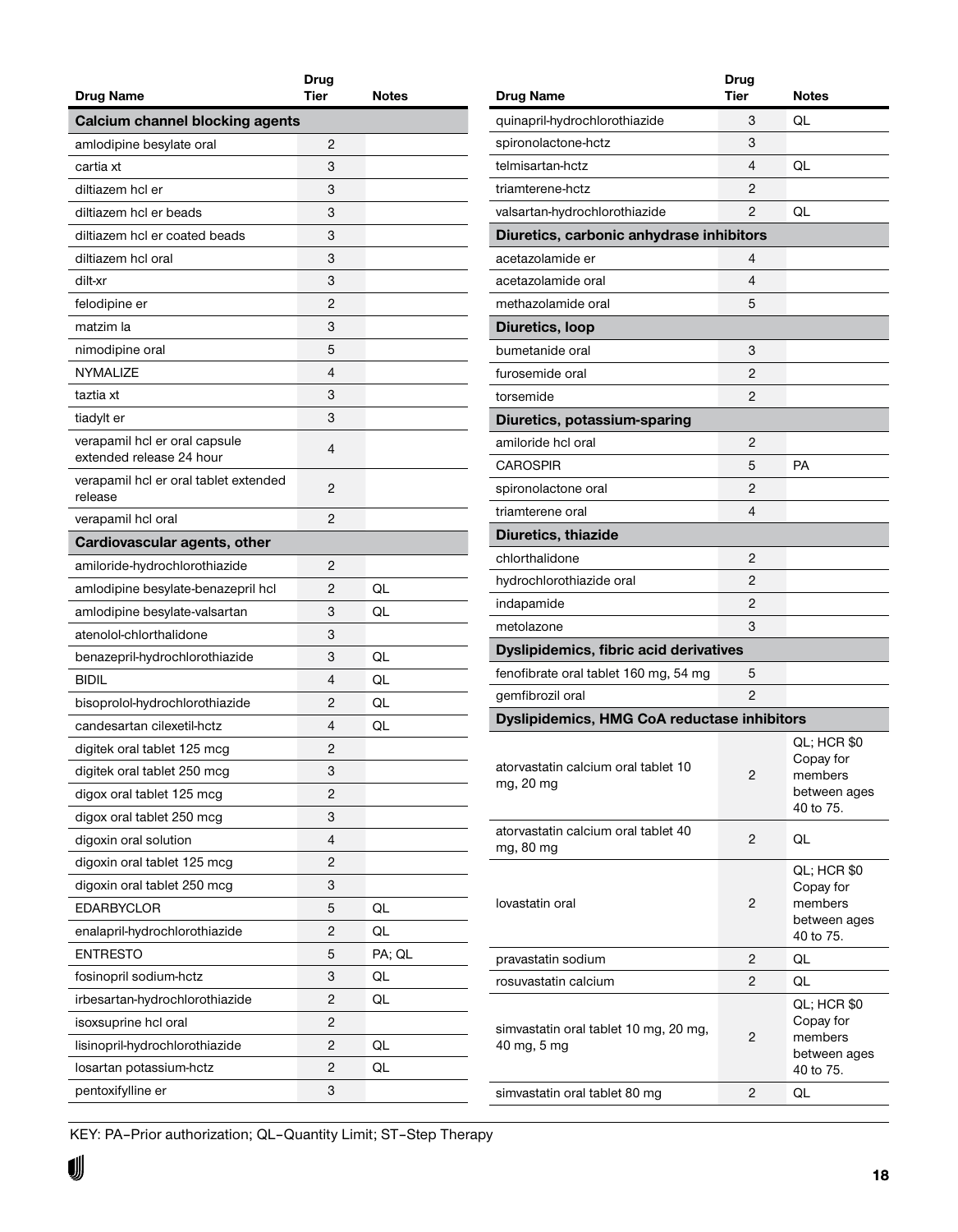| Drug Name | Drug Tier | Notes |
|---|---|---|
| **Calcium channel blocking agents** | | |
| amlodipine besylate oral | 2 | |
| cartia xt | 3 | |
| diltiazem hcl er | 3 | |
| diltiazem hcl er beads | 3 | |
| diltiazem hcl er coated beads | 3 | |
| diltiazem hcl oral | 3 | |
| dilt-xr | 3 | |
| felodipine er | 2 | |
| matzim la | 3 | |
| nimodipine oral | 5 | |
| NYMALIZE | 4 | |
| taztia xt | 3 | |
| tiadylt er | 3 | |
| verapamil hcl er oral capsule extended release 24 hour | 4 | |
| verapamil hcl er oral tablet extended release | 2 | |
| verapamil hcl oral | 2 | |
| **Cardiovascular agents, other** | | |
| amiloride-hydrochlorothiazide | 2 | |
| amlodipine besylate-benazepril hcl | 2 | QL |
| amlodipine besylate-valsartan | 3 | QL |
| atenolol-chlorthalidone | 3 | |
| benazepril-hydrochlorothiazide | 3 | QL |
| BIDIL | 4 | QL |
| bisoprolol-hydrochlorothiazide | 2 | QL |
| candesartan cilexetil-hctz | 4 | QL |
| digitek oral tablet 125 mcg | 2 | |
| digitek oral tablet 250 mcg | 3 | |
| digox oral tablet 125 mcg | 2 | |
| digox oral tablet 250 mcg | 3 | |
| digoxin oral solution | 4 | |
| digoxin oral tablet 125 mcg | 2 | |
| digoxin oral tablet 250 mcg | 3 | |
| EDARBYCLOR | 5 | QL |
| enalapril-hydrochlorothiazide | 2 | QL |
| ENTRESTO | 5 | PA; QL |
| fosinopril sodium-hctz | 3 | QL |
| irbesartan-hydrochlorothiazide | 2 | QL |
| isoxsuprine hcl oral | 2 | |
| lisinopril-hydrochlorothiazide | 2 | QL |
| losartan potassium-hctz | 2 | QL |
| pentoxifylline er | 3 | |
| quinapril-hydrochlorothiazide | 3 | QL |
| spironolactone-hctz | 3 | |
| telmisartan-hctz | 4 | QL |
| triamterene-hctz | 2 | |
| valsartan-hydrochlorothiazide | 2 | QL |
| **Diuretics, carbonic anhydrase inhibitors** | | |
| acetazolamide er | 4 | |
| acetazolamide oral | 4 | |
| methazolamide oral | 5 | |
| **Diuretics, loop** | | |
| bumetanide oral | 3 | |
| furosemide oral | 2 | |
| torsemide | 2 | |
| **Diuretics, potassium-sparing** | | |
| amiloride hcl oral | 2 | |
| CAROSPIR | 5 | PA |
| spironolactone oral | 2 | |
| triamterene oral | 4 | |
| **Diuretics, thiazide** | | |
| chlorthalidone | 2 | |
| hydrochlorothiazide oral | 2 | |
| indapamide | 2 | |
| metolazone | 3 | |
| **Dyslipidemics, fibric acid derivatives** | | |
| fenofibrate oral tablet 160 mg, 54 mg | 5 | |
| gemfibrozil oral | 2 | |
| **Dyslipidemics, HMG CoA reductase inhibitors** | | |
| atorvastatin calcium oral tablet 10 mg, 20 mg | 2 | QL; HCR $0 Copay for members between ages 40 to 75. |
| atorvastatin calcium oral tablet 40 mg, 80 mg | 2 | QL |
| lovastatin oral | 2 | QL; HCR $0 Copay for members between ages 40 to 75. |
| pravastatin sodium | 2 | QL |
| rosuvastatin calcium | 2 | QL |
| simvastatin oral tablet 10 mg, 20 mg, 40 mg, 5 mg | 2 | QL; HCR $0 Copay for members between ages 40 to 75. |
| simvastatin oral tablet 80 mg | 2 | QL |

KEY: PA–Prior authorization; QL–Quantity Limit; ST–Step Therapy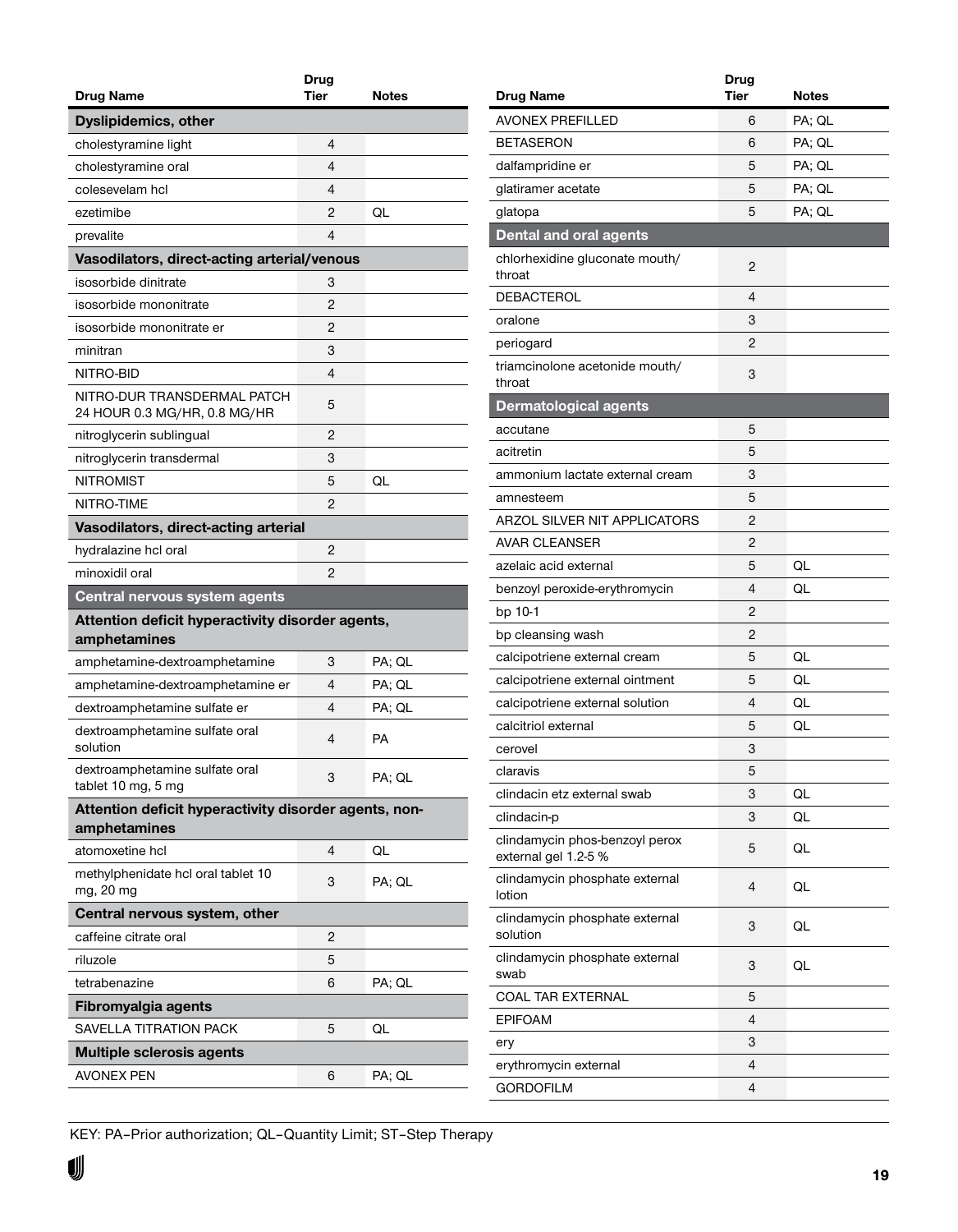| Drug Name | Drug Tier | Notes |
|---|---|---|
| **Dyslipidemics, other** | | |
| cholestyramine light | 4 | |
| cholestyramine oral | 4 | |
| colesevelam hcl | 4 | |
| ezetimibe | 2 | QL |
| prevalite | 4 | |
| **Vasodilators, direct-acting arterial/venous** | | |
| isosorbide dinitrate | 3 | |
| isosorbide mononitrate | 2 | |
| isosorbide mononitrate er | 2 | |
| minitran | 3 | |
| NITRO-BID | 4 | |
| NITRO-DUR TRANSDERMAL PATCH 24 HOUR 0.3 MG/HR, 0.8 MG/HR | 5 | |
| nitroglycerin sublingual | 2 | |
| nitroglycerin transdermal | 3 | |
| NITROMIST | 5 | QL |
| NITRO-TIME | 2 | |
| **Vasodilators, direct-acting arterial** | | |
| hydralazine hcl oral | 2 | |
| minoxidil oral | 2 | |
| **Central nervous system agents** | | |
| **Attention deficit hyperactivity disorder agents, amphetamines** | | |
| amphetamine-dextroamphetamine | 3 | PA; QL |
| amphetamine-dextroamphetamine er | 4 | PA; QL |
| dextroamphetamine sulfate er | 4 | PA; QL |
| dextroamphetamine sulfate oral solution | 4 | PA |
| dextroamphetamine sulfate oral tablet 10 mg, 5 mg | 3 | PA; QL |
| **Attention deficit hyperactivity disorder agents, non-amphetamines** | | |
| atomoxetine hcl | 4 | QL |
| methylphenidate hcl oral tablet 10 mg, 20 mg | 3 | PA; QL |
| **Central nervous system, other** | | |
| caffeine citrate oral | 2 | |
| riluzole | 5 | |
| tetrabenazine | 6 | PA; QL |
| **Fibromyalgia agents** | | |
| SAVELLA TITRATION PACK | 5 | QL |
| **Multiple sclerosis agents** | | |
| AVONEX PEN | 6 | PA; QL |
| AVONEX PREFILLED | 6 | PA; QL |
| BETASERON | 6 | PA; QL |
| dalfampridine er | 5 | PA; QL |
| glatiramer acetate | 5 | PA; QL |
| glatopa | 5 | PA; QL |
| **Dental and oral agents** | | |
| chlorhexidine gluconate mouth/throat | 2 | |
| DEBACTEROL | 4 | |
| oralone | 3 | |
| periogard | 2 | |
| triamcinolone acetonide mouth/throat | 3 | |
| **Dermatological agents** | | |
| accutane | 5 | |
| acitretin | 5 | |
| ammonium lactate external cream | 3 | |
| amnesteem | 5 | |
| ARZOL SILVER NIT APPLICATORS | 2 | |
| AVAR CLEANSER | 2 | |
| azelaic acid external | 5 | QL |
| benzoyl peroxide-erythromycin | 4 | QL |
| bp 10-1 | 2 | |
| bp cleansing wash | 2 | |
| calcipotriene external cream | 5 | QL |
| calcipotriene external ointment | 5 | QL |
| calcipotriene external solution | 4 | QL |
| calcitriol external | 5 | QL |
| cerovel | 3 | |
| claravis | 5 | |
| clindacin etz external swab | 3 | QL |
| clindacin-p | 3 | QL |
| clindamycin phos-benzoyl perox external gel 1.2-5 % | 5 | QL |
| clindamycin phosphate external lotion | 4 | QL |
| clindamycin phosphate external solution | 3 | QL |
| clindamycin phosphate external swab | 3 | QL |
| COAL TAR EXTERNAL | 5 | |
| EPIFOAM | 4 | |
| ery | 3 | |
| erythromycin external | 4 | |
| GORDOFILM | 4 | |

KEY: PA–Prior authorization; QL–Quantity Limit; ST–Step Therapy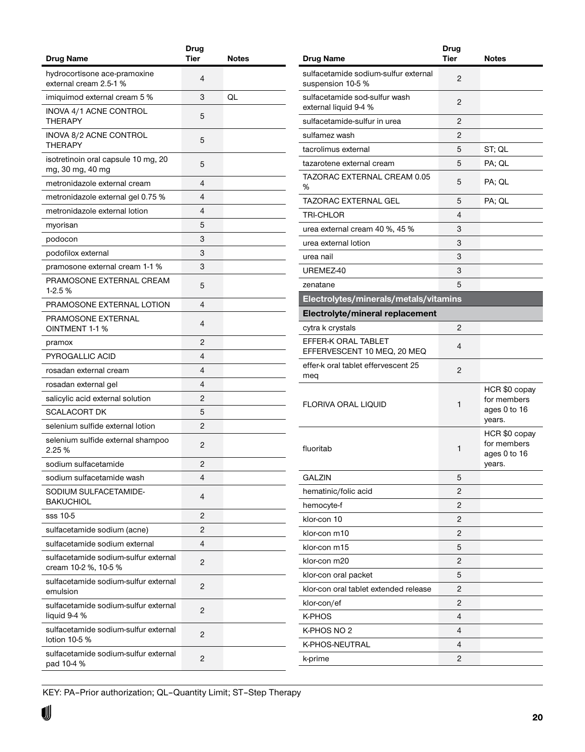| Drug Name | Drug Tier | Notes |
|---|---|---|
| hydrocortisone ace-pramoxine external cream 2.5-1 % | 4 | |
| imiquimod external cream 5 % | 3 | QL |
| INOVA 4/1 ACNE CONTROL THERAPY | 5 | |
| INOVA 8/2 ACNE CONTROL THERAPY | 5 | |
| isotretinoin oral capsule 10 mg, 20 mg, 30 mg, 40 mg | 5 | |
| metronidazole external cream | 4 | |
| metronidazole external gel 0.75 % | 4 | |
| metronidazole external lotion | 4 | |
| myorisan | 5 | |
| podocon | 3 | |
| podofilox external | 3 | |
| pramosone external cream 1-1 % | 3 | |
| PRAMOSONE EXTERNAL CREAM 1-2.5 % | 5 | |
| PRAMOSONE EXTERNAL LOTION | 4 | |
| PRAMOSONE EXTERNAL OINTMENT 1-1 % | 4 | |
| pramox | 2 | |
| PYROGALLIC ACID | 4 | |
| rosadan external cream | 4 | |
| rosadan external gel | 4 | |
| salicylic acid external solution | 2 | |
| SCALACORT DK | 5 | |
| selenium sulfide external lotion | 2 | |
| selenium sulfide external shampoo 2.25 % | 2 | |
| sodium sulfacetamide | 2 | |
| sodium sulfacetamide wash | 4 | |
| SODIUM SULFACETAMIDE-BAKUCHIOL | 4 | |
| sss 10-5 | 2 | |
| sulfacetamide sodium (acne) | 2 | |
| sulfacetamide sodium external | 4 | |
| sulfacetamide sodium-sulfur external cream 10-2 %, 10-5 % | 2 | |
| sulfacetamide sodium-sulfur external emulsion | 2 | |
| sulfacetamide sodium-sulfur external liquid 9-4 % | 2 | |
| sulfacetamide sodium-sulfur external lotion 10-5 % | 2 | |
| sulfacetamide sodium-sulfur external pad 10-4 % | 2 | |
| sulfacetamide sodium-sulfur external suspension 10-5 % | 2 | |
| sulfacetamide sod-sulfur wash external liquid 9-4 % | 2 | |
| sulfacetamide-sulfur in urea | 2 | |
| sulfamez wash | 2 | |
| tacrolimus external | 5 | ST; QL |
| tazarotene external cream | 5 | PA; QL |
| TAZORAC EXTERNAL CREAM 0.05 % | 5 | PA; QL |
| TAZORAC EXTERNAL GEL | 5 | PA; QL |
| TRI-CHLOR | 4 | |
| urea external cream 40 %, 45 % | 3 | |
| urea external lotion | 3 | |
| urea nail | 3 | |
| UREMEZ-40 | 3 | |
| zenatane | 5 | |
| **Electrolytes/minerals/metals/vitamins** | | |
| **Electrolyte/mineral replacement** | | |
| cytra k crystals | 2 | |
| EFFER-K ORAL TABLET EFFERVESCENT 10 MEQ, 20 MEQ | 4 | |
| effer-k oral tablet effervescent 25 meq | 2 | |
| FLORIVA ORAL LIQUID | 1 | HCR $0 copay for members ages 0 to 16 years. |
| fluoritab | 1 | HCR $0 copay for members ages 0 to 16 years. |
| GALZIN | 5 | |
| hematinic/folic acid | 2 | |
| hemocyte-f | 2 | |
| klor-con 10 | 2 | |
| klor-con m10 | 2 | |
| klor-con m15 | 5 | |
| klor-con m20 | 2 | |
| klor-con oral packet | 5 | |
| klor-con oral tablet extended release | 2 | |
| klor-con/ef | 2 | |
| K-PHOS | 4 | |
| K-PHOS NO 2 | 4 | |
| K-PHOS-NEUTRAL | 4 | |
| k-prime | 2 | |

KEY: PA–Prior authorization; QL–Quantity Limit; ST–Step Therapy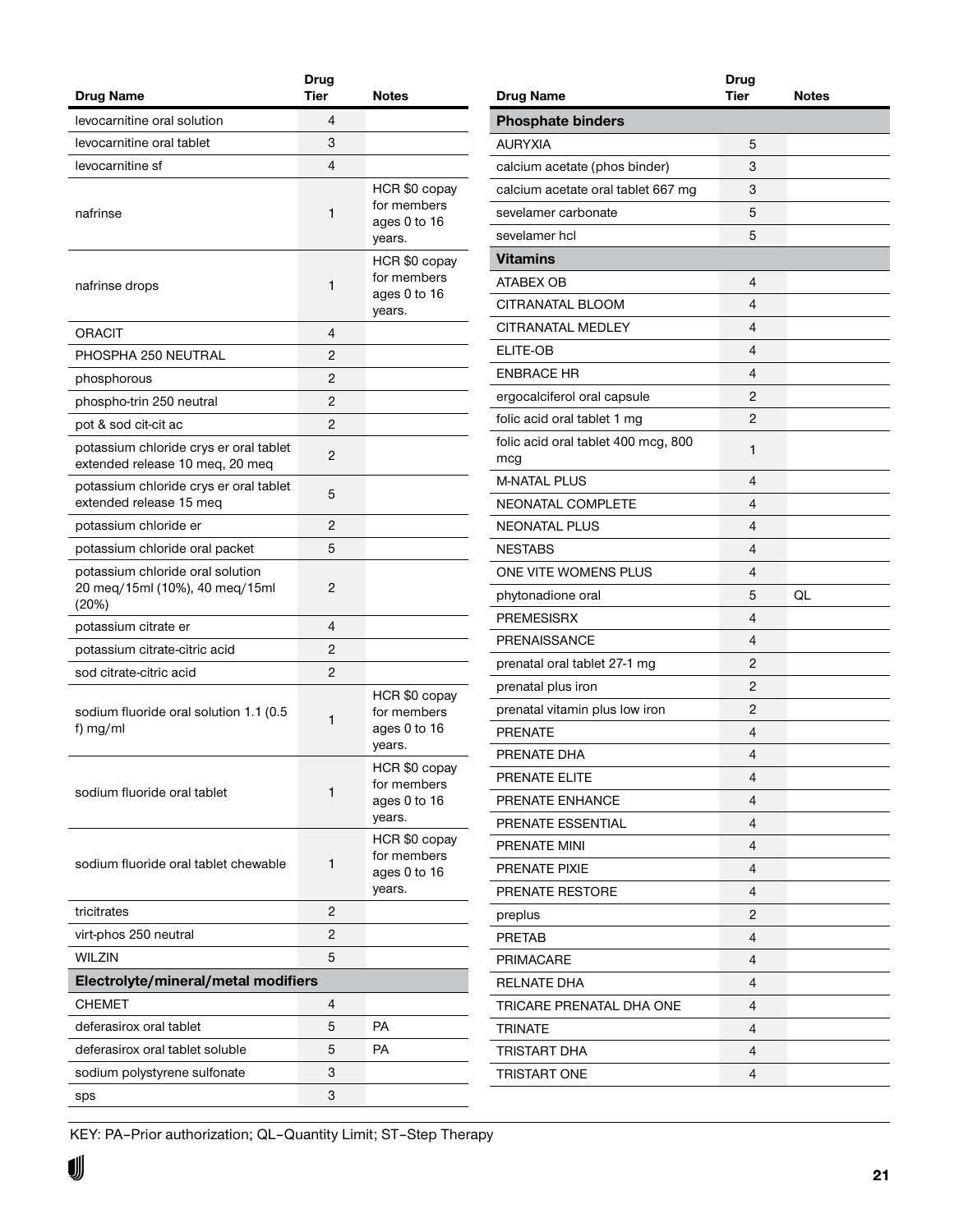| Drug Name | Drug Tier | Notes |
|---|---|---|
| levocarnitine oral solution | 4 | |
| levocarnitine oral tablet | 3 | |
| levocarnitine sf | 4 | |
| nafrinse | 1 | HCR $0 copay for members ages 0 to 16 years. |
| nafrinse drops | 1 | HCR $0 copay for members ages 0 to 16 years. |
| ORACIT | 4 | |
| PHOSPHA 250 NEUTRAL | 2 | |
| phosphorous | 2 | |
| phospho-trin 250 neutral | 2 | |
| pot & sod cit-cit ac | 2 | |
| potassium chloride crys er oral tablet extended release 10 meq, 20 meq | 2 | |
| potassium chloride crys er oral tablet extended release 15 meq | 5 | |
| potassium chloride er | 2 | |
| potassium chloride oral packet | 5 | |
| potassium chloride oral solution 20 meq/15ml (10%), 40 meq/15ml (20%) | 2 | |
| potassium citrate er | 4 | |
| potassium citrate-citric acid | 2 | |
| sod citrate-citric acid | 2 | |
| sodium fluoride oral solution 1.1 (0.5 f) mg/ml | 1 | HCR $0 copay for members ages 0 to 16 years. |
| sodium fluoride oral tablet | 1 | HCR $0 copay for members ages 0 to 16 years. |
| sodium fluoride oral tablet chewable | 1 | HCR $0 copay for members ages 0 to 16 years. |
| tricitrates | 2 | |
| virt-phos 250 neutral | 2 | |
| WILZIN | 5 | |
| **Electrolyte/mineral/metal modifiers** | | |
| CHEMET | 4 | |
| deferasirox oral tablet | 5 | PA |
| deferasirox oral tablet soluble | 5 | PA |
| sodium polystyrene sulfonate | 3 | |
| sps | 3 | |
| **Phosphate binders** | | |
| AURYXIA | 5 | |
| calcium acetate (phos binder) | 3 | |
| calcium acetate oral tablet 667 mg | 3 | |
| sevelamer carbonate | 5 | |
| sevelamer hcl | 5 | |
| **Vitamins** | | |
| ATABEX OB | 4 | |
| CITRANATAL BLOOM | 4 | |
| CITRANATAL MEDLEY | 4 | |
| ELITE-OB | 4 | |
| ENBRACE HR | 4 | |
| ergocalciferol oral capsule | 2 | |
| folic acid oral tablet 1 mg | 2 | |
| folic acid oral tablet 400 mcg, 800 mcg | 1 | |
| M-NATAL PLUS | 4 | |
| NEONATAL COMPLETE | 4 | |
| NEONATAL PLUS | 4 | |
| NESTABS | 4 | |
| ONE VITE WOMENS PLUS | 4 | |
| phytonadione oral | 5 | QL |
| PREMESISRX | 4 | |
| PRENAISSANCE | 4 | |
| prenatal oral tablet 27-1 mg | 2 | |
| prenatal plus iron | 2 | |
| prenatal vitamin plus low iron | 2 | |
| PRENATE | 4 | |
| PRENATE DHA | 4 | |
| PRENATE ELITE | 4 | |
| PRENATE ENHANCE | 4 | |
| PRENATE ESSENTIAL | 4 | |
| PRENATE MINI | 4 | |
| PRENATE PIXIE | 4 | |
| PRENATE RESTORE | 4 | |
| preplus | 2 | |
| PRETAB | 4 | |
| PRIMACARE | 4 | |
| RELNATE DHA | 4 | |
| TRICARE PRENATAL DHA ONE | 4 | |
| TRINATE | 4 | |
| TRISTART DHA | 4 | |
| TRISTART ONE | 4 | |

KEY: PA–Prior authorization; QL–Quantity Limit; ST–Step Therapy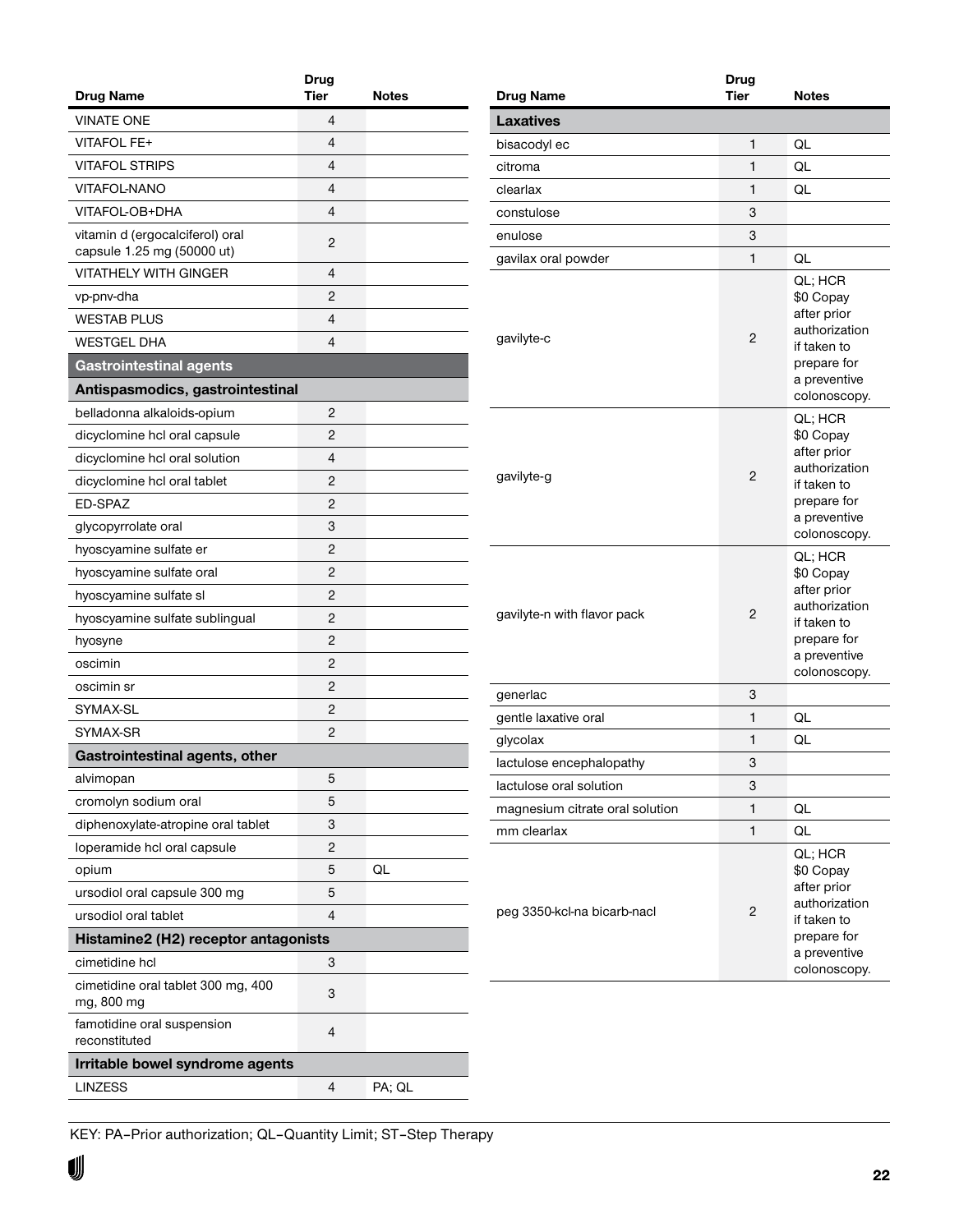| Drug Name | Drug Tier | Notes |
|---|---|---|
| VINATE ONE | 4 | |
| VITAFOL FE+ | 4 | |
| VITAFOL STRIPS | 4 | |
| VITAFOL-NANO | 4 | |
| VITAFOL-OB+DHA | 4 | |
| vitamin d (ergocalciferol) oral capsule 1.25 mg (50000 ut) | 2 | |
| VITATHELY WITH GINGER | 4 | |
| vp-pnv-dha | 2 | |
| WESTAB PLUS | 4 | |
| WESTGEL DHA | 4 | |
| **Gastrointestinal agents** | | |
| **Antispasmodics, gastrointestinal** | | |
| belladonna alkaloids-opium | 2 | |
| dicyclomine hcl oral capsule | 2 | |
| dicyclomine hcl oral solution | 4 | |
| dicyclomine hcl oral tablet | 2 | |
| ED-SPAZ | 2 | |
| glycopyrrolate oral | 3 | |
| hyoscyamine sulfate er | 2 | |
| hyoscyamine sulfate oral | 2 | |
| hyoscyamine sulfate sl | 2 | |
| hyoscyamine sulfate sublingual | 2 | |
| hyosyne | 2 | |
| oscimin | 2 | |
| oscimin sr | 2 | |
| SYMAX-SL | 2 | |
| SYMAX-SR | 2 | |
| **Gastrointestinal agents, other** | | |
| alvimopan | 5 | |
| cromolyn sodium oral | 5 | |
| diphenoxylate-atropine oral tablet | 3 | |
| loperamide hcl oral capsule | 2 | |
| opium | 5 | QL |
| ursodiol oral capsule 300 mg | 5 | |
| ursodiol oral tablet | 4 | |
| **Histamine2 (H2) receptor antagonists** | | |
| cimetidine hcl | 3 | |
| cimetidine oral tablet 300 mg, 400 mg, 800 mg | 3 | |
| famotidine oral suspension reconstituted | 4 | |
| **Irritable bowel syndrome agents** | | |
| LINZESS | 4 | PA; QL |
| **Laxatives** | | |
| bisacodyl ec | 1 | QL |
| citroma | 1 | QL |
| clearlax | 1 | QL |
| constulose | 3 | |
| enulose | 3 | |
| gavilax oral powder | 1 | QL |
| gavilyte-c | 2 | QL; HCR $0 Copay after prior authorization if taken to prepare for a preventive colonoscopy. |
| gavilyte-g | 2 | QL; HCR $0 Copay after prior authorization if taken to prepare for a preventive colonoscopy. |
| gavilyte-n with flavor pack | 2 | QL; HCR $0 Copay after prior authorization if taken to prepare for a preventive colonoscopy. |
| generlac | 3 | |
| gentle laxative oral | 1 | QL |
| glycolax | 1 | QL |
| lactulose encephalopathy | 3 | |
| lactulose oral solution | 3 | |
| magnesium citrate oral solution | 1 | QL |
| mm clearlax | 1 | QL |
| peg 3350-kcl-na bicarb-nacl | 2 | QL; HCR $0 Copay after prior authorization if taken to prepare for a preventive colonoscopy. |

KEY: PA–Prior authorization; QL–Quantity Limit; ST–Step Therapy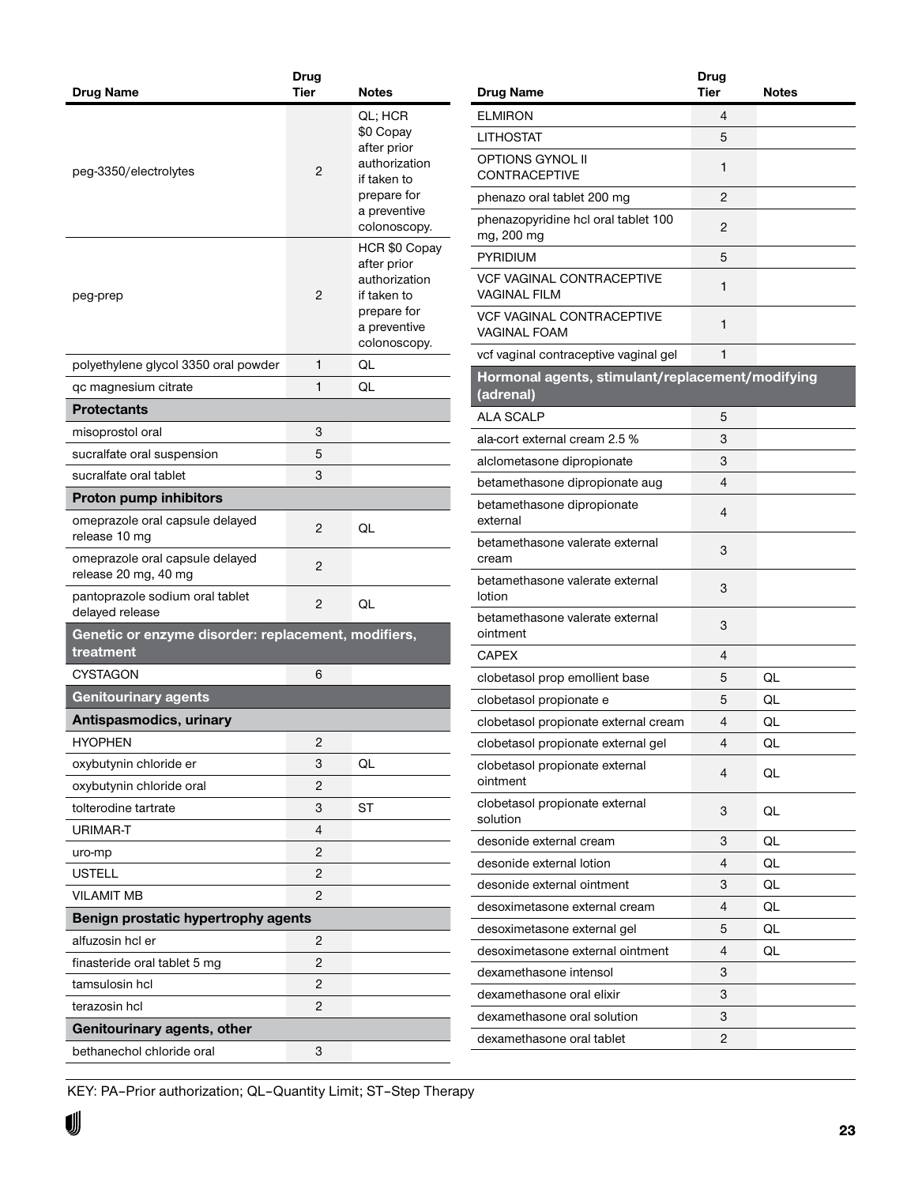| Drug Name | Drug Tier | Notes |
|---|---|---|
| peg-3350/electrolytes | 2 | QL; HCR $0 Copay after prior authorization if taken to prepare for a preventive colonoscopy. |
| peg-prep | 2 | HCR $0 Copay after prior authorization if taken to prepare for a preventive colonoscopy. |
| polyethylene glycol 3350 oral powder | 1 | QL |
| qc magnesium citrate | 1 | QL |
| **Protectants** | | |
| misoprostol oral | 3 | |
| sucralfate oral suspension | 5 | |
| sucralfate oral tablet | 3 | |
| **Proton pump inhibitors** | | |
| omeprazole oral capsule delayed release 10 mg | 2 | QL |
| omeprazole oral capsule delayed release 20 mg, 40 mg | 2 | |
| pantoprazole sodium oral tablet delayed release | 2 | QL |
| **Genetic or enzyme disorder: replacement, modifiers, treatment** | | |
| CYSTAGON | 6 | |
| **Genitourinary agents** | | |
| **Antispasmodics, urinary** | | |
| HYOPHEN | 2 | |
| oxybutynin chloride er | 3 | QL |
| oxybutynin chloride oral | 2 | |
| tolterodine tartrate | 3 | ST |
| URIMAR-T | 4 | |
| uro-mp | 2 | |
| USTELL | 2 | |
| VILAMIT MB | 2 | |
| **Benign prostatic hypertrophy agents** | | |
| alfuzosin hcl er | 2 | |
| finasteride oral tablet 5 mg | 2 | |
| tamsulosin hcl | 2 | |
| terazosin hcl | 2 | |
| **Genitourinary agents, other** | | |
| bethanechol chloride oral | 3 | |
| ELMIRON | 4 | |
| LITHOSTAT | 5 | |
| OPTIONS GYNOL II CONTRACEPTIVE | 1 | |
| phenazo oral tablet 200 mg | 2 | |
| phenazopyridine hcl oral tablet 100 mg, 200 mg | 2 | |
| PYRIDIUM | 5 | |
| VCF VAGINAL CONTRACEPTIVE VAGINAL FILM | 1 | |
| VCF VAGINAL CONTRACEPTIVE VAGINAL FOAM | 1 | |
| vcf vaginal contraceptive vaginal gel | 1 | |
| **Hormonal agents, stimulant/replacement/modifying (adrenal)** | | |
| ALA SCALP | 5 | |
| ala-cort external cream 2.5 % | 3 | |
| alclometasone dipropionate | 3 | |
| betamethasone dipropionate aug | 4 | |
| betamethasone dipropionate external | 4 | |
| betamethasone valerate external cream | 3 | |
| betamethasone valerate external lotion | 3 | |
| betamethasone valerate external ointment | 3 | |
| CAPEX | 4 | |
| clobetasol prop emollient base | 5 | QL |
| clobetasol propionate e | 5 | QL |
| clobetasol propionate external cream | 4 | QL |
| clobetasol propionate external gel | 4 | QL |
| clobetasol propionate external ointment | 4 | QL |
| clobetasol propionate external solution | 3 | QL |
| desonide external cream | 3 | QL |
| desonide external lotion | 4 | QL |
| desonide external ointment | 3 | QL |
| desoximetasone external cream | 4 | QL |
| desoximetasone external gel | 5 | QL |
| desoximetasone external ointment | 4 | QL |
| dexamethasone intensol | 3 | |
| dexamethasone oral elixir | 3 | |
| dexamethasone oral solution | 3 | |
| dexamethasone oral tablet | 2 | |

KEY: PA–Prior authorization; QL–Quantity Limit; ST–Step Therapy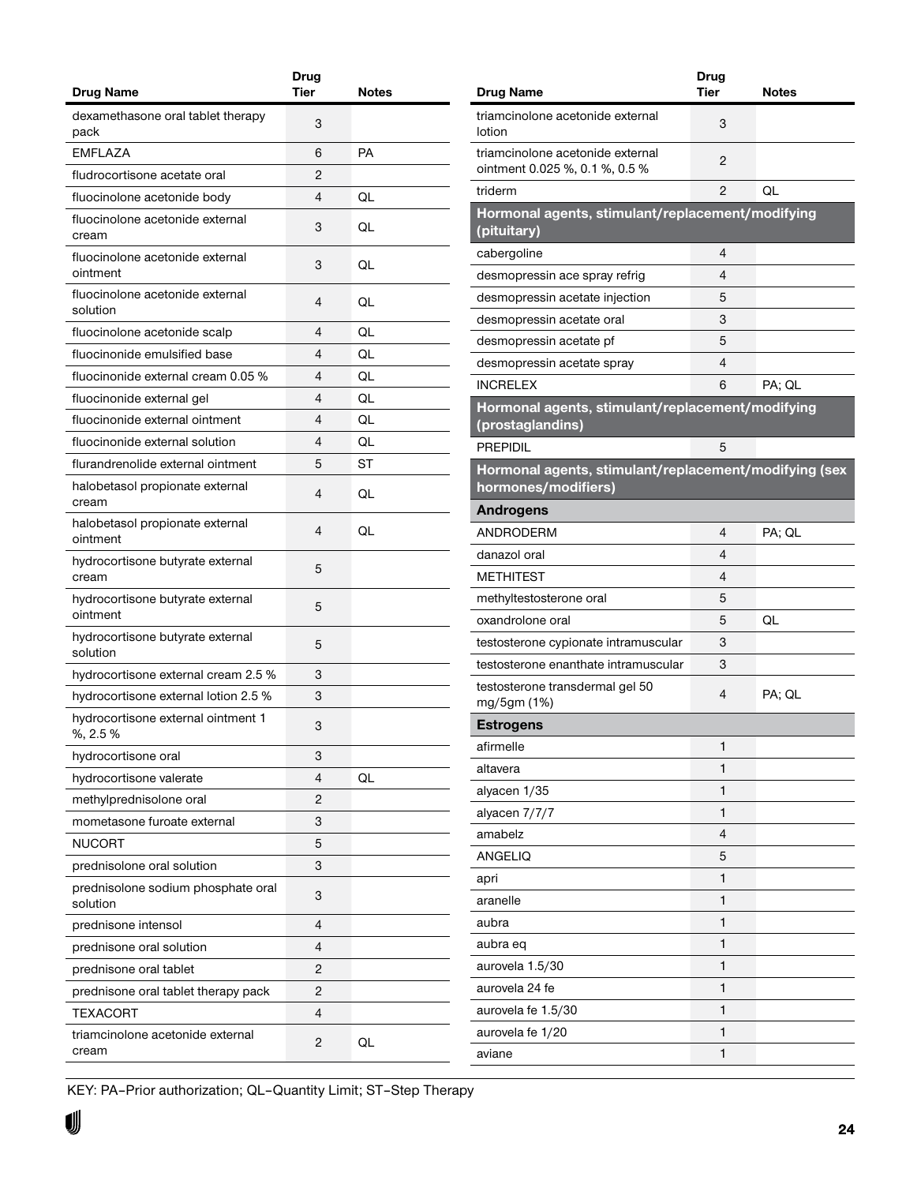| Drug Name | Drug Tier | Notes |
|---|---|---|
| dexamethasone oral tablet therapy pack | 3 | |
| EMFLAZA | 6 | PA |
| fludrocortisone acetate oral | 2 | |
| fluocinolone acetonide body | 4 | QL |
| fluocinolone acetonide external cream | 3 | QL |
| fluocinolone acetonide external ointment | 3 | QL |
| fluocinolone acetonide external solution | 4 | QL |
| fluocinolone acetonide scalp | 4 | QL |
| fluocinonide emulsified base | 4 | QL |
| fluocinonide external cream 0.05 % | 4 | QL |
| fluocinonide external gel | 4 | QL |
| fluocinonide external ointment | 4 | QL |
| fluocinonide external solution | 4 | QL |
| flurandrenolide external ointment | 5 | ST |
| halobetasol propionate external cream | 4 | QL |
| halobetasol propionate external ointment | 4 | QL |
| hydrocortisone butyrate external cream | 5 | |
| hydrocortisone butyrate external ointment | 5 | |
| hydrocortisone butyrate external solution | 5 | |
| hydrocortisone external cream 2.5 % | 3 | |
| hydrocortisone external lotion 2.5 % | 3 | |
| hydrocortisone external ointment 1 %, 2.5 % | 3 | |
| hydrocortisone oral | 3 | |
| hydrocortisone valerate | 4 | QL |
| methylprednisolone oral | 2 | |
| mometasone furoate external | 3 | |
| NUCORT | 5 | |
| prednisolone oral solution | 3 | |
| prednisolone sodium phosphate oral solution | 3 | |
| prednisone intensol | 4 | |
| prednisone oral solution | 4 | |
| prednisone oral tablet | 2 | |
| prednisone oral tablet therapy pack | 2 | |
| TEXACORT | 4 | |
| triamcinolone acetonide external cream | 2 | QL |
| triamcinolone acetonide external lotion | 3 | |
| triamcinolone acetonide external ointment 0.025 %, 0.1 %, 0.5 % | 2 | |
| triderm | 2 | QL |
| **Hormonal agents, stimulant/replacement/modifying (pituitary)** | | |
| cabergoline | 4 | |
| desmopressin ace spray refrig | 4 | |
| desmopressin acetate injection | 5 | |
| desmopressin acetate oral | 3 | |
| desmopressin acetate pf | 5 | |
| desmopressin acetate spray | 4 | |
| INCRELEX | 6 | PA; QL |
| **Hormonal agents, stimulant/replacement/modifying (prostaglandins)** | | |
| PREPIDIL | 5 | |
| **Hormonal agents, stimulant/replacement/modifying (sex hormones/modifiers)** | | |
| **Androgens** | | |
| ANDRODERM | 4 | PA; QL |
| danazol oral | 4 | |
| METHITEST | 4 | |
| methyltestosterone oral | 5 | |
| oxandrolone oral | 5 | QL |
| testosterone cypionate intramuscular | 3 | |
| testosterone enanthate intramuscular | 3 | |
| testosterone transdermal gel 50 mg/5gm (1%) | 4 | PA; QL |
| **Estrogens** | | |
| afirmelle | 1 | |
| altavera | 1 | |
| alyacen 1/35 | 1 | |
| alyacen 7/7/7 | 1 | |
| amabelz | 4 | |
| ANGELIQ | 5 | |
| apri | 1 | |
| aranelle | 1 | |
| aubra | 1 | |
| aubra eq | 1 | |
| aurovela 1.5/30 | 1 | |
| aurovela 24 fe | 1 | |
| aurovela fe 1.5/30 | 1 | |
| aurovela fe 1/20 | 1 | |
| aviane | 1 | |

KEY: PA–Prior authorization; QL–Quantity Limit; ST–Step Therapy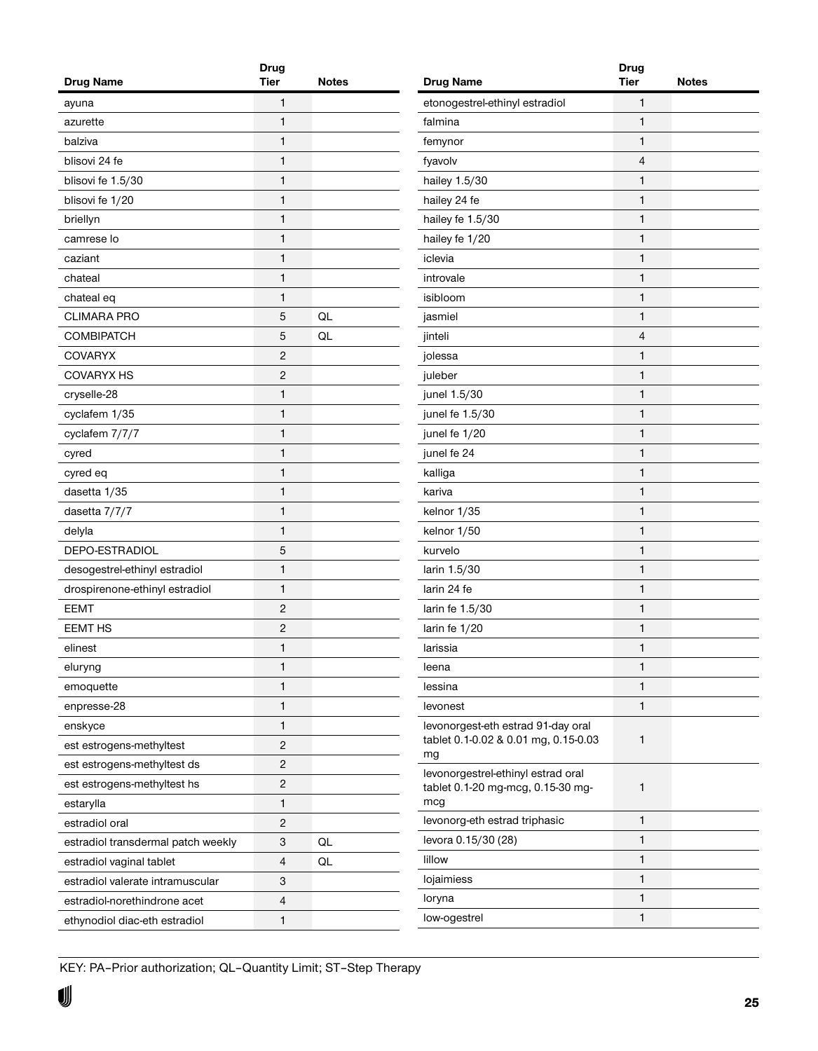| Drug Name | Drug Tier | Notes |
|---|---|---|
| ayuna | 1 | |
| azurette | 1 | |
| balziva | 1 | |
| blisovi 24 fe | 1 | |
| blisovi fe 1.5/30 | 1 | |
| blisovi fe 1/20 | 1 | |
| briellyn | 1 | |
| camrese lo | 1 | |
| caziant | 1 | |
| chateal | 1 | |
| chateal eq | 1 | |
| CLIMARA PRO | 5 | QL |
| COMBIPATCH | 5 | QL |
| COVARYX | 2 | |
| COVARYX HS | 2 | |
| cryselle-28 | 1 | |
| cyclafem 1/35 | 1 | |
| cyclafem 7/7/7 | 1 | |
| cyred | 1 | |
| cyred eq | 1 | |
| dasetta 1/35 | 1 | |
| dasetta 7/7/7 | 1 | |
| delyla | 1 | |
| DEPO-ESTRADIOL | 5 | |
| desogestrel-ethinyl estradiol | 1 | |
| drospirenone-ethinyl estradiol | 1 | |
| EEMT | 2 | |
| EEMT HS | 2 | |
| elinest | 1 | |
| eluryng | 1 | |
| emoquette | 1 | |
| enpresse-28 | 1 | |
| enskyce | 1 | |
| est estrogens-methyltest | 2 | |
| est estrogens-methyltest ds | 2 | |
| est estrogens-methyltest hs | 2 | |
| estarylla | 1 | |
| estradiol oral | 2 | |
| estradiol transdermal patch weekly | 3 | QL |
| estradiol vaginal tablet | 4 | QL |
| estradiol valerate intramuscular | 3 | |
| estradiol-norethindrone acet | 4 | |
| ethynodiol diac-eth estradiol | 1 | |
| etonogestrel-ethinyl estradiol | 1 | |
| falmina | 1 | |
| femynor | 1 | |
| fyavolv | 4 | |
| hailey 1.5/30 | 1 | |
| hailey 24 fe | 1 | |
| hailey fe 1.5/30 | 1 | |
| hailey fe 1/20 | 1 | |
| iclevia | 1 | |
| introvale | 1 | |
| isibloom | 1 | |
| jasmiel | 1 | |
| jinteli | 4 | |
| jolessa | 1 | |
| juleber | 1 | |
| junel 1.5/30 | 1 | |
| junel fe 1.5/30 | 1 | |
| junel fe 1/20 | 1 | |
| junel fe 24 | 1 | |
| kalliga | 1 | |
| kariva | 1 | |
| kelnor 1/35 | 1 | |
| kelnor 1/50 | 1 | |
| kurvelo | 1 | |
| larin 1.5/30 | 1 | |
| larin 24 fe | 1 | |
| larin fe 1.5/30 | 1 | |
| larin fe 1/20 | 1 | |
| larissia | 1 | |
| leena | 1 | |
| lessina | 1 | |
| levonest | 1 | |
| levonorgest-eth estrad 91-day oral tablet 0.1-0.02 & 0.01 mg, 0.15-0.03 mg | 1 | |
| levonorgestrel-ethinyl estrad oral tablet 0.1-20 mg-mcg, 0.15-30 mg-mcg | 1 | |
| levonorg-eth estrad triphasic | 1 | |
| levora 0.15/30 (28) | 1 | |
| lillow | 1 | |
| lojaimiess | 1 | |
| loryna | 1 | |
| low-ogestrel | 1 | |

KEY: PA–Prior authorization; QL–Quantity Limit; ST–Step Therapy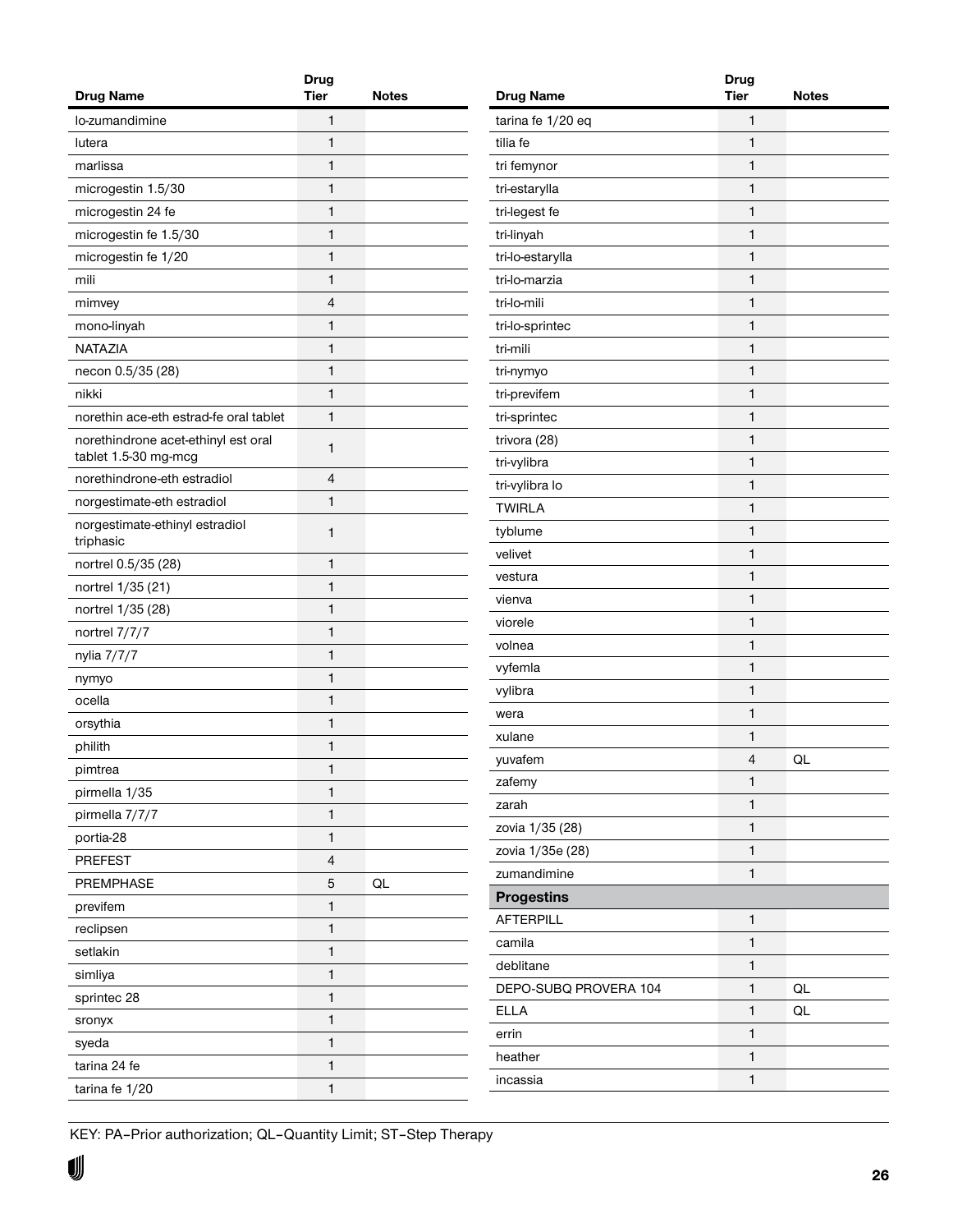| Drug Name | Drug Tier | Notes |
|---|---|---|
| lo-zumandimine | 1 | |
| lutera | 1 | |
| marlissa | 1 | |
| microgestin 1.5/30 | 1 | |
| microgestin 24 fe | 1 | |
| microgestin fe 1.5/30 | 1 | |
| microgestin fe 1/20 | 1 | |
| mili | 1 | |
| mimvey | 4 | |
| mono-linyah | 1 | |
| NATAZIA | 1 | |
| necon 0.5/35 (28) | 1 | |
| nikki | 1 | |
| norethin ace-eth estrad-fe oral tablet | 1 | |
| norethindrone acet-ethinyl est oral tablet 1.5-30 mg-mcg | 1 | |
| norethindrone-eth estradiol | 4 | |
| norgestimate-eth estradiol | 1 | |
| norgestimate-ethinyl estradiol triphasic | 1 | |
| nortrel 0.5/35 (28) | 1 | |
| nortrel 1/35 (21) | 1 | |
| nortrel 1/35 (28) | 1 | |
| nortrel 7/7/7 | 1 | |
| nylia 7/7/7 | 1 | |
| nymyo | 1 | |
| ocella | 1 | |
| orsythia | 1 | |
| philith | 1 | |
| pimtrea | 1 | |
| pirmella 1/35 | 1 | |
| pirmella 7/7/7 | 1 | |
| portia-28 | 1 | |
| PREFEST | 4 | |
| PREMPHASE | 5 | QL |
| previfem | 1 | |
| reclipsen | 1 | |
| setlakin | 1 | |
| simliya | 1 | |
| sprintec 28 | 1 | |
| sronyx | 1 | |
| syeda | 1 | |
| tarina 24 fe | 1 | |
| tarina fe 1/20 | 1 | |
| tarina fe 1/20 eq | 1 | |
| tilia fe | 1 | |
| tri femynor | 1 | |
| tri-estarylla | 1 | |
| tri-legest fe | 1 | |
| tri-linyah | 1 | |
| tri-lo-estarylla | 1 | |
| tri-lo-marzia | 1 | |
| tri-lo-mili | 1 | |
| tri-lo-sprintec | 1 | |
| tri-mili | 1 | |
| tri-nymyo | 1 | |
| tri-previfem | 1 | |
| tri-sprintec | 1 | |
| trivora (28) | 1 | |
| tri-vylibra | 1 | |
| tri-vylibra lo | 1 | |
| TWIRLA | 1 | |
| tyblume | 1 | |
| velivet | 1 | |
| vestura | 1 | |
| vienva | 1 | |
| viorele | 1 | |
| volnea | 1 | |
| vyfemla | 1 | |
| vylibra | 1 | |
| wera | 1 | |
| xulane | 1 | |
| yuvafem | 4 | QL |
| zafemy | 1 | |
| zarah | 1 | |
| zovia 1/35 (28) | 1 | |
| zovia 1/35e (28) | 1 | |
| zumandimine | 1 | |
| **Progestins** | | |
| AFTERPILL | 1 | |
| camila | 1 | |
| deblitane | 1 | |
| DEPO-SUBQ PROVERA 104 | 1 | QL |
| ELLA | 1 | QL |
| errin | 1 | |
| heather | 1 | |
| incassia | 1 | |

KEY: PA–Prior authorization; QL–Quantity Limit; ST–Step Therapy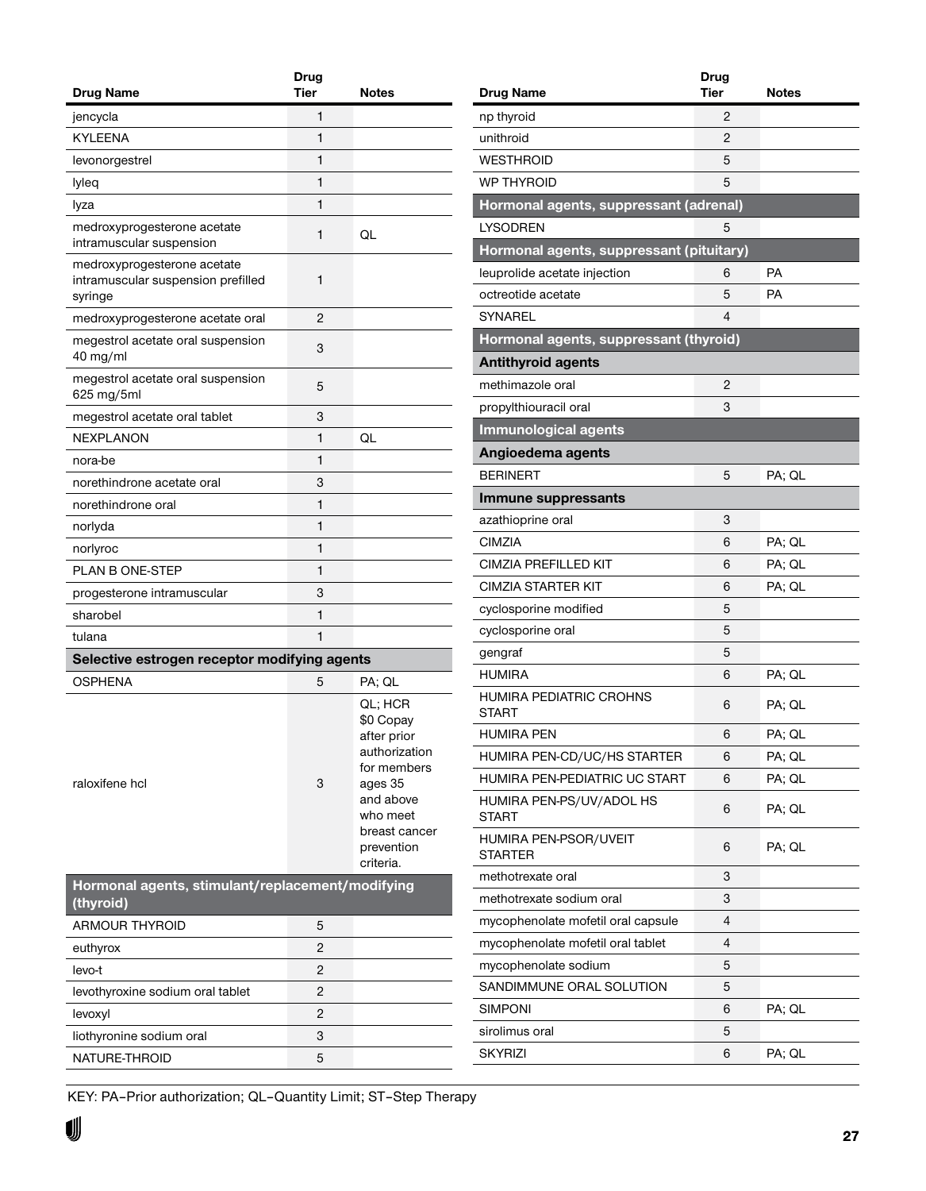| Drug Name | Drug Tier | Notes |
|---|---|---|
| jencycla | 1 | |
| KYLEENA | 1 | |
| levonorgestrel | 1 | |
| lyleq | 1 | |
| lyza | 1 | |
| medroxyprogesterone acetate intramuscular suspension | 1 | QL |
| medroxyprogesterone acetate intramuscular suspension prefilled syringe | 1 | |
| medroxyprogesterone acetate oral | 2 | |
| megestrol acetate oral suspension 40 mg/ml | 3 | |
| megestrol acetate oral suspension 625 mg/5ml | 5 | |
| megestrol acetate oral tablet | 3 | |
| NEXPLANON | 1 | QL |
| nora-be | 1 | |
| norethindrone acetate oral | 3 | |
| norethindrone oral | 1 | |
| norlyda | 1 | |
| norlyroc | 1 | |
| PLAN B ONE-STEP | 1 | |
| progesterone intramuscular | 3 | |
| sharobel | 1 | |
| tulana | 1 | |
| **Selective estrogen receptor modifying agents** | | |
| OSPHENA | 5 | PA; QL |
| raloxifene hcl | 3 | QL; HCR $0 Copay after prior authorization for members ages 35 and above who meet breast cancer prevention criteria. |
| **Hormonal agents, stimulant/replacement/modifying (thyroid)** | | |
| ARMOUR THYROID | 5 | |
| euthyrox | 2 | |
| levo-t | 2 | |
| levothyroxine sodium oral tablet | 2 | |
| levoxyl | 2 | |
| liothyronine sodium oral | 3 | |
| NATURE-THROID | 5 | |
| np thyroid | 2 | |
| unithroid | 2 | |
| WESTHROID | 5 | |
| WP THYROID | 5 | |
| **Hormonal agents, suppressant (adrenal)** | | |
| LYSODREN | 5 | |
| **Hormonal agents, suppressant (pituitary)** | | |
| leuprolide acetate injection | 6 | PA |
| octreotide acetate | 5 | PA |
| SYNAREL | 4 | |
| **Hormonal agents, suppressant (thyroid)** | | |
| **Antithyroid agents** | | |
| methimazole oral | 2 | |
| propylthiouracil oral | 3 | |
| **Immunological agents** | | |
| **Angioedema agents** | | |
| BERINERT | 5 | PA; QL |
| **Immune suppressants** | | |
| azathioprine oral | 3 | |
| CIMZIA | 6 | PA; QL |
| CIMZIA PREFILLED KIT | 6 | PA; QL |
| CIMZIA STARTER KIT | 6 | PA; QL |
| cyclosporine modified | 5 | |
| cyclosporine oral | 5 | |
| gengraf | 5 | |
| HUMIRA | 6 | PA; QL |
| HUMIRA PEDIATRIC CROHNS START | 6 | PA; QL |
| HUMIRA PEN | 6 | PA; QL |
| HUMIRA PEN-CD/UC/HS STARTER | 6 | PA; QL |
| HUMIRA PEN-PEDIATRIC UC START | 6 | PA; QL |
| HUMIRA PEN-PS/UV/ADOL HS START | 6 | PA; QL |
| HUMIRA PEN-PSOR/UVEIT STARTER | 6 | PA; QL |
| methotrexate oral | 3 | |
| methotrexate sodium oral | 3 | |
| mycophenolate mofetil oral capsule | 4 | |
| mycophenolate mofetil oral tablet | 4 | |
| mycophenolate sodium | 5 | |
| SANDIMMUNE ORAL SOLUTION | 5 | |
| SIMPONI | 6 | PA; QL |
| sirolimus oral | 5 | |
| SKYRIZI | 6 | PA; QL |

KEY: PA–Prior authorization; QL–Quantity Limit; ST–Step Therapy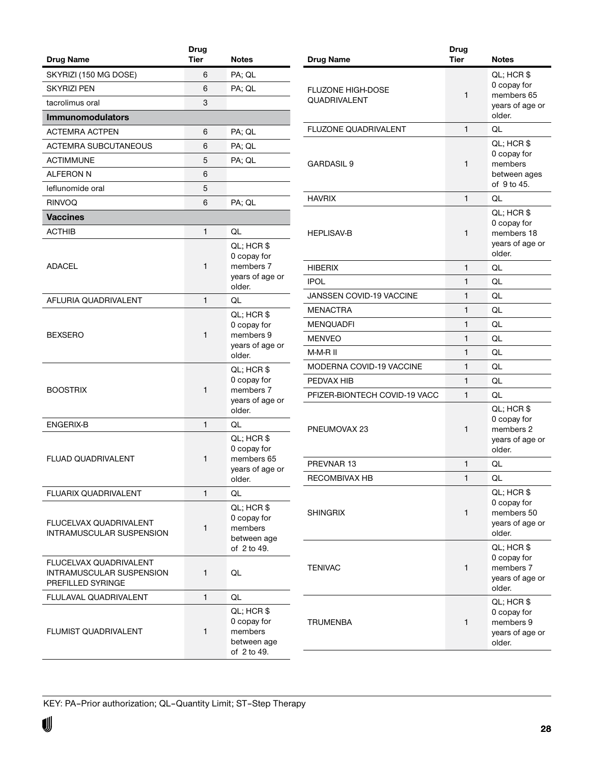| Drug Name | Drug Tier | Notes |
|---|---|---|
| SKYRIZI (150 MG DOSE) | 6 | PA; QL |
| SKYRIZI PEN | 6 | PA; QL |
| tacrolimus oral | 3 | |
| **Immunomodulators** | | |
| ACTEMRA ACTPEN | 6 | PA; QL |
| ACTEMRA SUBCUTANEOUS | 6 | PA; QL |
| ACTIMMUNE | 5 | PA; QL |
| ALFERON N | 6 | |
| leflunomide oral | 5 | |
| RINVOQ | 6 | PA; QL |
| **Vaccines** | | |
| ACTHIB | 1 | QL |
| ADACEL | 1 | QL; HCR $ 0 copay for members 7 years of age or older. |
| AFLURIA QUADRIVALENT | 1 | QL |
| BEXSERO | 1 | QL; HCR $ 0 copay for members 9 years of age or older. |
| BOOSTRIX | 1 | QL; HCR $ 0 copay for members 7 years of age or older. |
| ENGERIX-B | 1 | QL |
| FLUAD QUADRIVALENT | 1 | QL; HCR $ 0 copay for members 65 years of age or older. |
| FLUARIX QUADRIVALENT | 1 | QL |
| FLUCELVAX QUADRIVALENT INTRAMUSCULAR SUSPENSION | 1 | QL; HCR $ 0 copay for members between age of 2 to 49. |
| FLUCELVAX QUADRIVALENT INTRAMUSCULAR SUSPENSION PREFILLED SYRINGE | 1 | QL |
| FLULAVAL QUADRIVALENT | 1 | QL |
| FLUMIST QUADRIVALENT | 1 | QL; HCR $ 0 copay for members between age of 2 to 49. |
| FLUZONE HIGH-DOSE QUADRIVALENT | 1 | QL; HCR $ 0 copay for members 65 years of age or older. |
| FLUZONE QUADRIVALENT | 1 | QL |
| GARDASIL 9 | 1 | QL; HCR $ 0 copay for members between ages of 9 to 45. |
| HAVRIX | 1 | QL |
| HEPLISAV-B | 1 | QL; HCR $ 0 copay for members 18 years of age or older. |
| HIBERIX | 1 | QL |
| IPOL | 1 | QL |
| JANSSEN COVID-19 VACCINE | 1 | QL |
| MENACTRA | 1 | QL |
| MENQUADFI | 1 | QL |
| MENVEO | 1 | QL |
| M-M-R II | 1 | QL |
| MODERNA COVID-19 VACCINE | 1 | QL |
| PEDVAX HIB | 1 | QL |
| PFIZER-BIONTECH COVID-19 VACC | 1 | QL |
| PNEUMOVAX 23 | 1 | QL; HCR $ 0 copay for members 2 years of age or older. |
| PREVNAR 13 | 1 | QL |
| RECOMBIVAX HB | 1 | QL |
| SHINGRIX | 1 | QL; HCR $ 0 copay for members 50 years of age or older. |
| TENIVAC | 1 | QL; HCR $ 0 copay for members 7 years of age or older. |
| TRUMENBA | 1 | QL; HCR $ 0 copay for members 9 years of age or older. |

KEY: PA–Prior authorization; QL–Quantity Limit; ST–Step Therapy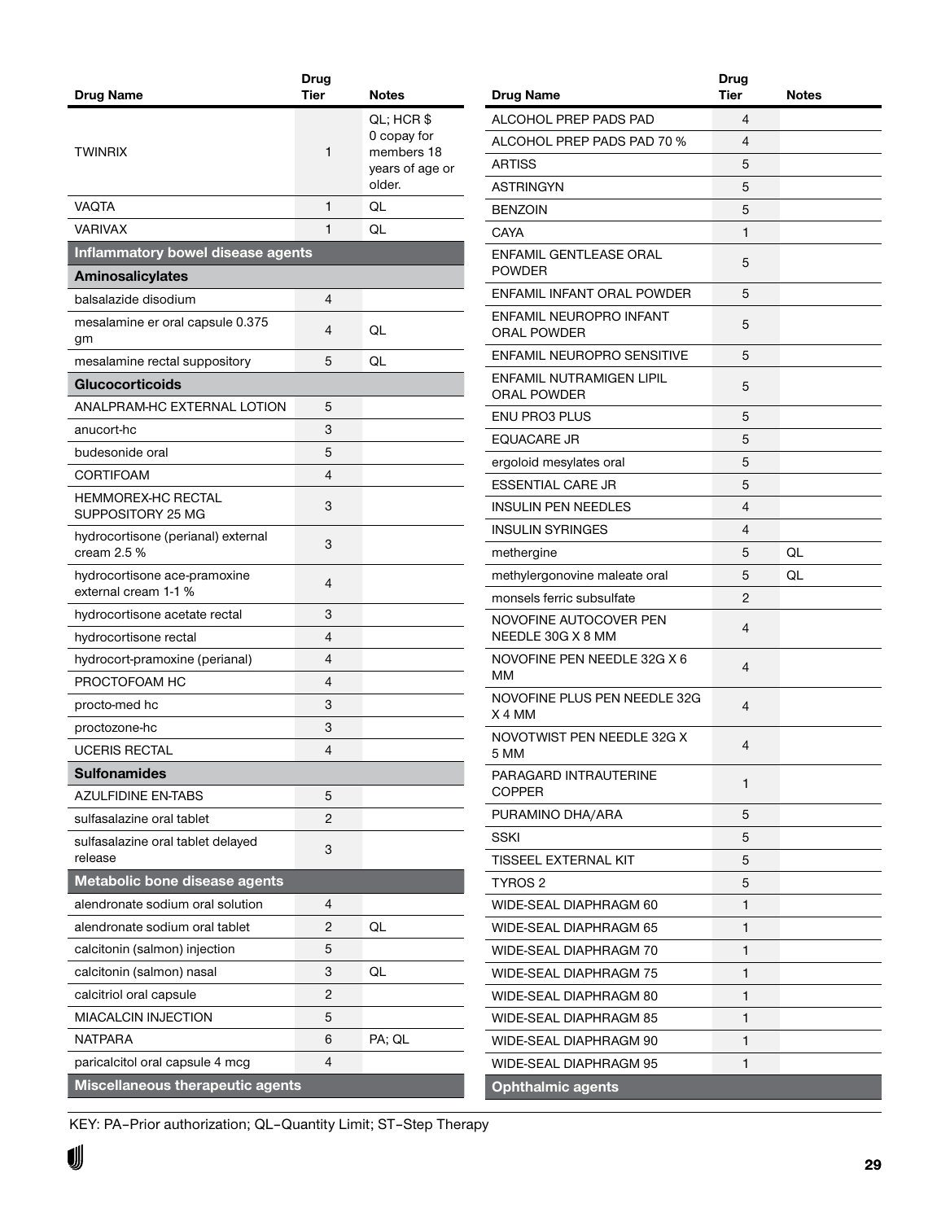| Drug Name | Drug Tier | Notes |
|---|---|---|
| TWINRIX | 1 | QL; HCR $ 0 copay for members 18 years of age or older. |
| VAQTA | 1 | QL |
| VARIVAX | 1 | QL |
| **Inflammatory bowel disease agents** | | |
| **Aminosalicylates** | | |
| balsalazide disodium | 4 | |
| mesalamine er oral capsule 0.375 gm | 4 | QL |
| mesalamine rectal suppository | 5 | QL |
| **Glucocorticoids** | | |
| ANALPRAM-HC EXTERNAL LOTION | 5 | |
| anucort-hc | 3 | |
| budesonide oral | 5 | |
| CORTIFOAM | 4 | |
| HEMMOREX-HC RECTAL SUPPOSITORY 25 MG | 3 | |
| hydrocortisone (perianal) external cream 2.5 % | 3 | |
| hydrocortisone ace-pramoxine external cream 1-1 % | 4 | |
| hydrocortisone acetate rectal | 3 | |
| hydrocortisone rectal | 4 | |
| hydrocort-pramoxine (perianal) | 4 | |
| PROCTOFOAM HC | 4 | |
| procto-med hc | 3 | |
| proctozone-hc | 3 | |
| UCERIS RECTAL | 4 | |
| **Sulfonamides** | | |
| AZULFIDINE EN-TABS | 5 | |
| sulfasalazine oral tablet | 2 | |
| sulfasalazine oral tablet delayed release | 3 | |
| **Metabolic bone disease agents** | | |
| alendronate sodium oral solution | 4 | |
| alendronate sodium oral tablet | 2 | QL |
| calcitonin (salmon) injection | 5 | |
| calcitonin (salmon) nasal | 3 | QL |
| calcitriol oral capsule | 2 | |
| MIACALCIN INJECTION | 5 | |
| NATPARA | 6 | PA; QL |
| paricalcitol oral capsule 4 mcg | 4 | |
| **Miscellaneous therapeutic agents** | | |
| ALCOHOL PREP PADS PAD | 4 | |
| ALCOHOL PREP PADS PAD 70 % | 4 | |
| ARTISS | 5 | |
| ASTRINGYN | 5 | |
| BENZOIN | 5 | |
| CAYA | 1 | |
| ENFAMIL GENTLEASE ORAL POWDER | 5 | |
| ENFAMIL INFANT ORAL POWDER | 5 | |
| ENFAMIL NEUROPRO INFANT ORAL POWDER | 5 | |
| ENFAMIL NEUROPRO SENSITIVE | 5 | |
| ENFAMIL NUTRAMIGEN LIPIL ORAL POWDER | 5 | |
| ENU PRO3 PLUS | 5 | |
| EQUACARE JR | 5 | |
| ergoloid mesylates oral | 5 | |
| ESSENTIAL CARE JR | 5 | |
| INSULIN PEN NEEDLES | 4 | |
| INSULIN SYRINGES | 4 | |
| methergine | 5 | QL |
| methylergonovine maleate oral | 5 | QL |
| monsels ferric subsulfate | 2 | |
| NOVOFINE AUTOCOVER PEN NEEDLE 30G X 8 MM | 4 | |
| NOVOFINE PEN NEEDLE 32G X 6 MM | 4 | |
| NOVOFINE PLUS PEN NEEDLE 32G X 4 MM | 4 | |
| NOVOTWIST PEN NEEDLE 32G X 5 MM | 4 | |
| PARAGARD INTRAUTERINE COPPER | 1 | |
| PURAMINO DHA/ARA | 5 | |
| SSKI | 5 | |
| TISSEEL EXTERNAL KIT | 5 | |
| TYROS 2 | 5 | |
| WIDE-SEAL DIAPHRAGM 60 | 1 | |
| WIDE-SEAL DIAPHRAGM 65 | 1 | |
| WIDE-SEAL DIAPHRAGM 70 | 1 | |
| WIDE-SEAL DIAPHRAGM 75 | 1 | |
| WIDE-SEAL DIAPHRAGM 80 | 1 | |
| WIDE-SEAL DIAPHRAGM 85 | 1 | |
| WIDE-SEAL DIAPHRAGM 90 | 1 | |
| WIDE-SEAL DIAPHRAGM 95 | 1 | |
| **Ophthalmic agents** | | |

KEY: PA–Prior authorization; QL–Quantity Limit; ST–Step Therapy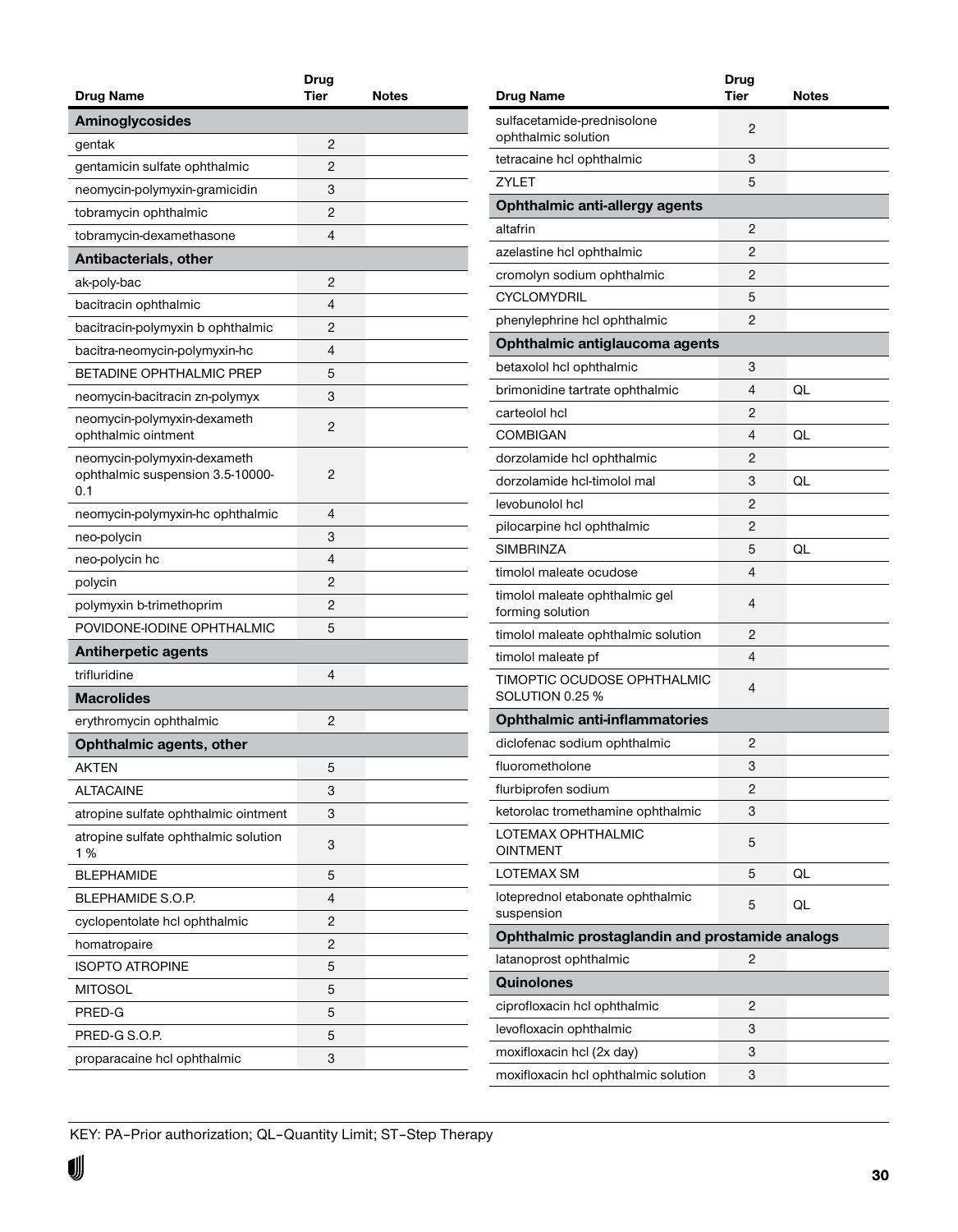| Drug Name | Drug Tier | Notes |
|---|---|---|
| **Aminoglycosides** | | |
| gentak | 2 | |
| gentamicin sulfate ophthalmic | 2 | |
| neomycin-polymyxin-gramicidin | 3 | |
| tobramycin ophthalmic | 2 | |
| tobramycin-dexamethasone | 4 | |
| **Antibacterials, other** | | |
| ak-poly-bac | 2 | |
| bacitracin ophthalmic | 4 | |
| bacitracin-polymyxin b ophthalmic | 2 | |
| bacitra-neomycin-polymyxin-hc | 4 | |
| BETADINE OPHTHALMIC PREP | 5 | |
| neomycin-bacitracin zn-polymyx | 3 | |
| neomycin-polymyxin-dexameth ophthalmic ointment | 2 | |
| neomycin-polymyxin-dexameth ophthalmic suspension 3.5-10000-0.1 | 2 | |
| neomycin-polymyxin-hc ophthalmic | 4 | |
| neo-polycin | 3 | |
| neo-polycin hc | 4 | |
| polycin | 2 | |
| polymyxin b-trimethoprim | 2 | |
| POVIDONE-IODINE OPHTHALMIC | 5 | |
| **Antiherpetic agents** | | |
| trifluridine | 4 | |
| **Macrolides** | | |
| erythromycin ophthalmic | 2 | |
| **Ophthalmic agents, other** | | |
| AKTEN | 5 | |
| ALTACAINE | 3 | |
| atropine sulfate ophthalmic ointment | 3 | |
| atropine sulfate ophthalmic solution 1 % | 3 | |
| BLEPHAMIDE | 5 | |
| BLEPHAMIDE S.O.P. | 4 | |
| cyclopentolate hcl ophthalmic | 2 | |
| homatropaire | 2 | |
| ISOPTO ATROPINE | 5 | |
| MITOSOL | 5 | |
| PRED-G | 5 | |
| PRED-G S.O.P. | 5 | |
| proparacaine hcl ophthalmic | 3 | |
| sulfacetamide-prednisolone ophthalmic solution | 2 | |
| tetracaine hcl ophthalmic | 3 | |
| ZYLET | 5 | |
| **Ophthalmic anti-allergy agents** | | |
| altafrin | 2 | |
| azelastine hcl ophthalmic | 2 | |
| cromolyn sodium ophthalmic | 2 | |
| CYCLOMYDRIL | 5 | |
| phenylephrine hcl ophthalmic | 2 | |
| **Ophthalmic antiglaucoma agents** | | |
| betaxolol hcl ophthalmic | 3 | |
| brimonidine tartrate ophthalmic | 4 | QL |
| carteolol hcl | 2 | |
| COMBIGAN | 4 | QL |
| dorzolamide hcl ophthalmic | 2 | |
| dorzolamide hcl-timolol mal | 3 | QL |
| levobunolol hcl | 2 | |
| pilocarpine hcl ophthalmic | 2 | |
| SIMBRINZA | 5 | QL |
| timolol maleate ocudose | 4 | |
| timolol maleate ophthalmic gel forming solution | 4 | |
| timolol maleate ophthalmic solution | 2 | |
| timolol maleate pf | 4 | |
| TIMOPTIC OCUDOSE OPHTHALMIC SOLUTION 0.25 % | 4 | |
| **Ophthalmic anti-inflammatories** | | |
| diclofenac sodium ophthalmic | 2 | |
| fluorometholone | 3 | |
| flurbiprofen sodium | 2 | |
| ketorolac tromethamine ophthalmic | 3 | |
| LOTEMAX OPHTHALMIC OINTMENT | 5 | |
| LOTEMAX SM | 5 | QL |
| loteprednol etabonate ophthalmic suspension | 5 | QL |
| **Ophthalmic prostaglandin and prostamide analogs** | | |
| latanoprost ophthalmic | 2 | |
| **Quinolones** | | |
| ciprofloxacin hcl ophthalmic | 2 | |
| levofloxacin ophthalmic | 3 | |
| moxifloxacin hcl (2x day) | 3 | |
| moxifloxacin hcl ophthalmic solution | 3 | |

KEY: PA–Prior authorization; QL–Quantity Limit; ST–Step Therapy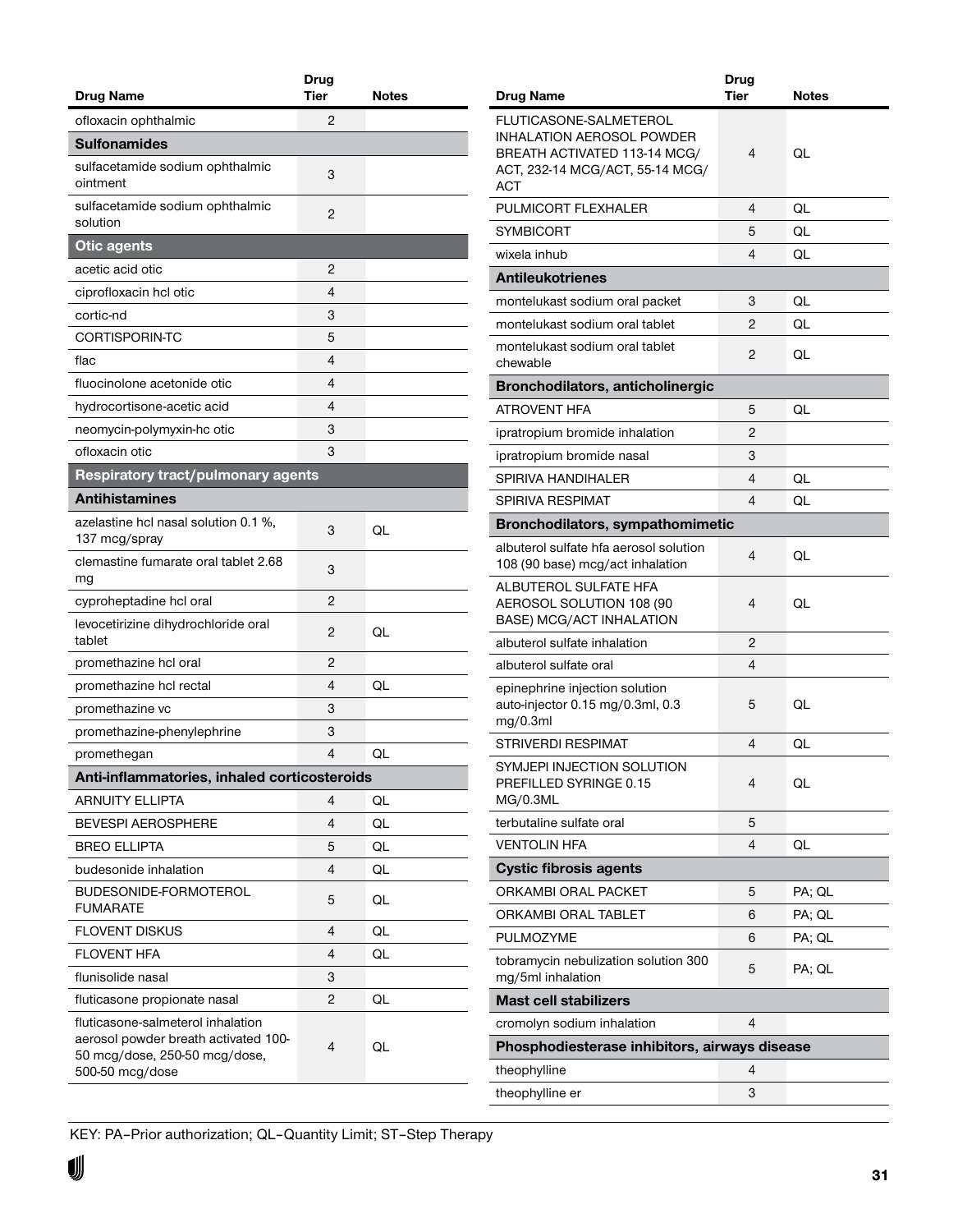| Drug Name | Drug Tier | Notes |
|---|---|---|
| ofloxacin ophthalmic | 2 | |
| **Sulfonamides** | | |
| sulfacetamide sodium ophthalmic ointment | 3 | |
| sulfacetamide sodium ophthalmic solution | 2 | |
| **Otic agents** | | |
| acetic acid otic | 2 | |
| ciprofloxacin hcl otic | 4 | |
| cortic-nd | 3 | |
| CORTISPORIN-TC | 5 | |
| flac | 4 | |
| fluocinolone acetonide otic | 4 | |
| hydrocortisone-acetic acid | 4 | |
| neomycin-polymyxin-hc otic | 3 | |
| ofloxacin otic | 3 | |
| **Respiratory tract/pulmonary agents** | | |
| **Antihistamines** | | |
| azelastine hcl nasal solution 0.1 %, 137 mcg/spray | 3 | QL |
| clemastine fumarate oral tablet 2.68 mg | 3 | |
| cyproheptadine hcl oral | 2 | |
| levocetirizine dihydrochloride oral tablet | 2 | QL |
| promethazine hcl oral | 2 | |
| promethazine hcl rectal | 4 | QL |
| promethazine vc | 3 | |
| promethazine-phenylephrine | 3 | |
| promethegan | 4 | QL |
| **Anti-inflammatories, inhaled corticosteroids** | | |
| ARNUITY ELLIPTA | 4 | QL |
| BEVESPI AEROSPHERE | 4 | QL |
| BREO ELLIPTA | 5 | QL |
| budesonide inhalation | 4 | QL |
| BUDESONIDE-FORMOTEROL FUMARATE | 5 | QL |
| FLOVENT DISKUS | 4 | QL |
| FLOVENT HFA | 4 | QL |
| flunisolide nasal | 3 | |
| fluticasone propionate nasal | 2 | QL |
| fluticasone-salmeterol inhalation aerosol powder breath activated 100-50 mcg/dose, 250-50 mcg/dose, 500-50 mcg/dose | 4 | QL |
| FLUTICASONE-SALMETEROL INHALATION AEROSOL POWDER BREATH ACTIVATED 113-14 MCG/ACT, 232-14 MCG/ACT, 55-14 MCG/ACT | 4 | QL |
| PULMICORT FLEXHALER | 4 | QL |
| SYMBICORT | 5 | QL |
| wixela inhub | 4 | QL |
| **Antileukotrienes** | | |
| montelukast sodium oral packet | 3 | QL |
| montelukast sodium oral tablet | 2 | QL |
| montelukast sodium oral tablet chewable | 2 | QL |
| **Bronchodilators, anticholinergic** | | |
| ATROVENT HFA | 5 | QL |
| ipratropium bromide inhalation | 2 | |
| ipratropium bromide nasal | 3 | |
| SPIRIVA HANDIHALER | 4 | QL |
| SPIRIVA RESPIMAT | 4 | QL |
| **Bronchodilators, sympathomimetic** | | |
| albuterol sulfate hfa aerosol solution 108 (90 base) mcg/act inhalation | 4 | QL |
| ALBUTEROL SULFATE HFA AEROSOL SOLUTION 108 (90 BASE) MCG/ACT INHALATION | 4 | QL |
| albuterol sulfate inhalation | 2 | |
| albuterol sulfate oral | 4 | |
| epinephrine injection solution auto-injector 0.15 mg/0.3ml, 0.3 mg/0.3ml | 5 | QL |
| STRIVERDI RESPIMAT | 4 | QL |
| SYMJEPI INJECTION SOLUTION PREFILLED SYRINGE 0.15 MG/0.3ML | 4 | QL |
| terbutaline sulfate oral | 5 | |
| VENTOLIN HFA | 4 | QL |
| **Cystic fibrosis agents** | | |
| ORKAMBI ORAL PACKET | 5 | PA; QL |
| ORKAMBI ORAL TABLET | 6 | PA; QL |
| PULMOZYME | 6 | PA; QL |
| tobramycin nebulization solution 300 mg/5ml inhalation | 5 | PA; QL |
| **Mast cell stabilizers** | | |
| cromolyn sodium inhalation | 4 | |
| **Phosphodiesterase inhibitors, airways disease** | | |
| theophylline | 4 | |
| theophylline er | 3 | |

KEY: PA–Prior authorization; QL–Quantity Limit; ST–Step Therapy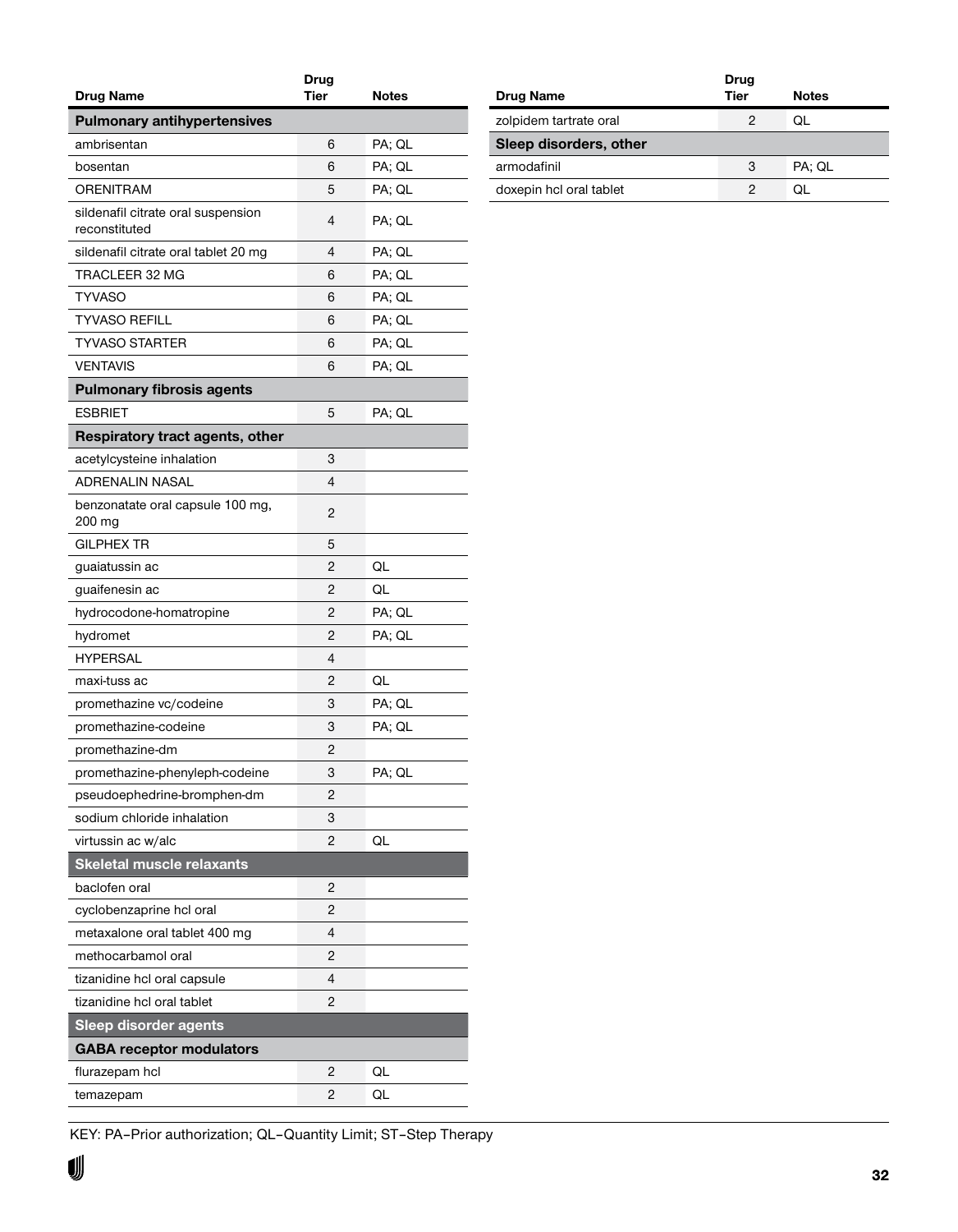| Drug Name | Drug Tier | Notes |
|---|---|---|
| **Pulmonary antihypertensives** | | |
| ambrisentan | 6 | PA; QL |
| bosentan | 6 | PA; QL |
| ORENITRAM | 5 | PA; QL |
| sildenafil citrate oral suspension reconstituted | 4 | PA; QL |
| sildenafil citrate oral tablet 20 mg | 4 | PA; QL |
| TRACLEER 32 MG | 6 | PA; QL |
| TYVASO | 6 | PA; QL |
| TYVASO REFILL | 6 | PA; QL |
| TYVASO STARTER | 6 | PA; QL |
| VENTAVIS | 6 | PA; QL |
| **Pulmonary fibrosis agents** | | |
| ESBRIET | 5 | PA; QL |
| **Respiratory tract agents, other** | | |
| acetylcysteine inhalation | 3 | |
| ADRENALIN NASAL | 4 | |
| benzonatate oral capsule 100 mg, 200 mg | 2 | |
| GILPHEX TR | 5 | |
| guaiatussin ac | 2 | QL |
| guaifenesin ac | 2 | QL |
| hydrocodone-homatropine | 2 | PA; QL |
| hydromet | 2 | PA; QL |
| HYPERSAL | 4 | |
| maxi-tuss ac | 2 | QL |
| promethazine vc/codeine | 3 | PA; QL |
| promethazine-codeine | 3 | PA; QL |
| promethazine-dm | 2 | |
| promethazine-phenyleph-codeine | 3 | PA; QL |
| pseudoephedrine-bromphen-dm | 2 | |
| sodium chloride inhalation | 3 | |
| virtussin ac w/alc | 2 | QL |
| **Skeletal muscle relaxants** | | |
| baclofen oral | 2 | |
| cyclobenzaprine hcl oral | 2 | |
| metaxalone oral tablet 400 mg | 4 | |
| methocarbamol oral | 2 | |
| tizanidine hcl oral capsule | 4 | |
| tizanidine hcl oral tablet | 2 | |
| **Sleep disorder agents** | | |
| **GABA receptor modulators** | | |
| flurazepam hcl | 2 | QL |
| temazepam | 2 | QL |
| zolpidem tartrate oral | 2 | QL |
| **Sleep disorders, other** | | |
| armodafinil | 3 | PA; QL |
| doxepin hcl oral tablet | 2 | QL |

KEY: PA–Prior authorization; QL–Quantity Limit; ST–Step Therapy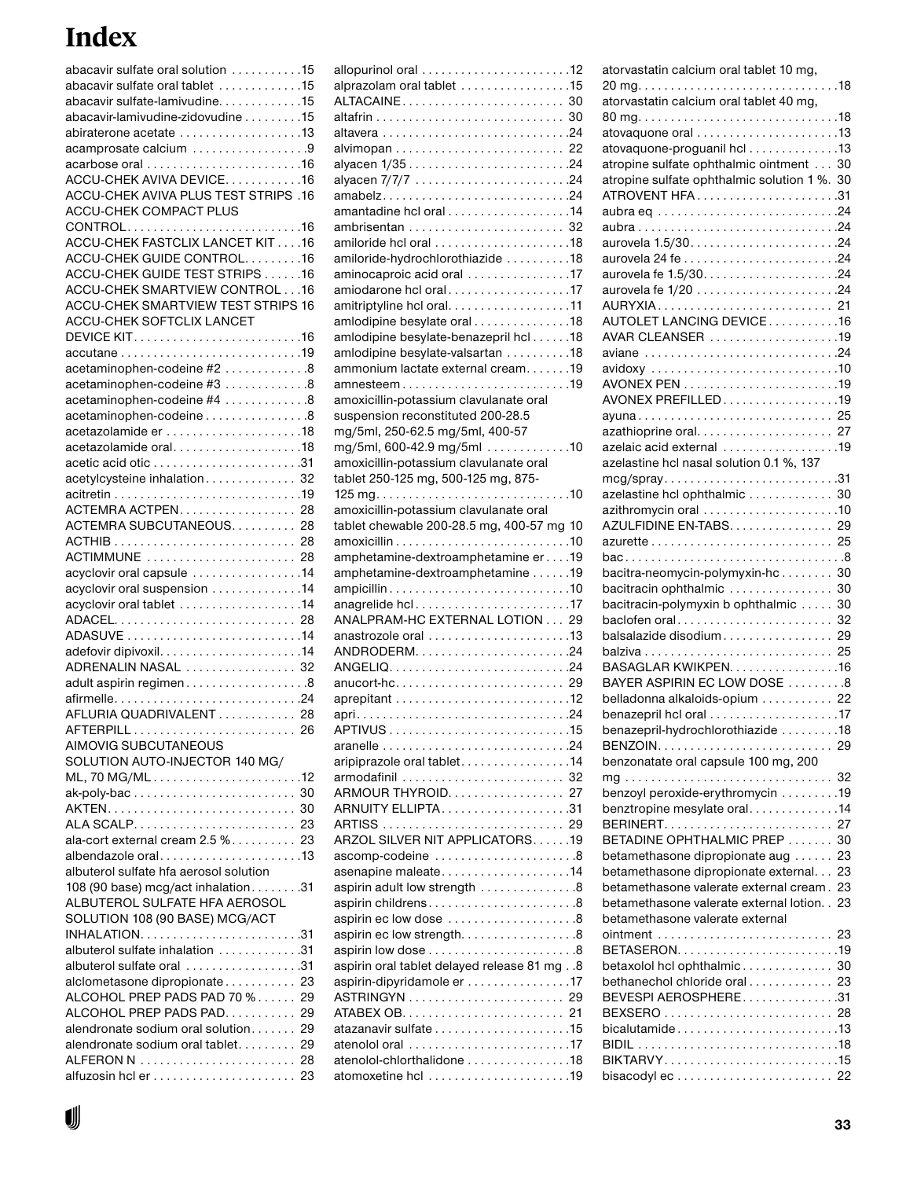# Index

abacavir sulfate oral solution . . . . . . . . . . .15
abacavir sulfate oral tablet . . . . . . . . . . . . .15
abacavir sulfate-lamivudine. . . . . . . . . . . . .15
abacavir-lamivudine-zidovudine . . . . . . . . .15
abiraterone acetate . . . . . . . . . . . . . . . . . . .13
acamprosate calcium . . . . . . . . . . . . . . . . . .9
acarbose oral . . . . . . . . . . . . . . . . . . . . . . . .16
ACCU-CHEK AVIVA DEVICE. . . . . . . . . . . .16
ACCU-CHEK AVIVA PLUS TEST STRIPS .16
ACCU-CHEK COMPACT PLUS CONTROL. . . . . . . . . . . . . . . . . . . . . . . . . . .16
ACCU-CHEK FASTCLIX LANCET KIT . . . .16
ACCU-CHEK GUIDE CONTROL. . . . . . . . .16
ACCU-CHEK GUIDE TEST STRIPS . . . . . .16
ACCU-CHEK SMARTVIEW CONTROL . . .16
ACCU-CHEK SMARTVIEW TEST STRIPS 16
ACCU-CHEK SOFTCLIX LANCET DEVICE KIT. . . . . . . . . . . . . . . . . . . . . . . . . .16
accutane . . . . . . . . . . . . . . . . . . . . . . . . . . . .19
acetaminophen-codeine #2 . . . . . . . . . . . . .8
acetaminophen-codeine #3 . . . . . . . . . . . . .8
acetaminophen-codeine #4 . . . . . . . . . . . . .8
acetaminophen-codeine . . . . . . . . . . . . . . . .8
acetazolamide er . . . . . . . . . . . . . . . . . . . . .18
acetazolamide oral. . . . . . . . . . . . . . . . . . . .18
acetic acid otic . . . . . . . . . . . . . . . . . . . . . . .31
acetylcysteine inhalation. . . . . . . . . . . . . . 32
acitretin . . . . . . . . . . . . . . . . . . . . . . . . . . . . .19
ACTEMRA ACTPEN. . . . . . . . . . . . . . . . . . 28
ACTEMRA SUBCUTANEOUS. . . . . . . . . . 28
ACTHIB . . . . . . . . . . . . . . . . . . . . . . . . . . . . 28
ACTIMMUNE . . . . . . . . . . . . . . . . . . . . . . . 28
acyclovir oral capsule . . . . . . . . . . . . . . . . .14
acyclovir oral suspension . . . . . . . . . . . . . .14
acyclovir oral tablet . . . . . . . . . . . . . . . . . . .14
ADACEL. . . . . . . . . . . . . . . . . . . . . . . . . . . . 28
ADASUVE . . . . . . . . . . . . . . . . . . . . . . . . . . .14
adefovir dipivoxil. . . . . . . . . . . . . . . . . . . . . .14
ADRENALIN NASAL . . . . . . . . . . . . . . . . . 32
adult aspirin regimen . . . . . . . . . . . . . . . . . . .8
afirmelle. . . . . . . . . . . . . . . . . . . . . . . . . . . . .24
AFLURIA QUADRIVALENT . . . . . . . . . . . . 28
AFTERPILL . . . . . . . . . . . . . . . . . . . . . . . . . 26
AIMOVIG SUBCUTANEOUS SOLUTION AUTO-INJECTOR 140 MG/ML, 70 MG/ML . . . . . . . . . . . . . . . . . . . . . . .12
ak-poly-bac . . . . . . . . . . . . . . . . . . . . . . . . . 30
AKTEN. . . . . . . . . . . . . . . . . . . . . . . . . . . . . 30
ALA SCALP. . . . . . . . . . . . . . . . . . . . . . . . . 23
ala-cort external cream 2.5 %. . . . . . . . . . 23
albendazole oral. . . . . . . . . . . . . . . . . . . . . .13
albuterol sulfate hfa aerosol solution 108 (90 base) mcg/act inhalation. . . . . . . .31
ALBUTEROL SULFATE HFA AEROSOL SOLUTION 108 (90 BASE) MCG/ACT INHALATION. . . . . . . . . . . . . . . . . . . . . . . .31
albuterol sulfate inhalation . . . . . . . . . . . . .31
albuterol sulfate oral . . . . . . . . . . . . . . . . . .31
alclometasone dipropionate . . . . . . . . . . . 23
ALCOHOL PREP PADS PAD 70 % . . . . . . 29
ALCOHOL PREP PADS PAD. . . . . . . . . . . 29
alendronate sodium oral solution. . . . . . . 29
alendronate sodium oral tablet. . . . . . . . . 29
ALFERON N . . . . . . . . . . . . . . . . . . . . . . . . 28
alfuzosin hcl er . . . . . . . . . . . . . . . . . . . . . . 23
allopurinol oral . . . . . . . . . . . . . . . . . . . . . . .12
alprazolam oral tablet . . . . . . . . . . . . . . . . .15
ALTACAINE. . . . . . . . . . . . . . . . . . . . . . . . . 30
altafrin . . . . . . . . . . . . . . . . . . . . . . . . . . . . . 30
altavera . . . . . . . . . . . . . . . . . . . . . . . . . . . . .24
alvimopan . . . . . . . . . . . . . . . . . . . . . . . . . . 22
alyacen 1/35 . . . . . . . . . . . . . . . . . . . . . . . . .24
alyacen 7/7/7 . . . . . . . . . . . . . . . . . . . . . . . .24
amabelz. . . . . . . . . . . . . . . . . . . . . . . . . . . . .24
amantadine hcl oral . . . . . . . . . . . . . . . . . . .14
ambrisentan . . . . . . . . . . . . . . . . . . . . . . . . 32
amiloride hcl oral . . . . . . . . . . . . . . . . . . . . .18
amiloride-hydrochlorothiazide . . . . . . . . . .18
aminocaproic acid oral . . . . . . . . . . . . . . . .17
amiodarone hcl oral . . . . . . . . . . . . . . . . . . .17
amitriptyline hcl oral. . . . . . . . . . . . . . . . . . .11
amlodipine besylate oral . . . . . . . . . . . . . . .18
amlodipine besylate-benazepril hcl . . . . . .18
amlodipine besylate-valsartan . . . . . . . . . .18
ammonium lactate external cream. . . . . . .19
amnesteem . . . . . . . . . . . . . . . . . . . . . . . . . .19
amoxicillin-potassium clavulanate oral suspension reconstituted 200-28.5 mg/5ml, 250-62.5 mg/5ml, 400-57 mg/5ml, 600-42.9 mg/5ml . . . . . . . . . . . .10
amoxicillin-potassium clavulanate oral tablet 250-125 mg, 500-125 mg, 875-125 mg. . . . . . . . . . . . . . . . . . . . . . . . . . . . .10
amoxicillin-potassium clavulanate oral tablet chewable 200-28.5 mg, 400-57 mg 10
amoxicillin . . . . . . . . . . . . . . . . . . . . . . . . . . .10
amphetamine-dextroamphetamine er . . . .19
amphetamine-dextroamphetamine . . . . . .19
ampicillin . . . . . . . . . . . . . . . . . . . . . . . . . . . .10
anagrelide hcl . . . . . . . . . . . . . . . . . . . . . . . .17
ANALPRAM-HC EXTERNAL LOTION . . . 29
anastrozole oral . . . . . . . . . . . . . . . . . . . . . .13
ANDRODERM. . . . . . . . . . . . . . . . . . . . . . . .24
ANGELIQ. . . . . . . . . . . . . . . . . . . . . . . . . . . .24
anucort-hc. . . . . . . . . . . . . . . . . . . . . . . . . . 29
aprepitant . . . . . . . . . . . . . . . . . . . . . . . . . . .12
apri. . . . . . . . . . . . . . . . . . . . . . . . . . . . . . . . .24
APTIVUS . . . . . . . . . . . . . . . . . . . . . . . . . . . .15
aranelle . . . . . . . . . . . . . . . . . . . . . . . . . . . . .24
aripiprazole oral tablet. . . . . . . . . . . . . . . . .14
armodafinil . . . . . . . . . . . . . . . . . . . . . . . . . 32
ARMOUR THYROID. . . . . . . . . . . . . . . . . . 27
ARNUITY ELLIPTA. . . . . . . . . . . . . . . . . . . .31
ARTISS . . . . . . . . . . . . . . . . . . . . . . . . . . . . 29
ARZOL SILVER NIT APPLICATORS. . . . . .19
ascomp-codeine . . . . . . . . . . . . . . . . . . . . . .8
asenapine maleate. . . . . . . . . . . . . . . . . . . .14
aspirin adult low strength . . . . . . . . . . . . . . .8
aspirin childrens. . . . . . . . . . . . . . . . . . . . . . .8
aspirin ec low dose . . . . . . . . . . . . . . . . . . . .8
aspirin ec low strength. . . . . . . . . . . . . . . . . .8
aspirin low dose . . . . . . . . . . . . . . . . . . . . . . .8
aspirin oral tablet delayed release 81 mg . .8
aspirin-dipyridamole er . . . . . . . . . . . . . . . .17
ASTRINGYN . . . . . . . . . . . . . . . . . . . . . . . . 29
ATABEX OB. . . . . . . . . . . . . . . . . . . . . . . . . 21
atazanavir sulfate . . . . . . . . . . . . . . . . . . . . .15
atenolol oral . . . . . . . . . . . . . . . . . . . . . . . . .17
atenolol-chlorthalidone . . . . . . . . . . . . . . . .18
atomoxetine hcl . . . . . . . . . . . . . . . . . . . . . .19
atorvastatin calcium oral tablet 10 mg, 20 mg. . . . . . . . . . . . . . . . . . . . . . . . . . . . . .18
atorvastatin calcium oral tablet 40 mg, 80 mg. . . . . . . . . . . . . . . . . . . . . . . . . . . . . .18
atovaquone oral . . . . . . . . . . . . . . . . . . . . . .13
atovaquone-proguanil hcl . . . . . . . . . . . . . .13
atropine sulfate ophthalmic ointment . . . 30
atropine sulfate ophthalmic solution 1 %. 30
ATROVENT HFA . . . . . . . . . . . . . . . . . . . . . .31
aubra eq . . . . . . . . . . . . . . . . . . . . . . . . . . . .24
aubra . . . . . . . . . . . . . . . . . . . . . . . . . . . . . . .24
aurovela 1.5/30. . . . . . . . . . . . . . . . . . . . . . .24
aurovela 24 fe . . . . . . . . . . . . . . . . . . . . . . . .24
aurovela fe 1.5/30. . . . . . . . . . . . . . . . . . . . .24
aurovela fe 1/20 . . . . . . . . . . . . . . . . . . . . . .24
AURYXIA. . . . . . . . . . . . . . . . . . . . . . . . . . . 21
AUTOLET LANCING DEVICE . . . . . . . . . . .16
AVAR CLEANSER . . . . . . . . . . . . . . . . . . . .19
aviane . . . . . . . . . . . . . . . . . . . . . . . . . . . . . .24
avidoxy . . . . . . . . . . . . . . . . . . . . . . . . . . . . .10
AVONEX PEN . . . . . . . . . . . . . . . . . . . . . . . .19
AVONEX PREFILLED . . . . . . . . . . . . . . . . . .19
ayuna . . . . . . . . . . . . . . . . . . . . . . . . . . . . . . 25
azathioprine oral. . . . . . . . . . . . . . . . . . . . . 27
azelaic acid external . . . . . . . . . . . . . . . . . .19
azelastine hcl nasal solution 0.1 %, 137 mcg/spray. . . . . . . . . . . . . . . . . . . . . . . . . . .31
azelastine hcl ophthalmic . . . . . . . . . . . . . 30
azithromycin oral . . . . . . . . . . . . . . . . . . . . .10
AZULFIDINE EN-TABS. . . . . . . . . . . . . . . . 29
azurette . . . . . . . . . . . . . . . . . . . . . . . . . . . . 25
bac . . . . . . . . . . . . . . . . . . . . . . . . . . . . . . . . . .8
bacitra-neomycin-polymyxin-hc . . . . . . . . 30
bacitracin ophthalmic . . . . . . . . . . . . . . . . 30
bacitracin-polymyxin b ophthalmic . . . . . 30
baclofen oral . . . . . . . . . . . . . . . . . . . . . . . . 32
balsalazide disodium . . . . . . . . . . . . . . . . . 29
balziva . . . . . . . . . . . . . . . . . . . . . . . . . . . . . 25
BASAGLAR KWIKPEN. . . . . . . . . . . . . . . . .16
BAYER ASPIRIN EC LOW DOSE . . . . . . . . .8
belladonna alkaloids-opium . . . . . . . . . . . 22
benazepril hcl oral . . . . . . . . . . . . . . . . . . . .17
benazepril-hydrochlorothiazide . . . . . . . . .18
BENZOIN. . . . . . . . . . . . . . . . . . . . . . . . . . . 29
benzonatate oral capsule 100 mg, 200 mg . . . . . . . . . . . . . . . . . . . . . . . . . . . . . . . 32
benzoyl peroxide-erythromycin . . . . . . . . .19
benztropine mesylate oral. . . . . . . . . . . . . .14
BERINERT. . . . . . . . . . . . . . . . . . . . . . . . . . 27
BETADINE OPHTHALMIC PREP . . . . . . . 30
betamethasone dipropionate aug . . . . . . 23
betamethasone dipropionate external. . . 23
betamethasone valerate external cream . 23
betamethasone valerate external lotion. . 23
betamethasone valerate external ointment . . . . . . . . . . . . . . . . . . . . . . . . . . . 23
BETASERON. . . . . . . . . . . . . . . . . . . . . . . . .19
betaxolol hcl ophthalmic . . . . . . . . . . . . . . 30
bethanechol chloride oral . . . . . . . . . . . . . 23
BEVESPI AEROSPHERE. . . . . . . . . . . . . . .31
BEXSERO . . . . . . . . . . . . . . . . . . . . . . . . . . 28
bicalutamide . . . . . . . . . . . . . . . . . . . . . . . . .13
BIDIL . . . . . . . . . . . . . . . . . . . . . . . . . . . . . . .18
BIKTARVY. . . . . . . . . . . . . . . . . . . . . . . . . . .15
bisacodyl ec . . . . . . . . . . . . . . . . . . . . . . . . 22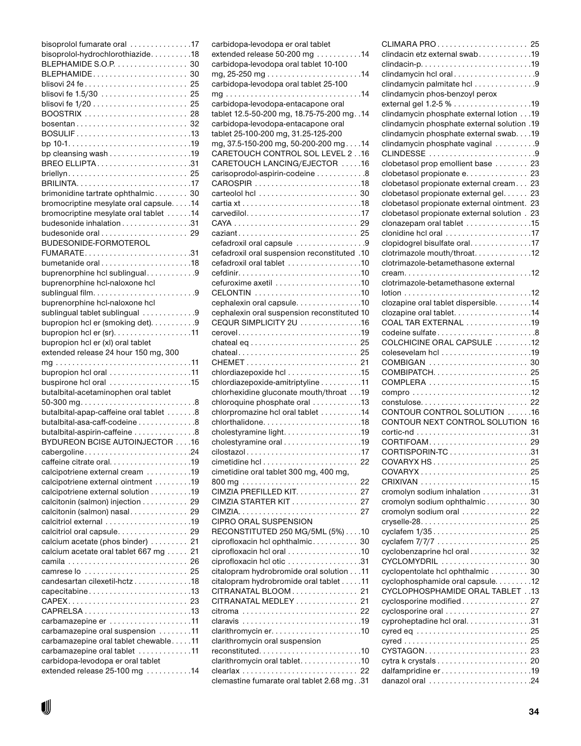bisoprolol fumarate oral . . . . . . . . . . . . . . .17
bisoprolol-hydrochlorothiazide. . . . . . . . . .18
BLEPHAMIDE S.O.P. . . . . . . . . . . . . . . . . 30
BLEPHAMIDE . . . . . . . . . . . . . . . . . . . . . . . 30
blisovi 24 fe . . . . . . . . . . . . . . . . . . . . . . . . 25
blisovi fe 1.5/30 . . . . . . . . . . . . . . . . . . . . 25
blisovi fe 1/20 . . . . . . . . . . . . . . . . . . . . . . 25
BOOSTRIX . . . . . . . . . . . . . . . . . . . . . . . . 28
bosentan . . . . . . . . . . . . . . . . . . . . . . . . . . 32
BOSULIF . . . . . . . . . . . . . . . . . . . . . . . . . . .13
bp 10-1. . . . . . . . . . . . . . . . . . . . . . . . . . . . .19
bp cleansing wash . . . . . . . . . . . . . . . . . . .19
BREO ELLIPTA . . . . . . . . . . . . . . . . . . . . . .31
briellyn. . . . . . . . . . . . . . . . . . . . . . . . . . . . 25
BRILINTA. . . . . . . . . . . . . . . . . . . . . . . . . . .17
brimonidine tartrate ophthalmic . . . . . . . . 30
bromocriptine mesylate oral capsule. . . . .14
bromocriptine mesylate oral tablet . . . . . .14
budesonide inhalation . . . . . . . . . . . . . . . .31
budesonide oral . . . . . . . . . . . . . . . . . . . . 29
BUDESONIDE-FORMOTEROL FUMARATE. . . . . . . . . . . . . . . . . . . . . . . . .31
bumetanide oral . . . . . . . . . . . . . . . . . . . . .18
buprenorphine hcl sublingual . . . . . . . . . . .9
buprenorphine hcl-naloxone hcl sublingual film. . . . . . . . . . . . . . . . . . . . . . . .9
buprenorphine hcl-naloxone hcl sublingual tablet sublingual . . . . . . . . . . . . .9
bupropion hcl er (smoking det). . . . . . . . . . .9
bupropion hcl er (sr). . . . . . . . . . . . . . . . . . .11
bupropion hcl er (xl) oral tablet extended release 24 hour 150 mg, 300 mg . . . . . . . . . . . . . . . . . . . . . . . . . . . . . . . .11
bupropion hcl oral . . . . . . . . . . . . . . . . . . . .11
buspirone hcl oral . . . . . . . . . . . . . . . . . . . .15
butalbital-acetaminophen oral tablet 50-300 mg. . . . . . . . . . . . . . . . . . . . . . . . . . .8
butalbital-apap-caffeine oral tablet . . . . . . .8
butalbital-asa-caff-codeine . . . . . . . . . . . . .8
butalbital-aspirin-caffeine . . . . . . . . . . . . . .8
BYDUREON BCISE AUTOINJECTOR . . . .16
cabergoline. . . . . . . . . . . . . . . . . . . . . . . . . .24
caffeine citrate oral. . . . . . . . . . . . . . . . . . . .19
calcipotriene external cream . . . . . . . . . . .19
calcipotriene external ointment . . . . . . . . .19
calcipotriene external solution . . . . . . . . . .19
calcitonin (salmon) injection . . . . . . . . . . . 29
calcitonin (salmon) nasal . . . . . . . . . . . . . . 29
calcitriol external . . . . . . . . . . . . . . . . . . . . .19
calcitriol oral capsule. . . . . . . . . . . . . . . . . 29
calcium acetate (phos binder) . . . . . . . . . 21
calcium acetate oral tablet 667 mg . . . . . 21
camila . . . . . . . . . . . . . . . . . . . . . . . . . . . . . 26
camrese lo . . . . . . . . . . . . . . . . . . . . . . . . . 25
candesartan cilexetil-hctz . . . . . . . . . . . . . .18
capecitabine. . . . . . . . . . . . . . . . . . . . . . . . .13
CAPEX. . . . . . . . . . . . . . . . . . . . . . . . . . . . . 23
CAPRELSA . . . . . . . . . . . . . . . . . . . . . . . . . .13
carbamazepine er . . . . . . . . . . . . . . . . . . . .11
carbamazepine oral suspension . . . . . . . .11
carbamazepine oral tablet chewable. . . . .11
carbamazepine oral tablet . . . . . . . . . . . . .11
carbidopa-levodopa er oral tablet extended release 25-100 mg . . . . . . . . . . .14
carbidopa-levodopa er oral tablet extended release 50-200 mg . . . . . . . . . . .14
carbidopa-levodopa oral tablet 10-100 mg, 25-250 mg . . . . . . . . . . . . . . . . . . . . . . .14
carbidopa-levodopa oral tablet 25-100 mg . . . . . . . . . . . . . . . . . . . . . . . . . . . . . . . . .14
carbidopa-levodopa-entacapone oral tablet 12.5-50-200 mg, 18.75-75-200 mg. .14
carbidopa-levodopa-entacapone oral tablet 25-100-200 mg, 31.25-125-200 mg, 37.5-150-200 mg, 50-200-200 mg . . . .14
CARETOUCH CONTROL SOL LEVEL 2 . .16
CARETOUCH LANCING/EJECTOR . . . . .16
carisoprodol-aspirin-codeine . . . . . . . . . . . .8
CAROSPIR . . . . . . . . . . . . . . . . . . . . . . . . . .18
carteolol hcl . . . . . . . . . . . . . . . . . . . . . . . . 30
cartia xt . . . . . . . . . . . . . . . . . . . . . . . . . . . . .18
carvedilol. . . . . . . . . . . . . . . . . . . . . . . . . . . .17
CAYA . . . . . . . . . . . . . . . . . . . . . . . . . . . . . . 29
caziant . . . . . . . . . . . . . . . . . . . . . . . . . . . . . 25
cefadroxil oral capsule . . . . . . . . . . . . . . . . .9
cefadroxil oral suspension reconstituted .10
cefadroxil oral tablet . . . . . . . . . . . . . . . . . .10
cefdinir. . . . . . . . . . . . . . . . . . . . . . . . . . . . . .10
cefuroxime axetil . . . . . . . . . . . . . . . . . . . . .10
CELONTIN . . . . . . . . . . . . . . . . . . . . . . . . . .10
cephalexin oral capsule. . . . . . . . . . . . . . . .10
cephalexin oral suspension reconstituted 10
CEQUR SIMPLICITY 2U . . . . . . . . . . . . . . .16
cerovel. . . . . . . . . . . . . . . . . . . . . . . . . . . . . .19
chateal eq . . . . . . . . . . . . . . . . . . . . . . . . . . 25
chateal. . . . . . . . . . . . . . . . . . . . . . . . . . . . . 25
CHEMET . . . . . . . . . . . . . . . . . . . . . . . . . . . 21
chlordiazepoxide hcl . . . . . . . . . . . . . . . . . .15
chlordiazepoxide-amitriptyline . . . . . . . . . .11
chlorhexidine gluconate mouth/throat . . .19
chloroquine phosphate oral . . . . . . . . . . . .13
chlorpromazine hcl oral tablet . . . . . . . . . .14
chlorthalidone. . . . . . . . . . . . . . . . . . . . . . . .18
cholestyramine light. . . . . . . . . . . . . . . . . . .19
cholestyramine oral . . . . . . . . . . . . . . . . . . .19
cilostazol . . . . . . . . . . . . . . . . . . . . . . . . . . . .17
cimetidine hcl . . . . . . . . . . . . . . . . . . . . . . . 22
cimetidine oral tablet 300 mg, 400 mg, 800 mg . . . . . . . . . . . . . . . . . . . . . . . . . . . 22
CIMZIA PREFILLED KIT. . . . . . . . . . . . . . . 27
CIMZIA STARTER KIT . . . . . . . . . . . . . . . . 27
CIMZIA. . . . . . . . . . . . . . . . . . . . . . . . . . . . . 27
CIPRO ORAL SUSPENSION RECONSTITUTED 250 MG/5ML (5%) . . . .10
ciprofloxacin hcl ophthalmic . . . . . . . . . . . 30
ciprofloxacin hcl oral . . . . . . . . . . . . . . . . . .10
ciprofloxacin hcl otic . . . . . . . . . . . . . . . . . .31
citalopram hydrobromide oral solution . . .11
citalopram hydrobromide oral tablet . . . . .11
CITRANATAL BLOOM . . . . . . . . . . . . . . . . 21
CITRANATAL MEDLEY . . . . . . . . . . . . . . . 21
citroma . . . . . . . . . . . . . . . . . . . . . . . . . . . . 22
claravis . . . . . . . . . . . . . . . . . . . . . . . . . . . . .19
clarithromycin er. . . . . . . . . . . . . . . . . . . . . .10
clarithromycin oral suspension reconstituted. . . . . . . . . . . . . . . . . . . . . . . . .10
clarithromycin oral tablet. . . . . . . . . . . . . . .10
clearlax . . . . . . . . . . . . . . . . . . . . . . . . . . . . 22
clemastine fumarate oral tablet 2.68 mg . .31
CLIMARA PRO . . . . . . . . . . . . . . . . . . . . . . 25
clindacin etz external swab . . . . . . . . . . . . .19
clindacin-p. . . . . . . . . . . . . . . . . . . . . . . . . . .19
clindamycin hcl oral . . . . . . . . . . . . . . . . . . . .9
clindamycin palmitate hcl . . . . . . . . . . . . . . .9
clindamycin phos-benzoyl perox external gel 1.2-5 % . . . . . . . . . . . . . . . . . . .19
clindamycin phosphate external lotion . . .19
clindamycin phosphate external solution .19
clindamycin phosphate external swab. . . .19
clindamycin phosphate vaginal . . . . . . . . . .9
CLINDESSE . . . . . . . . . . . . . . . . . . . . . . . . . .9
clobetasol prop emollient base . . . . . . . . 23
clobetasol propionate e. . . . . . . . . . . . . . . 23
clobetasol propionate external cream . . . 23
clobetasol propionate external gel. . . . . . 23
clobetasol propionate external ointment. 23
clobetasol propionate external solution . 23
clonazepam oral tablet . . . . . . . . . . . . . . . .15
clonidine hcl oral . . . . . . . . . . . . . . . . . . . . .17
clopidogrel bisulfate oral. . . . . . . . . . . . . . .17
clotrimazole mouth/throat. . . . . . . . . . . . . .12
clotrimazole-betamethasone external cream. . . . . . . . . . . . . . . . . . . . . . . . . . . . . . .12
clotrimazole-betamethasone external lotion . . . . . . . . . . . . . . . . . . . . . . . . . . . . . . .12
clozapine oral tablet dispersible. . . . . . . . .14
clozapine oral tablet. . . . . . . . . . . . . . . . . . .14
COAL TAR EXTERNAL . . . . . . . . . . . . . . . .19
codeine sulfate . . . . . . . . . . . . . . . . . . . . . . . .8
COLCHICINE ORAL CAPSULE . . . . . . . . .12
colesevelam hcl . . . . . . . . . . . . . . . . . . . . . .19
COMBIGAN . . . . . . . . . . . . . . . . . . . . . . . . 30
COMBIPATCH. . . . . . . . . . . . . . . . . . . . . . . 25
COMPLERA . . . . . . . . . . . . . . . . . . . . . . . . .15
compro . . . . . . . . . . . . . . . . . . . . . . . . . . . . .12
constulose. . . . . . . . . . . . . . . . . . . . . . . . . . 22
CONTOUR CONTROL SOLUTION . . . . . .16
CONTOUR NEXT CONTROL SOLUTION 16
cortic-nd . . . . . . . . . . . . . . . . . . . . . . . . . . . .31
CORTIFOAM. . . . . . . . . . . . . . . . . . . . . . . . 29
CORTISPORIN-TC . . . . . . . . . . . . . . . . . . . .31
COVARYX HS . . . . . . . . . . . . . . . . . . . . . . . 25
COVARYX . . . . . . . . . . . . . . . . . . . . . . . . . . 25
CRIXIVAN . . . . . . . . . . . . . . . . . . . . . . . . . . .15
cromolyn sodium inhalation . . . . . . . . . . . .31
cromolyn sodium ophthalmic . . . . . . . . . . 30
cromolyn sodium oral . . . . . . . . . . . . . . . . 22
cryselle-28. . . . . . . . . . . . . . . . . . . . . . . . . . 25
cyclafem 1/35 . . . . . . . . . . . . . . . . . . . . . . . 25
cyclafem 7/7/7 . . . . . . . . . . . . . . . . . . . . . . 25
cyclobenzaprine hcl oral . . . . . . . . . . . . . . 32
CYCLOMYDRIL . . . . . . . . . . . . . . . . . . . . . 30
cyclopentolate hcl ophthalmic . . . . . . . . . 30
cyclophosphamide oral capsule. . . . . . . . .12
CYCLOPHOSPHAMIDE ORAL TABLET . .13
cyclosporine modified . . . . . . . . . . . . . . . . 27
cyclosporine oral . . . . . . . . . . . . . . . . . . . . 27
cyproheptadine hcl oral. . . . . . . . . . . . . . . .31
cyred eq . . . . . . . . . . . . . . . . . . . . . . . . . . . 25
cyred . . . . . . . . . . . . . . . . . . . . . . . . . . . . . . 25
CYSTAGON. . . . . . . . . . . . . . . . . . . . . . . . . 23
cytra k crystals . . . . . . . . . . . . . . . . . . . . . . 20
dalfampridine er . . . . . . . . . . . . . . . . . . . . . .19
danazol oral . . . . . . . . . . . . . . . . . . . . . . . . .24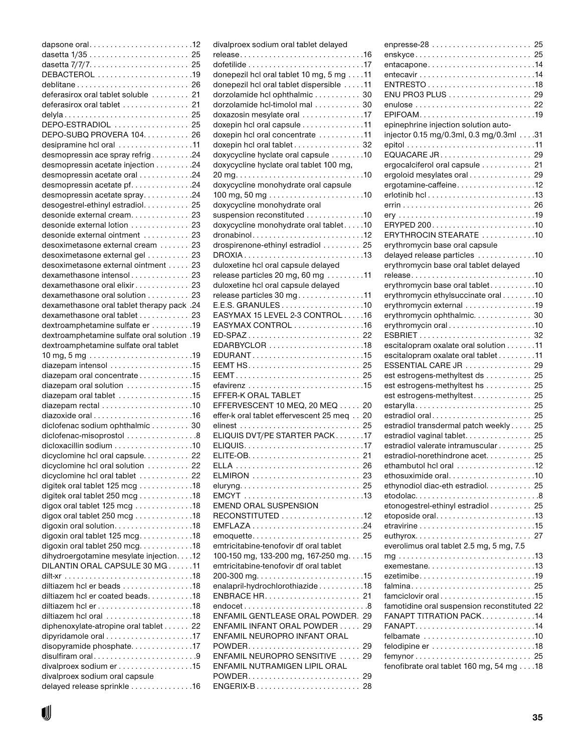dapsone oral . . . . . . . . . . . . . . . . . . . . . . . . .12
dasetta 1/35 . . . . . . . . . . . . . . . . . . . . . . . . 25
dasetta 7/7/7. . . . . . . . . . . . . . . . . . . . . . . . 25
DEBACTEROL . . . . . . . . . . . . . . . . . . . . . . .19
deblitane . . . . . . . . . . . . . . . . . . . . . . . . . . . 26
deferasirox oral tablet soluble . . . . . . . . . 21
deferasirox oral tablet . . . . . . . . . . . . . . . . 21
delyla . . . . . . . . . . . . . . . . . . . . . . . . . . . . . 25
DEPO-ESTRADIOL . . . . . . . . . . . . . . . . . . 25
DEPO-SUBQ PROVERA 104. . . . . . . . . . . 26
desipramine hcl oral . . . . . . . . . . . . . . . . . .11
desmopressin ace spray refrig . . . . . . . . . .24
desmopressin acetate injection . . . . . . . . .24
desmopressin acetate oral . . . . . . . . . . . . .24
desmopressin acetate pf. . . . . . . . . . . . . . .24
desmopressin acetate spray. . . . . . . . . . . .24
desogestrel-ethinyl estradiol. . . . . . . . . . . 25
desonide external cream. . . . . . . . . . . . . . 23
desonide external lotion . . . . . . . . . . . . . . 23
desonide external ointment . . . . . . . . . . . 23
desoximetasone external cream . . . . . . . 23
desoximetasone external gel . . . . . . . . . . 23
desoximetasone external ointment . . . . . 23
dexamethasone intensol . . . . . . . . . . . . . . 23
dexamethasone oral elixir . . . . . . . . . . . . . 23
dexamethasone oral solution . . . . . . . . . . 23
dexamethasone oral tablet therapy pack .24
dexamethasone oral tablet . . . . . . . . . . . . 23
dextroamphetamine sulfate er . . . . . . . . . .19
dextroamphetamine sulfate oral solution .19
dextroamphetamine sulfate oral tablet 10 mg, 5 mg . . . . . . . . . . . . . . . . . . . . . . . . .19
diazepam intensol . . . . . . . . . . . . . . . . . . . .15
diazepam oral concentrate . . . . . . . . . . . . .15
diazepam oral solution . . . . . . . . . . . . . . . .15
diazepam oral tablet . . . . . . . . . . . . . . . . . .15
diazepam rectal . . . . . . . . . . . . . . . . . . . . . .10
diazoxide oral . . . . . . . . . . . . . . . . . . . . . . .16
diclofenac sodium ophthalmic . . . . . . . . . 30
diclofenac-misoprostol . . . . . . . . . . . . . . . . .8
dicloxacillin sodium . . . . . . . . . . . . . . . . . . .10
dicyclomine hcl oral capsule. . . . . . . . . . . 22
dicyclomine hcl oral solution . . . . . . . . . . 22
dicyclomine hcl oral tablet . . . . . . . . . . . . 22
digitek oral tablet 125 mcg . . . . . . . . . . . . .18
digitek oral tablet 250 mcg . . . . . . . . . . . . .18
digox oral tablet 125 mcg . . . . . . . . . . . . . .18
digox oral tablet 250 mcg . . . . . . . . . . . . . .18
digoxin oral solution. . . . . . . . . . . . . . . . . . .18
digoxin oral tablet 125 mcg. . . . . . . . . . . . .18
digoxin oral tablet 250 mcg. . . . . . . . . . . . .18
dihydroergotamine mesylate injection. . . .12
DILANTIN ORAL CAPSULE 30 MG . . . . . .11
dilt-xr . . . . . . . . . . . . . . . . . . . . . . . . . . . . . .18
diltiazem hcl er beads . . . . . . . . . . . . . . . . .18
diltiazem hcl er coated beads. . . . . . . . . . .18
diltiazem hcl er . . . . . . . . . . . . . . . . . . . . . . .18
diltiazem hcl oral . . . . . . . . . . . . . . . . . . . . .18
diphenoxylate-atropine oral tablet . . . . . . 22
dipyridamole oral . . . . . . . . . . . . . . . . . . . . .17
disopyramide phosphate. . . . . . . . . . . . . . .17
disulfiram oral . . . . . . . . . . . . . . . . . . . . . . . . .9
divalproex sodium er . . . . . . . . . . . . . . . . . .15
divalproex sodium oral capsule delayed release sprinkle . . . . . . . . . . . . . . .16
divalproex sodium oral tablet delayed release. . . . . . . . . . . . . . . . . . . . . . . . . . . . .16
dofetilide . . . . . . . . . . . . . . . . . . . . . . . . . . . .17
donepezil hcl oral tablet 10 mg, 5 mg . . . .11
donepezil hcl oral tablet dispersible . . . . .11
dorzolamide hcl ophthalmic . . . . . . . . . . . 30
dorzolamide hcl-timolol mal . . . . . . . . . . . 30
doxazosin mesylate oral . . . . . . . . . . . . . . .17
doxepin hcl oral capsule . . . . . . . . . . . . . . .11
doxepin hcl oral concentrate . . . . . . . . . . .11
doxepin hcl oral tablet . . . . . . . . . . . . . . . . 32
doxycycline hyclate oral capsule . . . . . . . .10
doxycycline hyclate oral tablet 100 mg, 20 mg. . . . . . . . . . . . . . . . . . . . . . . . . . . . . .10
doxycycline monohydrate oral capsule 100 mg, 50 mg . . . . . . . . . . . . . . . . . . . . . . .10
doxycycline monohydrate oral suspension reconstituted . . . . . . . . . . . . . .10
doxycycline monohydrate oral tablet. . . . .10
dronabinol. . . . . . . . . . . . . . . . . . . . . . . . . . .12
drospirenone-ethinyl estradiol . . . . . . . . . 25
DROXIA . . . . . . . . . . . . . . . . . . . . . . . . . . . . .13
duloxetine hcl oral capsule delayed release particles 20 mg, 60 mg . . . . . . . . .11
duloxetine hcl oral capsule delayed release particles 30 mg . . . . . . . . . . . . . . . .11
E.E.S. GRANULES . . . . . . . . . . . . . . . . . . . .10
EASYMAX 15 LEVEL 2-3 CONTROL . . . . .16
EASYMAX CONTROL . . . . . . . . . . . . . . . . .16
ED-SPAZ . . . . . . . . . . . . . . . . . . . . . . . . . . . 22
EDARBYCLOR . . . . . . . . . . . . . . . . . . . . . . .18
EDURANT . . . . . . . . . . . . . . . . . . . . . . . . . . .15
EEMT HS. . . . . . . . . . . . . . . . . . . . . . . . . . . 25
EEMT . . . . . . . . . . . . . . . . . . . . . . . . . . . . . . 25
efavirenz . . . . . . . . . . . . . . . . . . . . . . . . . . . .15
EFFER-K ORAL TABLET EFFERVESCENT 10 MEQ, 20 MEQ . . . . . 20
effer-k oral tablet effervescent 25 meq . . 20
elinest . . . . . . . . . . . . . . . . . . . . . . . . . . . . . 25
ELIQUIS DVT/PE STARTER PACK . . . . . . .17
ELIQUIS. . . . . . . . . . . . . . . . . . . . . . . . . . . . .17
ELITE-OB. . . . . . . . . . . . . . . . . . . . . . . . . . . 21
ELLA . . . . . . . . . . . . . . . . . . . . . . . . . . . . . . 26
ELMIRON . . . . . . . . . . . . . . . . . . . . . . . . . . 23
eluryng. . . . . . . . . . . . . . . . . . . . . . . . . . . . . 25
EMCYT . . . . . . . . . . . . . . . . . . . . . . . . . . . . .13
EMEND ORAL SUSPENSION RECONSTITUTED . . . . . . . . . . . . . . . . . . . .12
EMFLAZA . . . . . . . . . . . . . . . . . . . . . . . . . . .24
emoquette. . . . . . . . . . . . . . . . . . . . . . . . . . 25
emtricitabine-tenofovir df oral tablet 100-150 mg, 133-200 mg, 167-250 mg. . . .15
emtricitabine-tenofovir df oral tablet 200-300 mg. . . . . . . . . . . . . . . . . . . . . . . . . .15
enalapril-hydrochlorothiazide . . . . . . . . . . .18
ENBRACE HR. . . . . . . . . . . . . . . . . . . . . . . 21
endocet . . . . . . . . . . . . . . . . . . . . . . . . . . . . . .8
ENFAMIL GENTLEASE ORAL POWDER. 29
ENFAMIL INFANT ORAL POWDER . . . . . 29
ENFAMIL NEUROPRO INFANT ORAL POWDER. . . . . . . . . . . . . . . . . . . . . . . . . . 29
ENFAMIL NEUROPRO SENSITIVE . . . . . 29
ENFAMIL NUTRAMIGEN LIPIL ORAL POWDER. . . . . . . . . . . . . . . . . . . . . . . . . . 29
ENGERIX-B . . . . . . . . . . . . . . . . . . . . . . . . . 28
enpresse-28 . . . . . . . . . . . . . . . . . . . . . . . . 25
enskyce. . . . . . . . . . . . . . . . . . . . . . . . . . . . 25
entacapone. . . . . . . . . . . . . . . . . . . . . . . . . .14
entecavir . . . . . . . . . . . . . . . . . . . . . . . . . . . .14
ENTRESTO . . . . . . . . . . . . . . . . . . . . . . . . . .18
ENU PRO3 PLUS . . . . . . . . . . . . . . . . . . . . 29
enulose . . . . . . . . . . . . . . . . . . . . . . . . . . . . 22
EPIFOAM. . . . . . . . . . . . . . . . . . . . . . . . . . . .19
epinephrine injection solution auto-injector 0.15 mg/0.3ml, 0.3 mg/0.3ml . . . .31
epitol . . . . . . . . . . . . . . . . . . . . . . . . . . . . . . .11
EQUACARE JR . . . . . . . . . . . . . . . . . . . . . . 29
ergocalciferol oral capsule . . . . . . . . . . . . 21
ergoloid mesylates oral . . . . . . . . . . . . . . . 29
ergotamine-caffeine. . . . . . . . . . . . . . . . . . .12
erlotinib hcl . . . . . . . . . . . . . . . . . . . . . . . . . .13
errin . . . . . . . . . . . . . . . . . . . . . . . . . . . . . . . 26
ery . . . . . . . . . . . . . . . . . . . . . . . . . . . . . . . . .19
ERYPED 200 . . . . . . . . . . . . . . . . . . . . . . . . .10
ERYTHROCIN STEARATE . . . . . . . . . . . . .10
erythromycin base oral capsule delayed release particles . . . . . . . . . . . . .10
erythromycin base oral tablet delayed release. . . . . . . . . . . . . . . . . . . . . . . . . . . . .10
erythromycin base oral tablet . . . . . . . . . . .10
erythromycin ethylsuccinate oral . . . . . . . .10
erythromycin external . . . . . . . . . . . . . . . . .19
erythromycin ophthalmic. . . . . . . . . . . . . . 30
erythromycin oral . . . . . . . . . . . . . . . . . . . . .10
ESBRIET . . . . . . . . . . . . . . . . . . . . . . . . . . . 32
escitalopram oxalate oral solution . . . . . . .11
escitalopram oxalate oral tablet . . . . . . . . .11
ESSENTIAL CARE JR . . . . . . . . . . . . . . . . 29
est estrogens-methyltest ds . . . . . . . . . . . 25
est estrogens-methyltest hs . . . . . . . . . . . 25
est estrogens-methyltest. . . . . . . . . . . . . . 25
estarylla. . . . . . . . . . . . . . . . . . . . . . . . . . . . 25
estradiol oral . . . . . . . . . . . . . . . . . . . . . . . . 25
estradiol transdermal patch weekly . . . . . 25
estradiol vaginal tablet. . . . . . . . . . . . . . . . 25
estradiol valerate intramuscular . . . . . . . . 25
estradiol-norethindrone acet. . . . . . . . . . . 25
ethambutol hcl oral . . . . . . . . . . . . . . . . . . .12
ethosuximide oral. . . . . . . . . . . . . . . . . . . . .10
ethynodiol diac-eth estradiol. . . . . . . . . . . 25
etodolac. . . . . . . . . . . . . . . . . . . . . . . . . . . . . .8
etonogestrel-ethinyl estradiol . . . . . . . . . . 25
etoposide oral. . . . . . . . . . . . . . . . . . . . . . . .13
etravirine . . . . . . . . . . . . . . . . . . . . . . . . . . . .15
euthyrox. . . . . . . . . . . . . . . . . . . . . . . . . . . . 27
everolimus oral tablet 2.5 mg, 5 mg, 7.5 mg . . . . . . . . . . . . . . . . . . . . . . . . . . . . . . . .13
exemestane. . . . . . . . . . . . . . . . . . . . . . . . . .13
ezetimibe. . . . . . . . . . . . . . . . . . . . . . . . . . . .19
falmina . . . . . . . . . . . . . . . . . . . . . . . . . . . . . 25
famciclovir oral . . . . . . . . . . . . . . . . . . . . . . .15
famotidine oral suspension reconstituted 22
FANAPT TITRATION PACK. . . . . . . . . . . . .14
FANAPT. . . . . . . . . . . . . . . . . . . . . . . . . . . . .14
felbamate . . . . . . . . . . . . . . . . . . . . . . . . . . .10
felodipine er . . . . . . . . . . . . . . . . . . . . . . . . .18
femynor . . . . . . . . . . . . . . . . . . . . . . . . . . . . 25
fenofibrate oral tablet 160 mg, 54 mg . . . .18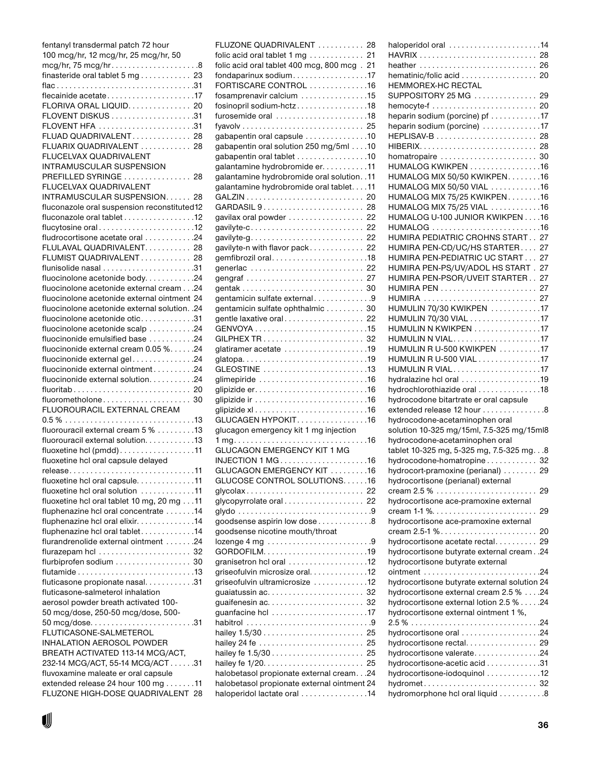fentanyl transdermal patch 72 hour 100 mcg/hr, 12 mcg/hr, 25 mcg/hr, 50 mcg/hr, 75 mcg/hr....................8
finasteride oral tablet 5 mg............ 23
flac................................31
flecainide acetate....................17
FLORIVA ORAL LIQUID............... 20
FLOVENT DISKUS....................31
FLOVENT HFA.......................31
FLUAD QUADRIVALENT.............. 28
FLUARIX QUADRIVALENT............ 28
FLUCELVAX QUADRIVALENT INTRAMUSCULAR SUSPENSION PREFILLED SYRINGE................ 28
FLUCELVAX QUADRIVALENT INTRAMUSCULAR SUSPENSION...... 28
fluconazole oral suspension reconstituted12
fluconazole oral tablet.................12
flucytosine oral......................12
fludrocortisone acetate oral...........24
FLULAVAL QUADRIVALENT........... 28
FLUMIST QUADRIVALENT............ 28
flunisolide nasal......................31
fluocinolone acetonide body...........24
fluocinolone acetonide external cream...24
fluocinolone acetonide external ointment 24
fluocinolone acetonide external solution. .24
fluocinolone acetonide otic............31
fluocinolone acetonide scalp..........24
fluocinonide emulsified base..........24
fluocinonide external cream 0.05 %......24
fluocinonide external gel..............24
fluocinonide external ointment..........24
fluocinonide external solution...........24
fluoritab............................ 20
fluorometholone..................... 30
FLUOROURACIL EXTERNAL CREAM 0.5 %..............................13
fluorouracil external cream 5 %.........13
fluorouracil external solution...........13
fluoxetine hcl (pmdd).................11
fluoxetine hcl oral capsule delayed release.............................11
fluoxetine hcl oral capsule..............11
fluoxetine hcl oral solution............11
fluoxetine hcl oral tablet 10 mg, 20 mg...11
fluphenazine hcl oral concentrate.......14
fluphenazine hcl oral elixir.............14
fluphenazine hcl oral tablet............14
flurandrenolide external ointment.......24
flurazepam hcl...................... 32
flurbiprofen sodium.................. 30
flutamide............................13
fluticasone propionate nasal...........31
fluticasone-salmeterol inhalation aerosol powder breath activated 100-50 mcg/dose, 250-50 mcg/dose, 500-50 mcg/dose........................31
FLUTICASONE-SALMETEROL INHALATION AEROSOL POWDER BREATH ACTIVATED 113-14 MCG/ACT, 232-14 MCG/ACT, 55-14 MCG/ACT......31
fluvoxamine maleate er oral capsule extended release 24 hour 100 mg.......11
FLUZONE HIGH-DOSE QUADRIVALENT 28
FLUZONE QUADRIVALENT........... 28
folic acid oral tablet 1 mg............. 21
folic acid oral tablet 400 mcg, 800 mcg . 21
fondaparinux sodium..................17
FORTISCARE CONTROL.............16
fosamprenavir calcium................15
fosinopril sodium-hctz.................18
furosemide oral......................18
fyavolv............................. 25
gabapentin oral capsule...............10
gabapentin oral solution 250 mg/5ml....10
gabapentin oral tablet.................10
galantamine hydrobromide er...........11
galantamine hydrobromide oral solution. .11
galantamine hydrobromide oral tablet....11
GALZIN............................ 20
GARDASIL 9........................ 28
gavilax oral powder.................. 22
gavilyte-c.......................... 22
gavilyte-g.......................... 22
gavilyte-n with flavor pack............. 22
gemfibrozil oral......................18
generlac........................... 22
gengraf............................ 27
gentak............................. 30
gentamicin sulfate external.............9
gentamicin sulfate ophthalmic......... 30
gentle laxative oral................... 22
GENVOYA...........................15
GILPHEX TR........................ 32
glatiramer acetate....................19
glatopa..............................19
GLEOSTINE.........................13
glimepiride..........................16
glipizide er...........................16
glipizide ir...........................16
glipizide xl...........................16
GLUCAGEN HYPOKIT.................16
glucagon emergency kit 1 mg injection 1 mg................................16
GLUCAGON EMERGENCY KIT 1 MG INJECTION 1 MG.....................16
GLUCAGON EMERGENCY KIT.........16
GLUCOSE CONTROL SOLUTIONS......16
glycolax............................ 22
glycopyrrolate oral................... 22
glydo................................9
goodsense aspirin low dose.............8
goodsense nicotine mouth/throat lozenge 4 mg.........................9
GORDOFILM.........................19
granisetron hcl oral...................12
griseofulvin microsize oral.............12
griseofulvin ultramicrosize............12
guaiatussin ac....................... 32
guaifenesin ac....................... 32
guanfacine hcl.......................17
habitrol..............................9
hailey 1.5/30........................ 25
hailey 24 fe......................... 25
hailey fe 1.5/30...................... 25
hailey fe 1/20........................ 25
halobetasol propionate external cream. . .24
halobetasol propionate external ointment 24
haloperidol lactate oral................14
haloperidol oral......................14
HAVRIX............................ 28
heather............................ 26
hematinic/folic acid.................. 20
HEMMOREX-HC RECTAL SUPPOSITORY 25 MG............... 29
hemocyte-f......................... 20
heparin sodium (porcine) pf............17
heparin sodium (porcine)..............17
HEPLISAV-B........................ 28
HIBERIX............................ 28
homatropaire....................... 30
HUMALOG KWIKPEN.................16
HUMALOG MIX 50/50 KWIKPEN........16
HUMALOG MIX 50/50 VIAL............16
HUMALOG MIX 75/25 KWIKPEN........16
HUMALOG MIX 75/25 VIAL............16
HUMALOG U-100 JUNIOR KWIKPEN....16
HUMALOG..........................16
HUMIRA PEDIATRIC CROHNS START.. 27
HUMIRA PEN-CD/UC/HS STARTER.... 27
HUMIRA PEN-PEDIATRIC UC START... 27
HUMIRA PEN-PS/UV/ADOL HS START . 27
HUMIRA PEN-PSOR/UVEIT STARTER.. 27
HUMIRA PEN....................... 27
HUMIRA........................... 27
HUMULIN 70/30 KWIKPEN............17
HUMULIN 70/30 VIAL.................17
HUMULIN N KWIKPEN................17
HUMULIN N VIAL.....................17
HUMULIN R U-500 KWIKPEN..........17
HUMULIN R U-500 VIAL...............17
HUMULIN R VIAL.....................17
hydralazine hcl oral...................19
hydrochlorothiazide oral...............18
hydrocodone bitartrate er oral capsule extended release 12 hour..............8
hydrocodone-acetaminophen oral solution 10-325 mg/15ml, 7.5-325 mg/15ml8
hydrocodone-acetaminophen oral tablet 10-325 mg, 5-325 mg, 7.5-325 mg. . .8
hydrocodone-homatropine............ 32
hydrocort-pramoxine (perianal)........ 29
hydrocortisone (perianal) external cream 2.5 %........................ 29
hydrocortisone ace-pramoxine external cream 1-1 %......................... 29
hydrocortisone ace-pramoxine external cream 2.5-1 %....................... 20
hydrocortisone acetate rectal.......... 29
hydrocortisone butyrate external cream. .24
hydrocortisone butyrate external ointment............................24
hydrocortisone butyrate external solution 24
hydrocortisone external cream 2.5 %....24
hydrocortisone external lotion 2.5 %.....24
hydrocortisone external ointment 1 %, 2.5 %..............................24
hydrocortisone oral...................24
hydrocortisone rectal................. 29
hydrocortisone valerate...............24
hydrocortisone-acetic acid.............31
hydrocortisone-iodoquinol.............12
hydromet........................... 32
hydromorphone hcl oral liquid...........8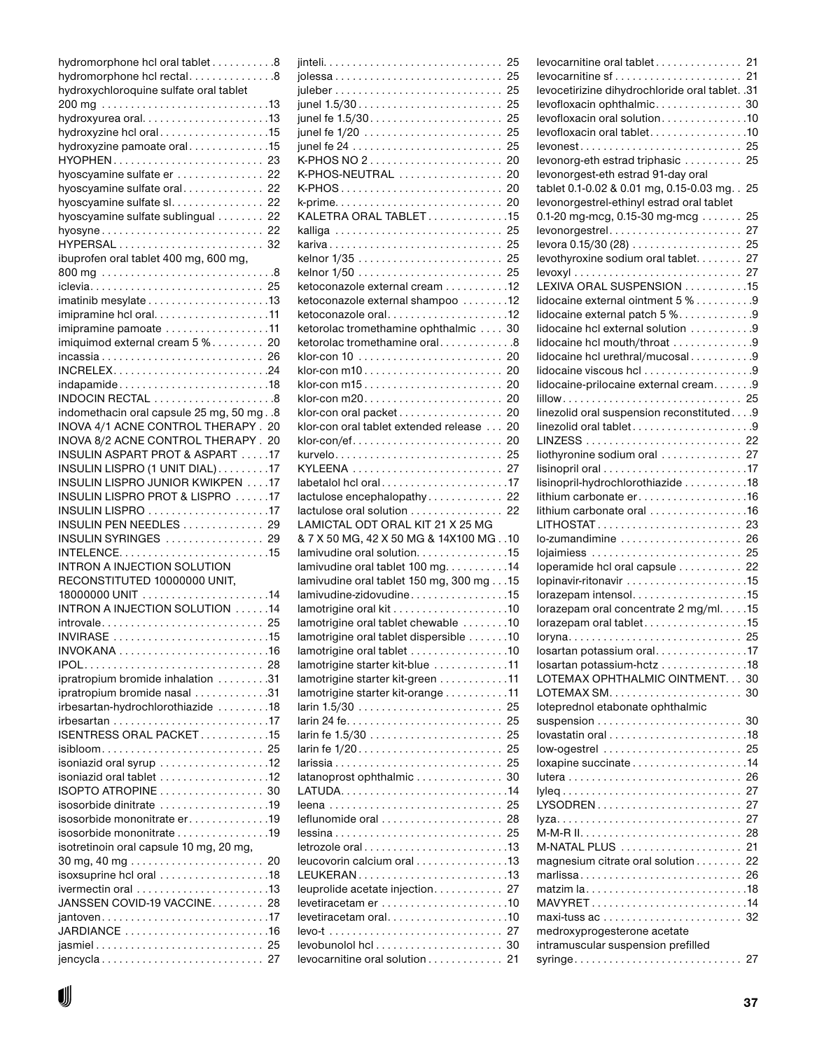hydromorphone hcl oral tablet . . . . . . . . . . .8
hydromorphone hcl rectal. . . . . . . . . . . . . . .8
hydroxychloroquine sulfate oral tablet 200 mg . . . . . . . . . . . . . . . . . . . . . . . . . . . .13
hydroxyurea oral. . . . . . . . . . . . . . . . . . . . . .13
hydroxyzine hcl oral . . . . . . . . . . . . . . . . . . .15
hydroxyzine pamoate oral. . . . . . . . . . . . . .15
HYOPHEN . . . . . . . . . . . . . . . . . . . . . . . . . . 23
hyoscyamine sulfate er . . . . . . . . . . . . . . . 22
hyoscyamine sulfate oral. . . . . . . . . . . . . . 22
hyoscyamine sulfate sl. . . . . . . . . . . . . . . . 22
hyoscyamine sulfate sublingual . . . . . . . . 22
hyosyne . . . . . . . . . . . . . . . . . . . . . . . . . . . . 22
HYPERSAL . . . . . . . . . . . . . . . . . . . . . . . . . 32
ibuprofen oral tablet 400 mg, 600 mg, 800 mg . . . . . . . . . . . . . . . . . . . . . . . . . . . . .8
iclevia. . . . . . . . . . . . . . . . . . . . . . . . . . . . . . 25
imatinib mesylate . . . . . . . . . . . . . . . . . . . . .13
imipramine hcl oral. . . . . . . . . . . . . . . . . . . .11
imipramine pamoate . . . . . . . . . . . . . . . . . .11
imiquimod external cream 5 % . . . . . . . . . 20
incassia . . . . . . . . . . . . . . . . . . . . . . . . . . . . 26
INCRELEX. . . . . . . . . . . . . . . . . . . . . . . . . . .24
indapamide . . . . . . . . . . . . . . . . . . . . . . . . . .18
INDOCIN RECTAL . . . . . . . . . . . . . . . . . . . . .8
indomethacin oral capsule 25 mg, 50 mg . .8
INOVA 4/1 ACNE CONTROL THERAPY . 20
INOVA 8/2 ACNE CONTROL THERAPY . 20
INSULIN ASPART PROT & ASPART . . . . .17
INSULIN LISPRO (1 UNIT DIAL) . . . . . . . . .17
INSULIN LISPRO JUNIOR KWIKPEN . . . .17
INSULIN LISPRO PROT & LISPRO . . . . . .17
INSULIN LISPRO . . . . . . . . . . . . . . . . . . . . .17
INSULIN PEN NEEDLES . . . . . . . . . . . . . . 29
INSULIN SYRINGES . . . . . . . . . . . . . . . . . 29
INTELENCE. . . . . . . . . . . . . . . . . . . . . . . . . .15
INTRON A INJECTION SOLUTION RECONSTITUTED 10000000 UNIT, 18000000 UNIT . . . . . . . . . . . . . . . . . . . . . .14
INTRON A INJECTION SOLUTION . . . . . .14
introvale. . . . . . . . . . . . . . . . . . . . . . . . . . . . 25
INVIRASE . . . . . . . . . . . . . . . . . . . . . . . . . . .15
INVOKANA . . . . . . . . . . . . . . . . . . . . . . . . . .16
IPOL. . . . . . . . . . . . . . . . . . . . . . . . . . . . . . . 28
ipratropium bromide inhalation . . . . . . . . .31
ipratropium bromide nasal . . . . . . . . . . . . .31
irbesartan-hydrochlorothiazide . . . . . . . . .18
irbesartan . . . . . . . . . . . . . . . . . . . . . . . . . . .17
ISENTRESS ORAL PACKET . . . . . . . . . . . .15
isibloom. . . . . . . . . . . . . . . . . . . . . . . . . . . . 25
isoniazid oral syrup . . . . . . . . . . . . . . . . . . .12
isoniazid oral tablet . . . . . . . . . . . . . . . . . . .12
ISOPTO ATROPINE . . . . . . . . . . . . . . . . . . 30
isosorbide dinitrate . . . . . . . . . . . . . . . . . . .19
isosorbide mononitrate er. . . . . . . . . . . . . .19
isosorbide mononitrate . . . . . . . . . . . . . . . .19
isotretinoin oral capsule 10 mg, 20 mg, 30 mg, 40 mg . . . . . . . . . . . . . . . . . . . . . . . 20
isoxsuprine hcl oral . . . . . . . . . . . . . . . . . . .18
ivermectin oral . . . . . . . . . . . . . . . . . . . . . . .13
JANSSEN COVID-19 VACCINE. . . . . . . . . 28
jantoven. . . . . . . . . . . . . . . . . . . . . . . . . . . . .17
JARDIANCE . . . . . . . . . . . . . . . . . . . . . . . . .16
jasmiel . . . . . . . . . . . . . . . . . . . . . . . . . . . . . 25
jencycla . . . . . . . . . . . . . . . . . . . . . . . . . . . . 27
jinteli. . . . . . . . . . . . . . . . . . . . . . . . . . . . . . . 25
jolessa . . . . . . . . . . . . . . . . . . . . . . . . . . . . . 25
juleber . . . . . . . . . . . . . . . . . . . . . . . . . . . . . 25
junel 1.5/30 . . . . . . . . . . . . . . . . . . . . . . . . . 25
junel fe 1.5/30 . . . . . . . . . . . . . . . . . . . . . . . 25
junel fe 1/20 . . . . . . . . . . . . . . . . . . . . . . . . 25
junel fe 24 . . . . . . . . . . . . . . . . . . . . . . . . . . 25
K-PHOS NO 2 . . . . . . . . . . . . . . . . . . . . . . . 20
K-PHOS-NEUTRAL . . . . . . . . . . . . . . . . . . 20
K-PHOS . . . . . . . . . . . . . . . . . . . . . . . . . . . . 20
k-prime. . . . . . . . . . . . . . . . . . . . . . . . . . . . . 20
KALETRA ORAL TABLET . . . . . . . . . . . . . .15
kalliga . . . . . . . . . . . . . . . . . . . . . . . . . . . . . 25
kariva . . . . . . . . . . . . . . . . . . . . . . . . . . . . . . 25
kelnor 1/35 . . . . . . . . . . . . . . . . . . . . . . . . . 25
kelnor 1/50 . . . . . . . . . . . . . . . . . . . . . . . . . 25
ketoconazole external cream . . . . . . . . . . .12
ketoconazole external shampoo . . . . . . . .12
ketoconazole oral . . . . . . . . . . . . . . . . . . . . .12
ketorolac tromethamine ophthalmic . . . . 30
ketorolac tromethamine oral . . . . . . . . . . . .8
klor-con 10 . . . . . . . . . . . . . . . . . . . . . . . . . 20
klor-con m10 . . . . . . . . . . . . . . . . . . . . . . . . 20
klor-con m15 . . . . . . . . . . . . . . . . . . . . . . . . 20
klor-con m20. . . . . . . . . . . . . . . . . . . . . . . . 20
klor-con oral packet . . . . . . . . . . . . . . . . . . 20
klor-con oral tablet extended release . . . 20
klor-con/ef. . . . . . . . . . . . . . . . . . . . . . . . . . 20
kurvelo. . . . . . . . . . . . . . . . . . . . . . . . . . . . . 25
KYLEENA . . . . . . . . . . . . . . . . . . . . . . . . . . 27
labetalol hcl oral . . . . . . . . . . . . . . . . . . . . . .17
lactulose encephalopathy . . . . . . . . . . . . . 22
lactulose oral solution . . . . . . . . . . . . . . . . 22
LAMICTAL ODT ORAL KIT 21 X 25 MG & 7 X 50 MG, 42 X 50 MG & 14X100 MG . .10
lamivudine oral solution. . . . . . . . . . . . . . . .15
lamivudine oral tablet 100 mg. . . . . . . . . . .14
lamivudine oral tablet 150 mg, 300 mg . . .15
lamivudine-zidovudine . . . . . . . . . . . . . . . . .15
lamotrigine oral kit . . . . . . . . . . . . . . . . . . . .10
lamotrigine oral tablet chewable . . . . . . . .10
lamotrigine oral tablet dispersible . . . . . . .10
lamotrigine oral tablet . . . . . . . . . . . . . . . . .10
lamotrigine starter kit-blue . . . . . . . . . . . . .11
lamotrigine starter kit-green . . . . . . . . . . . .11
lamotrigine starter kit-orange . . . . . . . . . . .11
larin 1.5/30 . . . . . . . . . . . . . . . . . . . . . . . . . 25
larin 24 fe. . . . . . . . . . . . . . . . . . . . . . . . . . . 25
larin fe 1.5/30 . . . . . . . . . . . . . . . . . . . . . . . 25
larin fe 1/20 . . . . . . . . . . . . . . . . . . . . . . . . . 25
larissia . . . . . . . . . . . . . . . . . . . . . . . . . . . . . 25
latanoprost ophthalmic . . . . . . . . . . . . . . . 30
LATUDA. . . . . . . . . . . . . . . . . . . . . . . . . . . . .14
leena . . . . . . . . . . . . . . . . . . . . . . . . . . . . . . 25
leflunomide oral . . . . . . . . . . . . . . . . . . . . . 28
lessina . . . . . . . . . . . . . . . . . . . . . . . . . . . . . 25
letrozole oral . . . . . . . . . . . . . . . . . . . . . . . . .13
leucovorin calcium oral . . . . . . . . . . . . . . . .13
LEUKERAN . . . . . . . . . . . . . . . . . . . . . . . . . .13
leuprolide acetate injection. . . . . . . . . . . . 27
levetiracetam er . . . . . . . . . . . . . . . . . . . . . .10
levetiracetam oral. . . . . . . . . . . . . . . . . . . . .10
levo-t . . . . . . . . . . . . . . . . . . . . . . . . . . . . . . 27
levobunolol hcl . . . . . . . . . . . . . . . . . . . . . . 30
levocarnitine oral solution . . . . . . . . . . . . . 21
levocarnitine oral tablet . . . . . . . . . . . . . . . 21
levocarnitine sf . . . . . . . . . . . . . . . . . . . . . . 21
levocetirizine dihydrochloride oral tablet. .31
levofloxacin ophthalmic. . . . . . . . . . . . . . . 30
levofloxacin oral solution. . . . . . . . . . . . . . .10
levofloxacin oral tablet. . . . . . . . . . . . . . . . .10
levonest. . . . . . . . . . . . . . . . . . . . . . . . . . . . 25
levonorg-eth estrad triphasic . . . . . . . . . . 25
levonorgest-eth estrad 91-day oral tablet 0.1-0.02 & 0.01 mg, 0.15-0.03 mg. . 25
levonorgestrel-ethinyl estrad oral tablet 0.1-20 mg-mcg, 0.15-30 mg-mcg . . . . . . . 25
levonorgestrel. . . . . . . . . . . . . . . . . . . . . . . 27
levora 0.15/30 (28) . . . . . . . . . . . . . . . . . . . 25
levothyroxine sodium oral tablet. . . . . . . . 27
levoxyl . . . . . . . . . . . . . . . . . . . . . . . . . . . . . 27
LEXIVA ORAL SUSPENSION . . . . . . . . . . .15
lidocaine external ointment 5 % . . . . . . . . . .9
lidocaine external patch 5 %. . . . . . . . . . . . .9
lidocaine hcl external solution . . . . . . . . . . .9
lidocaine hcl mouth/throat . . . . . . . . . . . . . .9
lidocaine hcl urethral/mucosal . . . . . . . . . . .9
lidocaine viscous hcl . . . . . . . . . . . . . . . . . . .9
lidocaine-prilocaine external cream. . . . . . .9
lillow. . . . . . . . . . . . . . . . . . . . . . . . . . . . . . . 25
linezolid oral suspension reconstituted . . . .9
linezolid oral tablet . . . . . . . . . . . . . . . . . . . . .9
LINZESS . . . . . . . . . . . . . . . . . . . . . . . . . . . 22
liothyronine sodium oral . . . . . . . . . . . . . . 27
lisinopril oral . . . . . . . . . . . . . . . . . . . . . . . . .17
lisinopril-hydrochlorothiazide . . . . . . . . . . .18
lithium carbonate er. . . . . . . . . . . . . . . . . . .16
lithium carbonate oral . . . . . . . . . . . . . . . . .16
LITHOSTAT . . . . . . . . . . . . . . . . . . . . . . . . . 23
lo-zumandimine . . . . . . . . . . . . . . . . . . . . . 26
lojaimiess . . . . . . . . . . . . . . . . . . . . . . . . . . 25
loperamide hcl oral capsule . . . . . . . . . . . 22
lopinavir-ritonavir . . . . . . . . . . . . . . . . . . . . .15
lorazepam intensol. . . . . . . . . . . . . . . . . . . .15
lorazepam oral concentrate 2 mg/ml. . . . .15
lorazepam oral tablet. . . . . . . . . . . . . . . . . .15
loryna. . . . . . . . . . . . . . . . . . . . . . . . . . . . . . 25
losartan potassium oral. . . . . . . . . . . . . . . .17
losartan potassium-hctz . . . . . . . . . . . . . . .18
LOTEMAX OPHTHALMIC OINTMENT. . . 30
LOTEMAX SM. . . . . . . . . . . . . . . . . . . . . . . 30
loteprednol etabonate ophthalmic suspension . . . . . . . . . . . . . . . . . . . . . . . . . 30
lovastatin oral . . . . . . . . . . . . . . . . . . . . . . . .18
low-ogestrel . . . . . . . . . . . . . . . . . . . . . . . . 25
loxapine succinate . . . . . . . . . . . . . . . . . . . .14
lutera . . . . . . . . . . . . . . . . . . . . . . . . . . . . . . 26
lyleq . . . . . . . . . . . . . . . . . . . . . . . . . . . . . . . 27
LYSODREN . . . . . . . . . . . . . . . . . . . . . . . . . 27
lyza. . . . . . . . . . . . . . . . . . . . . . . . . . . . . . . . 27
M-M-R II. . . . . . . . . . . . . . . . . . . . . . . . . . . . 28
M-NATAL PLUS . . . . . . . . . . . . . . . . . . . . . 21
magnesium citrate oral solution . . . . . . . . 22
marlissa. . . . . . . . . . . . . . . . . . . . . . . . . . . . 26
matzim la. . . . . . . . . . . . . . . . . . . . . . . . . . . .18
MAVYRET . . . . . . . . . . . . . . . . . . . . . . . . . . .14
maxi-tuss ac . . . . . . . . . . . . . . . . . . . . . . . . 32
medroxyprogesterone acetate intramuscular suspension prefilled syringe. . . . . . . . . . . . . . . . . . . . . . . . . . . . 27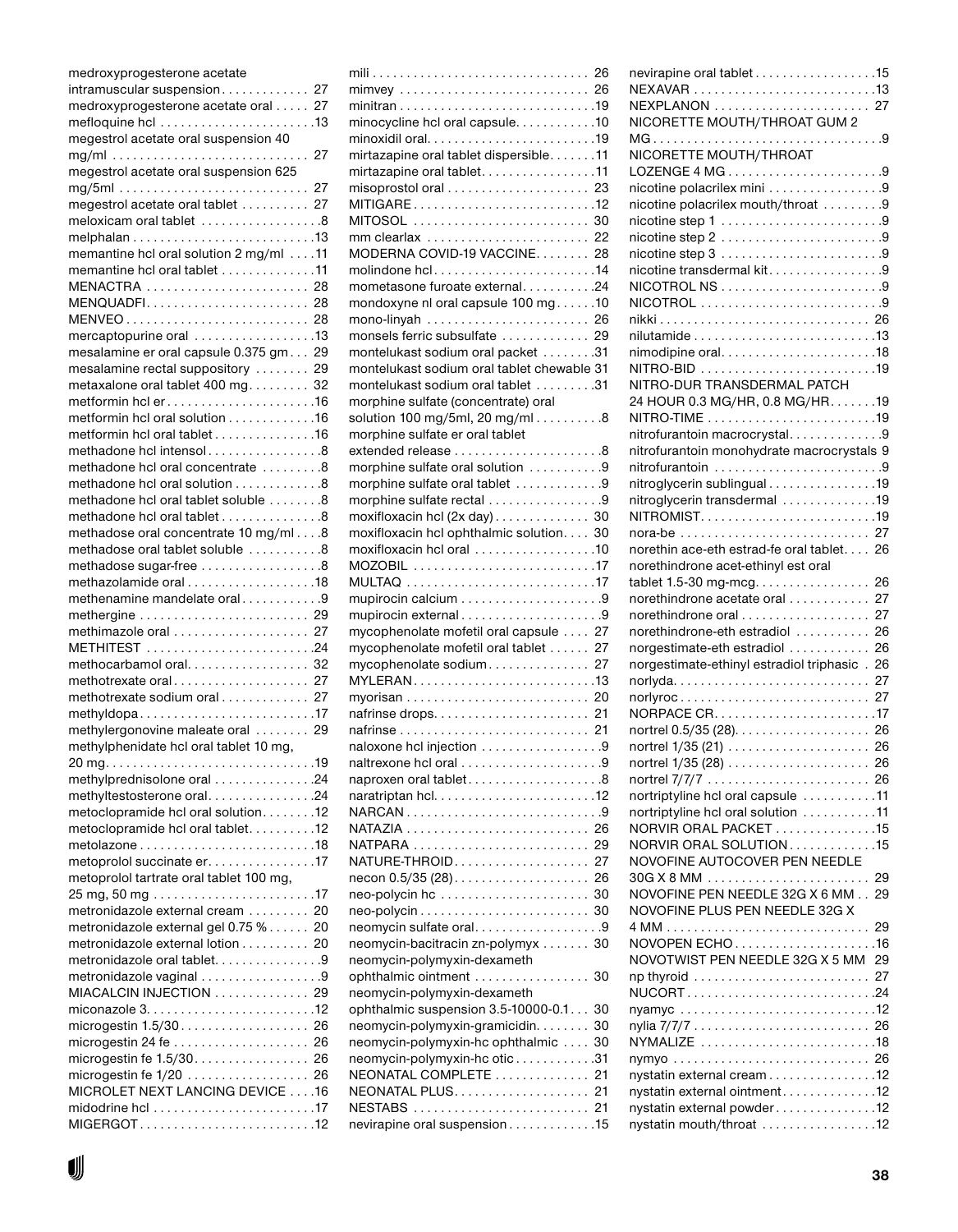medroxyprogesterone acetate intramuscular suspension . . . . . . . . . . . . . 27
medroxyprogesterone acetate oral . . . . . 27
mefloquine hcl . . . . . . . . . . . . . . . . . . . . . .13
megestrol acetate oral suspension 40 mg/ml . . . . . . . . . . . . . . . . . . . . . . . . . . . . 27
megestrol acetate oral suspension 625 mg/5ml . . . . . . . . . . . . . . . . . . . . . . . . . . . 27
megestrol acetate oral tablet . . . . . . . . . . 27
meloxicam oral tablet . . . . . . . . . . . . . . . . .8
melphalan . . . . . . . . . . . . . . . . . . . . . . . . . .13
memantine hcl oral solution 2 mg/ml . . . .11
memantine hcl oral tablet . . . . . . . . . . . . .11
MENACTRA . . . . . . . . . . . . . . . . . . . . . . . . 28
MENQUADFI. . . . . . . . . . . . . . . . . . . . . . . . 28
MENVEO . . . . . . . . . . . . . . . . . . . . . . . . . . . 28
mercaptopurine oral . . . . . . . . . . . . . . . . .13
mesalamine er oral capsule 0.375 gm . . . 29
mesalamine rectal suppository . . . . . . . . 29
metaxalone oral tablet 400 mg. . . . . . . . . 32
metformin hcl er . . . . . . . . . . . . . . . . . . . . .16
metformin hcl oral solution . . . . . . . . . . . .16
metformin hcl oral tablet . . . . . . . . . . . . . . .16
methadone hcl intensol . . . . . . . . . . . . . . . .8
methadone hcl oral concentrate . . . . . . . . .8
methadone hcl oral solution . . . . . . . . . . . .8
methadone hcl oral tablet soluble . . . . . . . .8
methadone hcl oral tablet . . . . . . . . . . . . . .8
methadose oral concentrate 10 mg/ml . . . .8
methadose oral tablet soluble . . . . . . . . . . .8
methadose sugar-free . . . . . . . . . . . . . . . . .8
methazolamide oral . . . . . . . . . . . . . . . . . .18
methenamine mandelate oral . . . . . . . . . . .9
methergine . . . . . . . . . . . . . . . . . . . . . . . . . 29
methimazole oral . . . . . . . . . . . . . . . . . . . . 27
METHITEST . . . . . . . . . . . . . . . . . . . . . . . . .24
methocarbamol oral. . . . . . . . . . . . . . . . . . 32
methotrexate oral . . . . . . . . . . . . . . . . . . . . 27
methotrexate sodium oral . . . . . . . . . . . . . 27
methyldopa . . . . . . . . . . . . . . . . . . . . . . . . . .17
methylergonovine maleate oral . . . . . . . . 29
methylphenidate hcl oral tablet 10 mg, 20 mg. . . . . . . . . . . . . . . . . . . . . . . . . . . . . .19
methylprednisolone oral . . . . . . . . . . . . . . .24
methyltestosterone oral. . . . . . . . . . . . . . . .24
metoclopramide hcl oral solution. . . . . . . .12
metoclopramide hcl oral tablet. . . . . . . . . .12
metolazone . . . . . . . . . . . . . . . . . . . . . . . . . .18
metoprolol succinate er. . . . . . . . . . . . . . . .17
metoprolol tartrate oral tablet 100 mg, 25 mg, 50 mg . . . . . . . . . . . . . . . . . . . . . . . .17
metronidazole external cream . . . . . . . . . 20
metronidazole external gel 0.75 % . . . . . . 20
metronidazole external lotion . . . . . . . . . . 20
metronidazole oral tablet. . . . . . . . . . . . . . . .9
metronidazole vaginal . . . . . . . . . . . . . . . . .9
MIACALCIN INJECTION . . . . . . . . . . . . . 29
miconazole 3. . . . . . . . . . . . . . . . . . . . . . . . .12
microgestin 1.5/30 . . . . . . . . . . . . . . . . . . . 26
microgestin 24 fe . . . . . . . . . . . . . . . . . . . . 26
microgestin fe 1.5/30. . . . . . . . . . . . . . . . . 26
microgestin fe 1/20 . . . . . . . . . . . . . . . . . . 26
MICROLET NEXT LANCING DEVICE . . . .16
midodrine hcl . . . . . . . . . . . . . . . . . . . . . . . .17
MIGERGOT . . . . . . . . . . . . . . . . . . . . . . . . . .12
mili . . . . . . . . . . . . . . . . . . . . . . . . . . . . . . . . 26
mimvey . . . . . . . . . . . . . . . . . . . . . . . . . . . . 26
minitran . . . . . . . . . . . . . . . . . . . . . . . . . . . . .19
minocycline hcl oral capsule. . . . . . . . . . . .10
minoxidil oral. . . . . . . . . . . . . . . . . . . . . . . . .19
mirtazapine oral tablet dispersible. . . . . . .11
mirtazapine oral tablet. . . . . . . . . . . . . . . . .11
misoprostol oral . . . . . . . . . . . . . . . . . . . . . 23
MITIGARE . . . . . . . . . . . . . . . . . . . . . . . . . . .12
MITOSOL . . . . . . . . . . . . . . . . . . . . . . . . . . 30
mm clearlax . . . . . . . . . . . . . . . . . . . . . . . . 22
MODERNA COVID-19 VACCINE. . . . . . . . 28
molindone hcl . . . . . . . . . . . . . . . . . . . . . . . .14
mometasone furoate external. . . . . . . . . . .24
mondoxyne nl oral capsule 100 mg . . . . . .10
mono-linyah . . . . . . . . . . . . . . . . . . . . . . . . 26
monsels ferric subsulfate . . . . . . . . . . . . . 29
montelukast sodium oral packet . . . . . . . .31
montelukast sodium oral tablet chewable 31
montelukast sodium oral tablet . . . . . . . . .31
morphine sulfate (concentrate) oral solution 100 mg/5ml, 20 mg/ml . . . . . . . . . .8
morphine sulfate er oral tablet extended release . . . . . . . . . . . . . . . . . . . . . .8
morphine sulfate oral solution . . . . . . . . . . .9
morphine sulfate oral tablet . . . . . . . . . . . .9
morphine sulfate rectal . . . . . . . . . . . . . . . . .9
moxifloxacin hcl (2x day) . . . . . . . . . . . . . 30
moxifloxacin hcl ophthalmic solution. . . . 30
moxifloxacin hcl oral . . . . . . . . . . . . . . . . . .10
MOZOBIL . . . . . . . . . . . . . . . . . . . . . . . . . . .17
MULTAQ . . . . . . . . . . . . . . . . . . . . . . . . . . . .17
mupirocin calcium . . . . . . . . . . . . . . . . . . . . .9
mupirocin external . . . . . . . . . . . . . . . . . . . . .9
mycophenolate mofetil oral capsule . . . . 27
mycophenolate mofetil oral tablet . . . . . . 27
mycophenolate sodium. . . . . . . . . . . . . . . 27
MYLERAN . . . . . . . . . . . . . . . . . . . . . . . . . . .13
myorisan . . . . . . . . . . . . . . . . . . . . . . . . . . . 20
nafrinse drops. . . . . . . . . . . . . . . . . . . . . . . 21
nafrinse . . . . . . . . . . . . . . . . . . . . . . . . . . . . 21
naloxone hcl injection . . . . . . . . . . . . . . . . . .9
naltrexone hcl oral . . . . . . . . . . . . . . . . . . . . .9
naproxen oral tablet . . . . . . . . . . . . . . . . . . . .8
naratriptan hcl. . . . . . . . . . . . . . . . . . . . . . . .12
NARCAN . . . . . . . . . . . . . . . . . . . . . . . . . . . . .9
NATAZIA . . . . . . . . . . . . . . . . . . . . . . . . . . . 26
NATPARA . . . . . . . . . . . . . . . . . . . . . . . . . . 29
NATURE-THROID . . . . . . . . . . . . . . . . . . . . 27
necon 0.5/35 (28) . . . . . . . . . . . . . . . . . . . . 26
neo-polycin hc . . . . . . . . . . . . . . . . . . . . . . 30
neo-polycin . . . . . . . . . . . . . . . . . . . . . . . . . 30
neomycin sulfate oral. . . . . . . . . . . . . . . . . . .9
neomycin-bacitracin zn-polymyx . . . . . . . 30
neomycin-polymyxin-dexameth ophthalmic ointment . . . . . . . . . . . . . . . . . 30
neomycin-polymyxin-dexameth ophthalmic suspension 3.5-10000-0.1 . . . 30
neomycin-polymyxin-gramicidin. . . . . . . . 30
neomycin-polymyxin-hc ophthalmic . . . . 30
neomycin-polymyxin-hc otic . . . . . . . . . . . .31
NEONATAL COMPLETE . . . . . . . . . . . . . . 21
NEONATAL PLUS. . . . . . . . . . . . . . . . . . . . 21
NESTABS . . . . . . . . . . . . . . . . . . . . . . . . . . 21
nevirapine oral suspension . . . . . . . . . . . . .15
nevirapine oral tablet . . . . . . . . . . . . . . . . . .15
NEXAVAR . . . . . . . . . . . . . . . . . . . . . . . . . . .13
NEXPLANON . . . . . . . . . . . . . . . . . . . . . . . 27
NICORETTE MOUTH/THROAT GUM 2 MG . . . . . . . . . . . . . . . . . . . . . . . . . . . . . . . . . .9
NICORETTE MOUTH/THROAT LOZENGE 4 MG . . . . . . . . . . . . . . . . . . . . . . .9
nicotine polacrilex mini . . . . . . . . . . . . . . . . .9
nicotine polacrilex mouth/throat . . . . . . . . .9
nicotine step 1 . . . . . . . . . . . . . . . . . . . . . . . .9
nicotine step 2 . . . . . . . . . . . . . . . . . . . . . . . .9
nicotine step 3 . . . . . . . . . . . . . . . . . . . . . . . .9
nicotine transdermal kit. . . . . . . . . . . . . . . . .9
NICOTROL NS . . . . . . . . . . . . . . . . . . . . . . . .9
NICOTROL . . . . . . . . . . . . . . . . . . . . . . . . . . .9
nikki . . . . . . . . . . . . . . . . . . . . . . . . . . . . . . . 26
nilutamide . . . . . . . . . . . . . . . . . . . . . . . . . . .13
nimodipine oral. . . . . . . . . . . . . . . . . . . . . . .18
NITRO-BID . . . . . . . . . . . . . . . . . . . . . . . . . .19
NITRO-DUR TRANSDERMAL PATCH 24 HOUR 0.3 MG/HR, 0.8 MG/HR. . . . . . .19
NITRO-TIME . . . . . . . . . . . . . . . . . . . . . . . . .19
nitrofurantoin macrocrystal. . . . . . . . . . . . . .9
nitrofurantoin monohydrate macrocrystals 9
nitrofurantoin . . . . . . . . . . . . . . . . . . . . . . . . .9
nitroglycerin sublingual . . . . . . . . . . . . . . . .19
nitroglycerin transdermal . . . . . . . . . . . . . .19
NITROMIST. . . . . . . . . . . . . . . . . . . . . . . . . .19
nora-be . . . . . . . . . . . . . . . . . . . . . . . . . . . . 27
norethin ace-eth estrad-fe oral tablet. . . . 26
norethindrone acet-ethinyl est oral tablet 1.5-30 mg-mcg. . . . . . . . . . . . . . . . . 26
norethindrone acetate oral . . . . . . . . . . . . 27
norethindrone oral . . . . . . . . . . . . . . . . . . . 27
norethindrone-eth estradiol . . . . . . . . . . . 26
norgestimate-eth estradiol . . . . . . . . . . . . 26
norgestimate-ethinyl estradiol triphasic . 26
norlyda. . . . . . . . . . . . . . . . . . . . . . . . . . . . . 27
norlyroc . . . . . . . . . . . . . . . . . . . . . . . . . . . . 27
NORPACE CR. . . . . . . . . . . . . . . . . . . . . . . .17
nortrel 0.5/35 (28). . . . . . . . . . . . . . . . . . . . 26
nortrel 1/35 (21) . . . . . . . . . . . . . . . . . . . . . 26
nortrel 1/35 (28) . . . . . . . . . . . . . . . . . . . . . 26
nortrel 7/7/7 . . . . . . . . . . . . . . . . . . . . . . . . 26
nortriptyline hcl oral capsule . . . . . . . . . . .11
nortriptyline hcl oral solution . . . . . . . . . . .11
NORVIR ORAL PACKET . . . . . . . . . . . . . . .15
NORVIR ORAL SOLUTION . . . . . . . . . . . . .15
NOVOFINE AUTOCOVER PEN NEEDLE 30G X 8 MM . . . . . . . . . . . . . . . . . . . . . . . . 29
NOVOFINE PEN NEEDLE 32G X 6 MM . . 29
NOVOFINE PLUS PEN NEEDLE 32G X 4 MM . . . . . . . . . . . . . . . . . . . . . . . . . . . . . . 29
NOVOPEN ECHO . . . . . . . . . . . . . . . . . . . . .16
NOVOTWIST PEN NEEDLE 32G X 5 MM 29
np thyroid . . . . . . . . . . . . . . . . . . . . . . . . . . 27
NUCORT . . . . . . . . . . . . . . . . . . . . . . . . . . . .24
nyamyc . . . . . . . . . . . . . . . . . . . . . . . . . . . . .12
nylia 7/7/7 . . . . . . . . . . . . . . . . . . . . . . . . . . 26
NYMALIZE . . . . . . . . . . . . . . . . . . . . . . . . . .18
nymyo . . . . . . . . . . . . . . . . . . . . . . . . . . . . . 26
nystatin external cream . . . . . . . . . . . . . . . .12
nystatin external ointment. . . . . . . . . . . . . .12
nystatin external powder . . . . . . . . . . . . . . .12
nystatin mouth/throat . . . . . . . . . . . . . . . . .12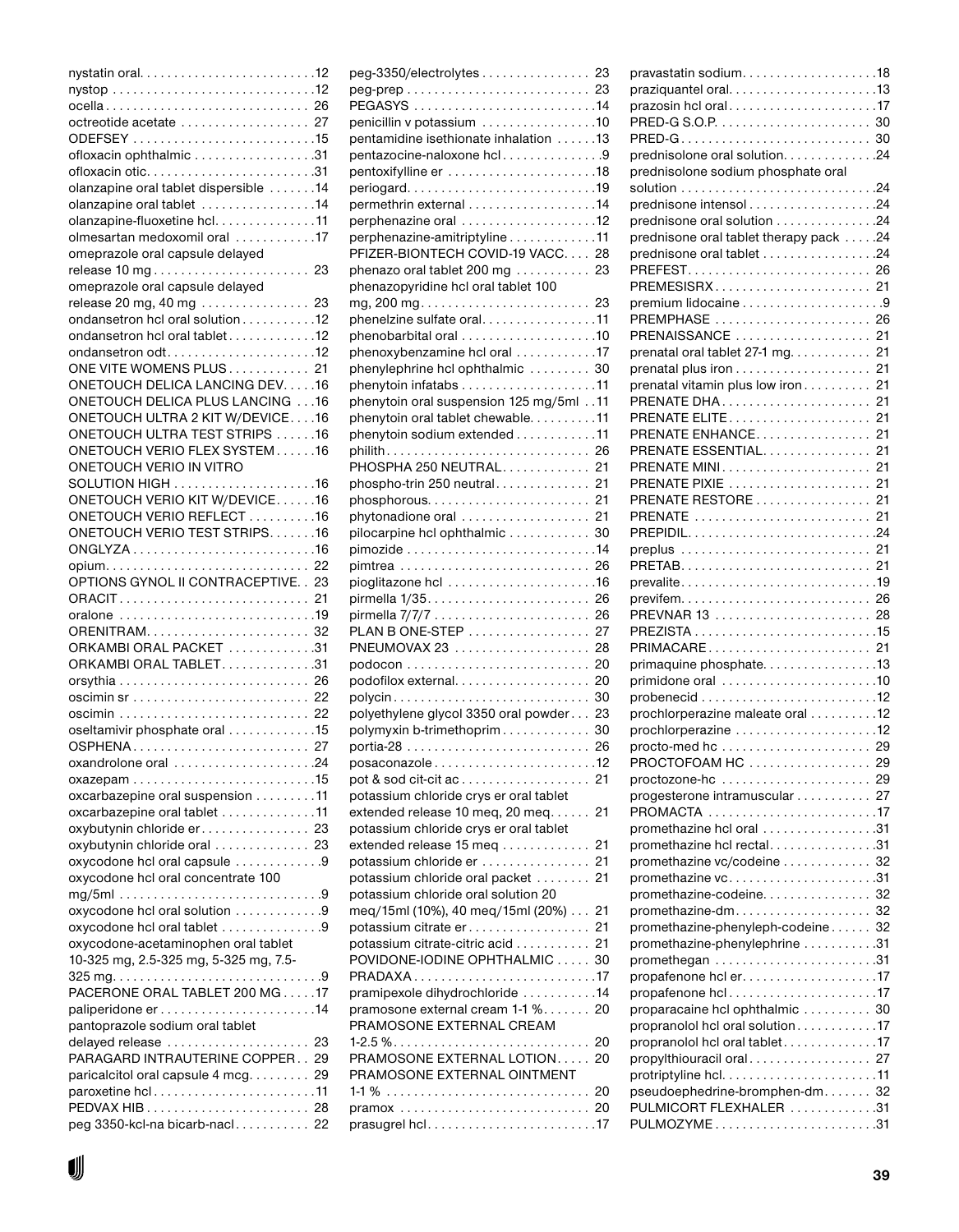nystatin oral. . . . . . . . . . . . . . . . . . . . . . . . . .12
nystop . . . . . . . . . . . . . . . . . . . . . . . . . . . . . .12
ocella . . . . . . . . . . . . . . . . . . . . . . . . . . . . . 26
octreotide acetate . . . . . . . . . . . . . . . . . . . 27
ODEFSEY . . . . . . . . . . . . . . . . . . . . . . . . . . .15
ofloxacin ophthalmic . . . . . . . . . . . . . . . . . .31
ofloxacin otic. . . . . . . . . . . . . . . . . . . . . . . . .31
olanzapine oral tablet dispersible . . . . . . .14
olanzapine oral tablet . . . . . . . . . . . . . . . . .14
olanzapine-fluoxetine hcl. . . . . . . . . . . . . . .11
olmesartan medoxomil oral . . . . . . . . . . . .17
omeprazole oral capsule delayed release 10 mg . . . . . . . . . . . . . . . . . . . . . . . 23
omeprazole oral capsule delayed release 20 mg, 40 mg . . . . . . . . . . . . . . . . 23
ondansetron hcl oral solution . . . . . . . . . . .12
ondansetron hcl oral tablet . . . . . . . . . . . . .12
ondansetron odt. . . . . . . . . . . . . . . . . . . . . .12
ONE VITE WOMENS PLUS . . . . . . . . . . . . 21
ONETOUCH DELICA LANCING DEV. . . . .16
ONETOUCH DELICA PLUS LANCING . . .16
ONETOUCH ULTRA 2 KIT W/DEVICE. . . .16
ONETOUCH ULTRA TEST STRIPS . . . . . .16
ONETOUCH VERIO FLEX SYSTEM . . . . . .16
ONETOUCH VERIO IN VITRO SOLUTION HIGH . . . . . . . . . . . . . . . . . . . . .16
ONETOUCH VERIO KIT W/DEVICE. . . . . .16
ONETOUCH VERIO REFLECT . . . . . . . . . .16
ONETOUCH VERIO TEST STRIPS. . . . . . .16
ONGLYZA . . . . . . . . . . . . . . . . . . . . . . . . . . .16
opium. . . . . . . . . . . . . . . . . . . . . . . . . . . . . . 22
OPTIONS GYNOL II CONTRACEPTIVE. . 23
ORACIT . . . . . . . . . . . . . . . . . . . . . . . . . . . . 21
oralone . . . . . . . . . . . . . . . . . . . . . . . . . . . . .19
ORENITRAM. . . . . . . . . . . . . . . . . . . . . . . . . 32
ORKAMBI ORAL PACKET . . . . . . . . . . . . .31
ORKAMBI ORAL TABLET. . . . . . . . . . . . . .31
orsythia . . . . . . . . . . . . . . . . . . . . . . . . . . . . 26
oscimin sr . . . . . . . . . . . . . . . . . . . . . . . . . . 22
oscimin . . . . . . . . . . . . . . . . . . . . . . . . . . . . 22
oseltamivir phosphate oral . . . . . . . . . . . . .15
OSPHENA . . . . . . . . . . . . . . . . . . . . . . . . . . 27
oxandrolone oral . . . . . . . . . . . . . . . . . . . . .24
oxazepam . . . . . . . . . . . . . . . . . . . . . . . . . . .15
oxcarbazepine oral suspension . . . . . . . . .11
oxcarbazepine oral tablet . . . . . . . . . . . . . .11
oxybutynin chloride er . . . . . . . . . . . . . . . . 23
oxybutynin chloride oral . . . . . . . . . . . . . . 23
oxycodone hcl oral capsule . . . . . . . . . . . . .9
oxycodone hcl oral concentrate 100 mg/5ml . . . . . . . . . . . . . . . . . . . . . . . . . . . . .9
oxycodone hcl oral solution . . . . . . . . . . . . .9
oxycodone hcl oral tablet . . . . . . . . . . . . . . .9
oxycodone-acetaminophen oral tablet 10-325 mg, 2.5-325 mg, 5-325 mg, 7.5-325 mg. . . . . . . . . . . . . . . . . . . . . . . . . . . . . .9
PACERONE ORAL TABLET 200 MG . . . . .17
paliperidone er . . . . . . . . . . . . . . . . . . . . . . .14
pantoprazole sodium oral tablet delayed release . . . . . . . . . . . . . . . . . . . . . 23
PARAGARD INTRAUTERINE COPPER . . 29
paricalcitol oral capsule 4 mcg. . . . . . . . . 29
paroxetine hcl . . . . . . . . . . . . . . . . . . . . . . . .11
PEDVAX HIB . . . . . . . . . . . . . . . . . . . . . . . . 28
peg 3350-kcl-na bicarb-nacl . . . . . . . . . . . 22
peg-3350/electrolytes . . . . . . . . . . . . . . . . 23
peg-prep . . . . . . . . . . . . . . . . . . . . . . . . . . . 23
PEGASYS . . . . . . . . . . . . . . . . . . . . . . . . . . .14
penicillin v potassium . . . . . . . . . . . . . . . . .10
pentamidine isethionate inhalation . . . . . .13
pentazocine-naloxone hcl . . . . . . . . . . . . . . .9
pentoxifylline er . . . . . . . . . . . . . . . . . . . . . .18
periogard. . . . . . . . . . . . . . . . . . . . . . . . . . . .19
permethrin external . . . . . . . . . . . . . . . . . . .14
perphenazine oral . . . . . . . . . . . . . . . . . . . .12
perphenazine-amitriptyline . . . . . . . . . . . . .11
PFIZER-BIONTECH COVID-19 VACC. . . . 28
phenazo oral tablet 200 mg . . . . . . . . . . . 23
phenazopyridine hcl oral tablet 100 mg, 200 mg . . . . . . . . . . . . . . . . . . . . . . . . 23
phenelzine sulfate oral. . . . . . . . . . . . . . . . .11
phenobarbital oral . . . . . . . . . . . . . . . . . . . .10
phenoxybenzamine hcl oral . . . . . . . . . . . .17
phenylephrine hcl ophthalmic . . . . . . . . . 30
phenytoin infatabs . . . . . . . . . . . . . . . . . . . .11
phenytoin oral suspension 125 mg/5ml . .11
phenytoin oral tablet chewable. . . . . . . . . .11
phenytoin sodium extended . . . . . . . . . . . .11
philith . . . . . . . . . . . . . . . . . . . . . . . . . . . . . . 26
PHOSPHA 250 NEUTRAL. . . . . . . . . . . . . 21
phospho-trin 250 neutral. . . . . . . . . . . . . . 21
phosphorous. . . . . . . . . . . . . . . . . . . . . . . . 21
phytonadione oral . . . . . . . . . . . . . . . . . . . 21
pilocarpine hcl ophthalmic . . . . . . . . . . . . 30
pimozide . . . . . . . . . . . . . . . . . . . . . . . . . . . .14
pimtrea . . . . . . . . . . . . . . . . . . . . . . . . . . . . 26
pioglitazone hcl . . . . . . . . . . . . . . . . . . . . . .16
pirmella 1/35. . . . . . . . . . . . . . . . . . . . . . . . 26
pirmella 7/7/7 . . . . . . . . . . . . . . . . . . . . . . . 26
PLAN B ONE-STEP . . . . . . . . . . . . . . . . . . 27
PNEUMOVAX 23 . . . . . . . . . . . . . . . . . . . . 28
podocon . . . . . . . . . . . . . . . . . . . . . . . . . . . 20
podofilox external. . . . . . . . . . . . . . . . . . . . 20
polycin . . . . . . . . . . . . . . . . . . . . . . . . . . . . . 30
polyethylene glycol 3350 oral powder . . . 23
polymyxin b-trimethoprim . . . . . . . . . . . . . 30
portia-28 . . . . . . . . . . . . . . . . . . . . . . . . . . . 26
posaconazole . . . . . . . . . . . . . . . . . . . . . . . .12
pot & sod cit-cit ac . . . . . . . . . . . . . . . . . . . 21
potassium chloride crys er oral tablet extended release 10 meq, 20 meq. . . . . . 21
potassium chloride crys er oral tablet extended release 15 meq . . . . . . . . . . . . . 21
potassium chloride er . . . . . . . . . . . . . . . . 21
potassium chloride oral packet . . . . . . . . 21
potassium chloride oral solution 20 meq/15ml (10%), 40 meq/15ml (20%) . . . 21
potassium citrate er . . . . . . . . . . . . . . . . . . 21
potassium citrate-citric acid . . . . . . . . . . . 21
POVIDONE-IODINE OPHTHALMIC . . . . . 30
PRADAXA . . . . . . . . . . . . . . . . . . . . . . . . . . .17
pramipexole dihydrochloride . . . . . . . . . . .14
pramosone external cream 1-1 %. . . . . . . 20
PRAMOSONE EXTERNAL CREAM 1-2.5 %. . . . . . . . . . . . . . . . . . . . . . . . . . . . 20
PRAMOSONE EXTERNAL LOTION. . . . . 20
PRAMOSONE EXTERNAL OINTMENT 1-1 % . . . . . . . . . . . . . . . . . . . . . . . . . . . . . . 20
pramox . . . . . . . . . . . . . . . . . . . . . . . . . . . . 20
prasugrel hcl. . . . . . . . . . . . . . . . . . . . . . . . .17
pravastatin sodium. . . . . . . . . . . . . . . . . . . .18
praziquantel oral. . . . . . . . . . . . . . . . . . . . . .13
prazosin hcl oral . . . . . . . . . . . . . . . . . . . . . .17
PRED-G S.O.P. . . . . . . . . . . . . . . . . . . . . . . 30
PRED-G . . . . . . . . . . . . . . . . . . . . . . . . . . . . 30
prednisolone oral solution. . . . . . . . . . . . . .24
prednisolone sodium phosphate oral solution . . . . . . . . . . . . . . . . . . . . . . . . . . . . .24
prednisone intensol . . . . . . . . . . . . . . . . . . .24
prednisone oral solution . . . . . . . . . . . . . . .24
prednisone oral tablet therapy pack . . . . .24
prednisone oral tablet . . . . . . . . . . . . . . . . .24
PREFEST. . . . . . . . . . . . . . . . . . . . . . . . . . . 26
PREMESISRX . . . . . . . . . . . . . . . . . . . . . . . 21
premium lidocaine . . . . . . . . . . . . . . . . . . . . .9
PREMPHASE . . . . . . . . . . . . . . . . . . . . . . . 26
PRENAISSANCE . . . . . . . . . . . . . . . . . . . . 21
prenatal oral tablet 27-1 mg. . . . . . . . . . . . 21
prenatal plus iron . . . . . . . . . . . . . . . . . . . . 21
prenatal vitamin plus low iron . . . . . . . . . . 21
PRENATE DHA . . . . . . . . . . . . . . . . . . . . . . 21
PRENATE ELITE . . . . . . . . . . . . . . . . . . . . . 21
PRENATE ENHANCE. . . . . . . . . . . . . . . . . 21
PRENATE ESSENTIAL. . . . . . . . . . . . . . . . 21
PRENATE MINI . . . . . . . . . . . . . . . . . . . . . . 21
PRENATE PIXIE . . . . . . . . . . . . . . . . . . . . . 21
PRENATE RESTORE . . . . . . . . . . . . . . . . . 21
PRENATE . . . . . . . . . . . . . . . . . . . . . . . . . . 21
PREPIDIL. . . . . . . . . . . . . . . . . . . . . . . . . . . .24
preplus . . . . . . . . . . . . . . . . . . . . . . . . . . . . 21
PRETAB. . . . . . . . . . . . . . . . . . . . . . . . . . . . 21
prevalite. . . . . . . . . . . . . . . . . . . . . . . . . . . . .19
previfem. . . . . . . . . . . . . . . . . . . . . . . . . . . . 26
PREVNAR 13 . . . . . . . . . . . . . . . . . . . . . . . 28
PREZISTA . . . . . . . . . . . . . . . . . . . . . . . . . . .15
PRIMACARE . . . . . . . . . . . . . . . . . . . . . . . . 21
primaquine phosphate. . . . . . . . . . . . . . . . .13
primidone oral . . . . . . . . . . . . . . . . . . . . . . .10
probenecid . . . . . . . . . . . . . . . . . . . . . . . . . .12
prochlorperazine maleate oral . . . . . . . . . .12
prochlorperazine . . . . . . . . . . . . . . . . . . . . .12
procto-med hc . . . . . . . . . . . . . . . . . . . . . . 29
PROCTOFOAM HC . . . . . . . . . . . . . . . . . . 29
proctozone-hc . . . . . . . . . . . . . . . . . . . . . . 29
progesterone intramuscular . . . . . . . . . . . 27
PROMACTA . . . . . . . . . . . . . . . . . . . . . . . . .17
promethazine hcl oral . . . . . . . . . . . . . . . . .31
promethazine hcl rectal. . . . . . . . . . . . . . . .31
promethazine vc/codeine . . . . . . . . . . . . . 32
promethazine vc. . . . . . . . . . . . . . . . . . . . . .31
promethazine-codeine. . . . . . . . . . . . . . . . 32
promethazine-dm. . . . . . . . . . . . . . . . . . . . 32
promethazine-phenyleph-codeine . . . . . . 32
promethazine-phenylephrine . . . . . . . . . . .31
promethegan . . . . . . . . . . . . . . . . . . . . . . . .31
propafenone hcl er. . . . . . . . . . . . . . . . . . . .17
propafenone hcl . . . . . . . . . . . . . . . . . . . . . .17
proparacaine hcl ophthalmic . . . . . . . . . . 30
propranolol hcl oral solution. . . . . . . . . . . .17
propranolol hcl oral tablet. . . . . . . . . . . . . .17
propylthiouracil oral. . . . . . . . . . . . . . . . . . 27
protriptyline hcl. . . . . . . . . . . . . . . . . . . . . . .11
pseudoephedrine-bromphen-dm. . . . . . . 32
PULMICORT FLEXHALER . . . . . . . . . . . . .31
PULMOZYME . . . . . . . . . . . . . . . . . . . . . . . .31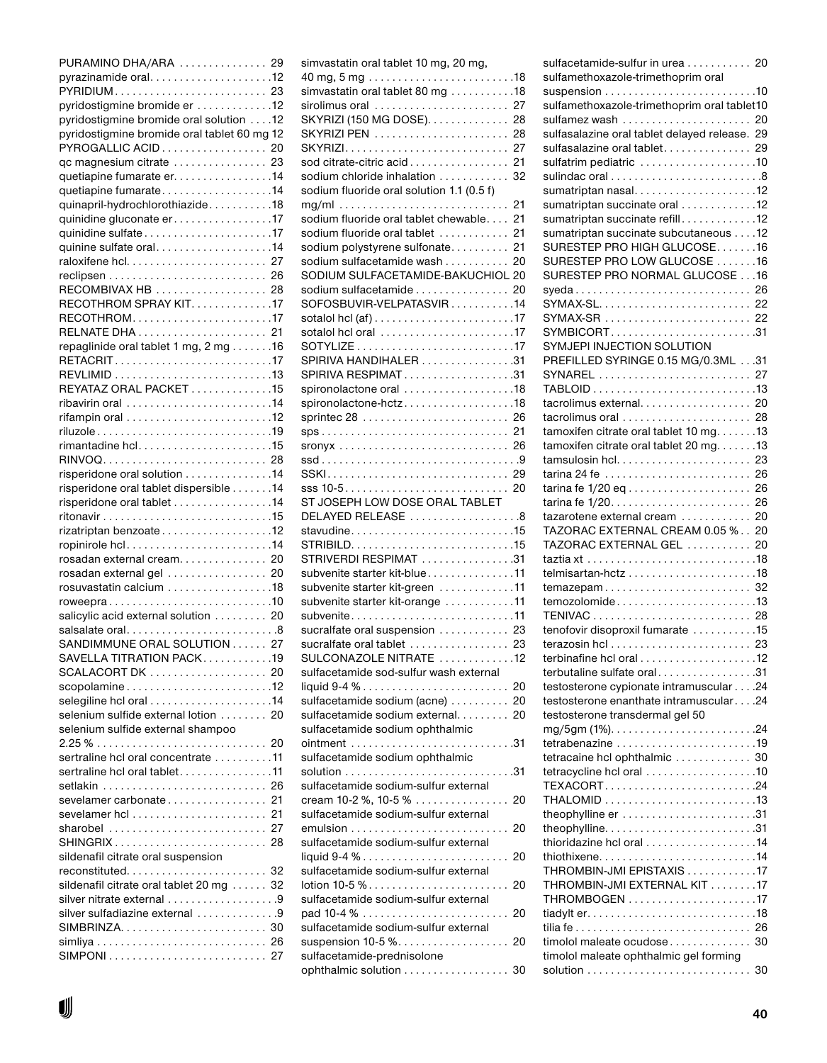PURAMINO DHA/ARA . . . . . . . . . . . . . . . 29
pyrazinamide oral. . . . . . . . . . . . . . . . . . . . .12
PYRIDIUM . . . . . . . . . . . . . . . . . . . . . . . . . 23
pyridostigmine bromide er . . . . . . . . . . . . .12
pyridostigmine bromide oral solution . . . .12
pyridostigmine bromide oral tablet 60 mg 12
PYROGALLIC ACID . . . . . . . . . . . . . . . . . 20
qc magnesium citrate . . . . . . . . . . . . . . . 23
quetiapine fumarate er. . . . . . . . . . . . . . . . .14
quetiapine fumarate. . . . . . . . . . . . . . . . . . .14
quinapril-hydrochlorothiazide. . . . . . . . . . .18
quinidine gluconate er . . . . . . . . . . . . . . . .17
quinidine sulfate . . . . . . . . . . . . . . . . . . . . .17
quinine sulfate oral. . . . . . . . . . . . . . . . . . .14
raloxifene hcl. . . . . . . . . . . . . . . . . . . . . . . 27
reclipsen . . . . . . . . . . . . . . . . . . . . . . . . . . 26
RECOMBIVAX HB . . . . . . . . . . . . . . . . . . . 28
RECOTHROM SPRAY KIT. . . . . . . . . . . . . .17
RECOTHROM. . . . . . . . . . . . . . . . . . . . . . . .17
RELNATE DHA . . . . . . . . . . . . . . . . . . . . . 21
repaglinide oral tablet 1 mg, 2 mg . . . . . . .16
RETACRIT . . . . . . . . . . . . . . . . . . . . . . . . . .17
REVLIMID . . . . . . . . . . . . . . . . . . . . . . . . . .13
REYATAZ ORAL PACKET . . . . . . . . . . . . .15
ribavirin oral . . . . . . . . . . . . . . . . . . . . . . . .14
rifampin oral . . . . . . . . . . . . . . . . . . . . . . . .12
riluzole . . . . . . . . . . . . . . . . . . . . . . . . . . . . .19
rimantadine hcl. . . . . . . . . . . . . . . . . . . . . . .15
RINVOQ. . . . . . . . . . . . . . . . . . . . . . . . . . . 28
risperidone oral solution . . . . . . . . . . . . . . .14
risperidone oral tablet dispersible . . . . . . .14
risperidone oral tablet . . . . . . . . . . . . . . . . .14
ritonavir . . . . . . . . . . . . . . . . . . . . . . . . . . . .15
rizatriptan benzoate . . . . . . . . . . . . . . . . . . .12
ropinirole hcl. . . . . . . . . . . . . . . . . . . . . . . . .14
rosadan external cream. . . . . . . . . . . . . . . 20
rosadan external gel . . . . . . . . . . . . . . . . . 20
rosuvastatin calcium . . . . . . . . . . . . . . . . . .18
roweepra . . . . . . . . . . . . . . . . . . . . . . . . . . . .10
salicylic acid external solution . . . . . . . . . 20
salsalate oral. . . . . . . . . . . . . . . . . . . . . . . . .8
SANDIMMUNE ORAL SOLUTION . . . . . . 27
SAVELLA TITRATION PACK. . . . . . . . . . . .19
SCALACORT DK . . . . . . . . . . . . . . . . . . . . 20
scopolamine . . . . . . . . . . . . . . . . . . . . . . . . .12
selegiline hcl oral . . . . . . . . . . . . . . . . . . . . .14
selenium sulfide external lotion . . . . . . . . 20
selenium sulfide external shampoo 2.25 % . . . . . . . . . . . . . . . . . . . . . . . . . . . . 20
sertraline hcl oral concentrate . . . . . . . . . .11
sertraline hcl oral tablet. . . . . . . . . . . . . . . .11
setlakin . . . . . . . . . . . . . . . . . . . . . . . . . . . 26
sevelamer carbonate . . . . . . . . . . . . . . . . . 21
sevelamer hcl . . . . . . . . . . . . . . . . . . . . . . . 21
sharobel . . . . . . . . . . . . . . . . . . . . . . . . . . . 27
SHINGRIX . . . . . . . . . . . . . . . . . . . . . . . . . . 28
sildenafil citrate oral suspension reconstituted. . . . . . . . . . . . . . . . . . . . . . . . 32
sildenafil citrate oral tablet 20 mg . . . . . . 32
silver nitrate external . . . . . . . . . . . . . . . . . . .9
silver sulfadiazine external . . . . . . . . . . . . . .9
SIMBRINZA. . . . . . . . . . . . . . . . . . . . . . . . . 30
simliya . . . . . . . . . . . . . . . . . . . . . . . . . . . . . 26
SIMPONI . . . . . . . . . . . . . . . . . . . . . . . . . . . 27
simvastatin oral tablet 10 mg, 20 mg, 40 mg, 5 mg . . . . . . . . . . . . . . . . . . . . . . . . .18
simvastatin oral tablet 80 mg . . . . . . . . . . .18
sirolimus oral . . . . . . . . . . . . . . . . . . . . . . . 27
SKYRIZI (150 MG DOSE). . . . . . . . . . . . . . 28
SKYRIZI PEN . . . . . . . . . . . . . . . . . . . . . . . 28
SKYRIZI. . . . . . . . . . . . . . . . . . . . . . . . . . . . 27
sod citrate-citric acid . . . . . . . . . . . . . . . . . 21
sodium chloride inhalation . . . . . . . . . . . . 32
sodium fluoride oral solution 1.1 (0.5 f) mg/ml . . . . . . . . . . . . . . . . . . . . . . . . . . . . . 21
sodium fluoride oral tablet chewable. . . . 21
sodium fluoride oral tablet . . . . . . . . . . . . 21
sodium polystyrene sulfonate. . . . . . . . . . 21
sodium sulfacetamide wash . . . . . . . . . . . 20
SODIUM SULFACETAMIDE-BAKUCHIOL 20
sodium sulfacetamide . . . . . . . . . . . . . . . . 20
SOFOSBUVIR-VELPATASVIR . . . . . . . . . . .14
sotalol hcl (af) . . . . . . . . . . . . . . . . . . . . . . . .17
sotalol hcl oral . . . . . . . . . . . . . . . . . . . . . . .17
SOTYLIZE . . . . . . . . . . . . . . . . . . . . . . . . . . .17
SPIRIVA HANDIHALER . . . . . . . . . . . . . . . .31
SPIRIVA RESPIMAT . . . . . . . . . . . . . . . . . . .31
spironolactone oral . . . . . . . . . . . . . . . . . . .18
spironolactone-hctz . . . . . . . . . . . . . . . . . . .18
sprintec 28 . . . . . . . . . . . . . . . . . . . . . . . . . 26
sps . . . . . . . . . . . . . . . . . . . . . . . . . . . . . . . . 21
sronyx . . . . . . . . . . . . . . . . . . . . . . . . . . . . . 26
ssd . . . . . . . . . . . . . . . . . . . . . . . . . . . . . . . . . .9
SSKI. . . . . . . . . . . . . . . . . . . . . . . . . . . . . . . 29
sss 10-5 . . . . . . . . . . . . . . . . . . . . . . . . . . . . 20
ST JOSEPH LOW DOSE ORAL TABLET DELAYED RELEASE . . . . . . . . . . . . . . . . . . .8
stavudine. . . . . . . . . . . . . . . . . . . . . . . . . . . .15
STRIBILD. . . . . . . . . . . . . . . . . . . . . . . . . . . .15
STRIVERDI RESPIMAT . . . . . . . . . . . . . . . .31
subvenite starter kit-blue . . . . . . . . . . . . . . .11
subvenite starter kit-green . . . . . . . . . . . . .11
subvenite starter kit-orange . . . . . . . . . . . .11
subvenite. . . . . . . . . . . . . . . . . . . . . . . . . . . .11
sucralfate oral suspension . . . . . . . . . . . . 23
sucralfate oral tablet . . . . . . . . . . . . . . . . . 23
SULCONAZOLE NITRATE . . . . . . . . . . . . .12
sulfacetamide sod-sulfur wash external liquid 9-4 % . . . . . . . . . . . . . . . . . . . . . . . . . 20
sulfacetamide sodium (acne) . . . . . . . . . . 20
sulfacetamide sodium external. . . . . . . . . 20
sulfacetamide sodium ophthalmic ointment . . . . . . . . . . . . . . . . . . . . . . . . . . . .31
sulfacetamide sodium ophthalmic solution . . . . . . . . . . . . . . . . . . . . . . . . . . . . .31
sulfacetamide sodium-sulfur external cream 10-2 %, 10-5 % . . . . . . . . . . . . . . . . 20
sulfacetamide sodium-sulfur external emulsion . . . . . . . . . . . . . . . . . . . . . . . . . . . 20
sulfacetamide sodium-sulfur external liquid 9-4 % . . . . . . . . . . . . . . . . . . . . . . . . . 20
sulfacetamide sodium-sulfur external lotion 10-5 % . . . . . . . . . . . . . . . . . . . . . . . . 20
sulfacetamide sodium-sulfur external pad 10-4 % . . . . . . . . . . . . . . . . . . . . . . . . . 20
sulfacetamide sodium-sulfur external suspension 10-5 %. . . . . . . . . . . . . . . . . . . 20
sulfacetamide-prednisolone ophthalmic solution . . . . . . . . . . . . . . . . . . 30
sulfacetamide-sulfur in urea . . . . . . . . . . . 20
sulfamethoxazole-trimethoprim oral suspension . . . . . . . . . . . . . . . . . . . . . . . . . .10
sulfamethoxazole-trimethoprim oral tablet10
sulfamez wash . . . . . . . . . . . . . . . . . . . . . . 20
sulfasalazine oral tablet delayed release. 29
sulfasalazine oral tablet. . . . . . . . . . . . . . . 29
sulfatrim pediatric . . . . . . . . . . . . . . . . . . . .10
sulindac oral . . . . . . . . . . . . . . . . . . . . . . . . . .8
sumatriptan nasal. . . . . . . . . . . . . . . . . . . . .12
sumatriptan succinate oral . . . . . . . . . . . . .12
sumatriptan succinate refill . . . . . . . . . . . . .12
sumatriptan succinate subcutaneous . . . .12
SURESTEP PRO HIGH GLUCOSE. . . . . . .16
SURESTEP PRO LOW GLUCOSE . . . . . . .16
SURESTEP PRO NORMAL GLUCOSE . . .16
syeda . . . . . . . . . . . . . . . . . . . . . . . . . . . . . 26
SYMAX-SL. . . . . . . . . . . . . . . . . . . . . . . . . . 22
SYMAX-SR . . . . . . . . . . . . . . . . . . . . . . . . . 22
SYMBICORT . . . . . . . . . . . . . . . . . . . . . . . . .31
SYMJEPI INJECTION SOLUTION PREFILLED SYRINGE 0.15 MG/0.3ML . . .31
SYNAREL . . . . . . . . . . . . . . . . . . . . . . . . . . 27
TABLOID . . . . . . . . . . . . . . . . . . . . . . . . . . . .13
tacrolimus external. . . . . . . . . . . . . . . . . . . 20
tacrolimus oral . . . . . . . . . . . . . . . . . . . . . . 28
tamoxifen citrate oral tablet 10 mg. . . . . . .13
tamoxifen citrate oral tablet 20 mg. . . . . . .13
tamsulosin hcl. . . . . . . . . . . . . . . . . . . . . . . 23
tarina 24 fe . . . . . . . . . . . . . . . . . . . . . . . . . 26
tarina fe 1/20 eq . . . . . . . . . . . . . . . . . . . . . 26
tarina fe 1/20. . . . . . . . . . . . . . . . . . . . . . . . 26
tazarotene external cream . . . . . . . . . . . . 20
TAZORAC EXTERNAL CREAM 0.05 % . . 20
TAZORAC EXTERNAL GEL . . . . . . . . . . . 20
taztia xt . . . . . . . . . . . . . . . . . . . . . . . . . . . . .18
telmisartan-hctz . . . . . . . . . . . . . . . . . . . . . .18
temazepam . . . . . . . . . . . . . . . . . . . . . . . . . 32
temozolomide. . . . . . . . . . . . . . . . . . . . . . . .13
TENIVAC . . . . . . . . . . . . . . . . . . . . . . . . . . . 28
tenofovir disoproxil fumarate . . . . . . . . . . .15
terazosin hcl . . . . . . . . . . . . . . . . . . . . . . . . 23
terbinafine hcl oral . . . . . . . . . . . . . . . . . . . .12
terbutaline sulfate oral . . . . . . . . . . . . . . . . .31
testosterone cypionate intramuscular . . . .24
testosterone enanthate intramuscular. . . .24
testosterone transdermal gel 50 mg/5gm (1%). . . . . . . . . . . . . . . . . . . . . . . .24
tetrabenazine . . . . . . . . . . . . . . . . . . . . . . . .19
tetracaine hcl ophthalmic . . . . . . . . . . . . . 30
tetracycline hcl oral . . . . . . . . . . . . . . . . . . .10
TEXACORT. . . . . . . . . . . . . . . . . . . . . . . . . .24
THALOMID . . . . . . . . . . . . . . . . . . . . . . . . . .13
theophylline er . . . . . . . . . . . . . . . . . . . . . . .31
theophylline. . . . . . . . . . . . . . . . . . . . . . . . . .31
thioridazine hcl oral . . . . . . . . . . . . . . . . . . .14
thiothixene. . . . . . . . . . . . . . . . . . . . . . . . . . .14
THROMBIN-JMI EPISTAXIS . . . . . . . . . . . .17
THROMBIN-JMI EXTERNAL KIT . . . . . . . .17
THROMBOGEN . . . . . . . . . . . . . . . . . . . . . .17
tiadylt er. . . . . . . . . . . . . . . . . . . . . . . . . . . . .18
tilia fe . . . . . . . . . . . . . . . . . . . . . . . . . . . . . . 26
timolol maleate ocudose . . . . . . . . . . . . . . 30
timolol maleate ophthalmic gel forming solution . . . . . . . . . . . . . . . . . . . . . . . . . . . . 30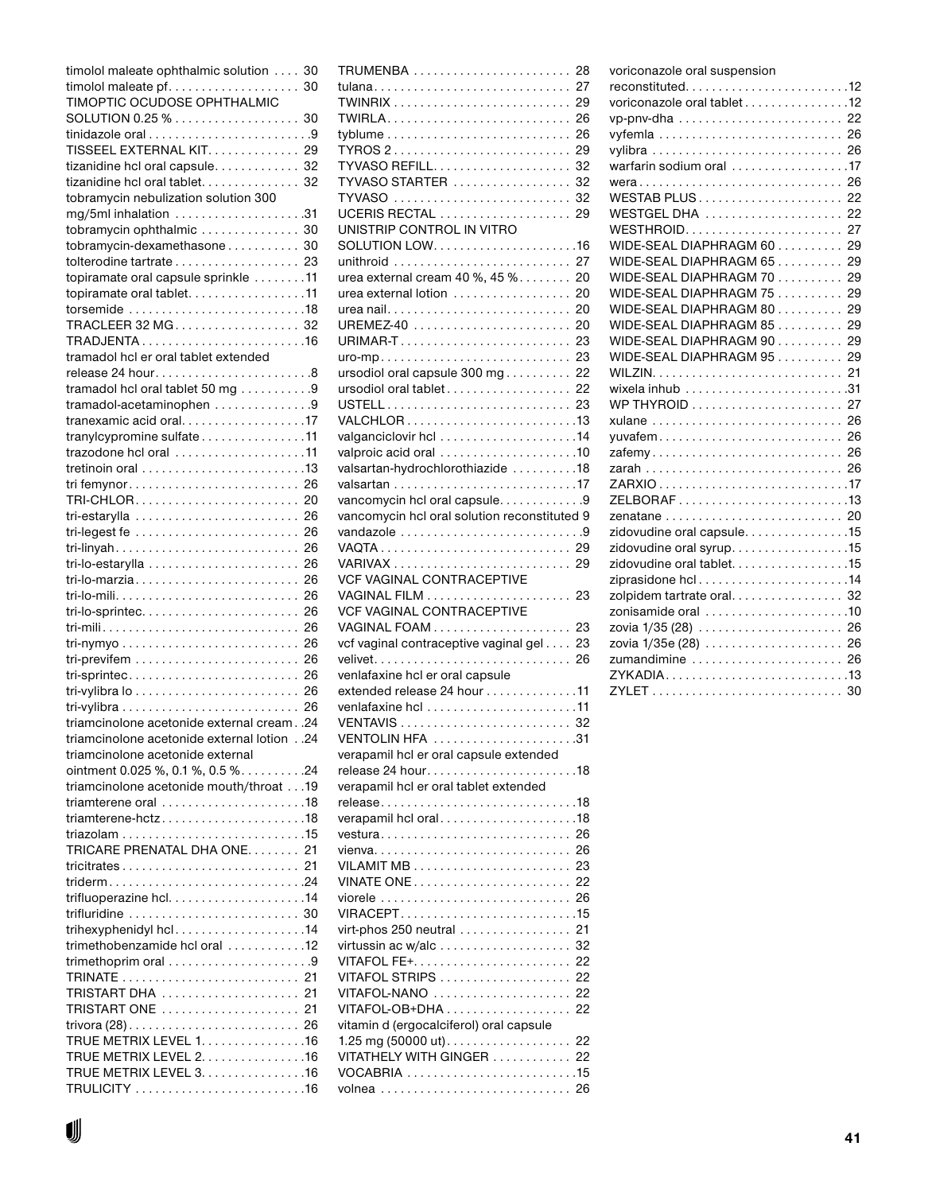timolol maleate ophthalmic solution .... 30
timolol maleate pf.................... 30
TIMOPTIC OCUDOSE OPHTHALMIC SOLUTION 0.25 %................... 30
tinidazole oral.........................9
TISSEEL EXTERNAL KIT.............. 29
tizanidine hcl oral capsule............. 32
tizanidine hcl oral tablet............... 32
tobramycin nebulization solution 300 mg/5ml inhalation ...................31
tobramycin ophthalmic ............... 30
tobramycin-dexamethasone........... 30
tolterodine tartrate................... 23
topiramate oral capsule sprinkle ........11
topiramate oral tablet..................11
torsemide ...........................18
TRACLEER 32 MG................... 32
TRADJENTA.........................16
tramadol hcl er oral tablet extended release 24 hour........................8
tramadol hcl oral tablet 50 mg ...........9
tramadol-acetaminophen ..............9
tranexamic acid oral...................17
tranylcypromine sulfate................11
trazodone hcl oral ....................11
tretinoin oral .........................13
tri femynor.......................... 26
TRI-CHLOR......................... 20
tri-estarylla ......................... 26
tri-legest fe ......................... 26
tri-linyah............................ 26
tri-lo-estarylla ....................... 26
tri-lo-marzia......................... 26
tri-lo-mili............................ 26
tri-lo-sprintec........................ 26
tri-mili.............................. 26
tri-nymyo ........................... 26
tri-previfem ......................... 26
tri-sprintec.......................... 26
tri-vylibra lo ......................... 26
tri-vylibra ........................... 26
triamcinolone acetonide external cream. .24
triamcinolone acetonide external lotion . .24
triamcinolone acetonide external ointment 0.025 %, 0.1 %, 0.5 %..........24
triamcinolone acetonide mouth/throat . . .19
triamterene oral ......................18
triamterene-hctz......................18
triazolam ............................15
TRICARE PRENATAL DHA ONE........ 21
tricitrates ........................... 21
triderm..............................24
trifluoperazine hcl.....................14
trifluridine .......................... 30
trihexyphenidyl hcl....................14
trimethobenzamide hcl oral ............12
trimethoprim oral ......................9
TRINATE ........................... 21
TRISTART DHA ..................... 21
TRISTART ONE ..................... 21
trivora (28).......................... 26
TRUE METRIX LEVEL 1................16
TRUE METRIX LEVEL 2................16
TRUE METRIX LEVEL 3................16
TRULICITY ..........................16
TRUMENBA ........................ 28
tulana.............................. 27
TWINRIX ........................... 29
TWIRLA............................ 26
tyblume ............................ 26
TYROS 2 ........................... 29
TYVASO REFILL..................... 32
TYVASO STARTER .................. 32
TYVASO ........................... 32
UCERIS RECTAL .................... 29
UNISTRIP CONTROL IN VITRO SOLUTION LOW......................16
unithroid ........................... 27
urea external cream 40 %, 45 %........ 20
urea external lotion .................. 20
urea nail............................ 20
UREMEZ-40 ........................ 20
URIMAR-T.......................... 23
uro-mp............................. 23
ursodiol oral capsule 300 mg.......... 22
ursodiol oral tablet................... 22
USTELL............................ 23
VALCHLOR..........................13
valganciclovir hcl .....................14
valproic acid oral .....................10
valsartan-hydrochlorothiazide ..........18
valsartan ............................17
vancomycin hcl oral capsule.............9
vancomycin hcl oral solution reconstituted 9
vandazole ............................9
VAQTA............................. 29
VARIVAX ........................... 29
VCF VAGINAL CONTRACEPTIVE VAGINAL FILM ...................... 23
VCF VAGINAL CONTRACEPTIVE VAGINAL FOAM ..................... 23
vcf vaginal contraceptive vaginal gel .... 23
velivet.............................. 26
venlafaxine hcl er oral capsule extended release 24 hour ..............11
venlafaxine hcl .......................11
VENTAVIS .......................... 32
VENTOLIN HFA ......................31
verapamil hcl er oral capsule extended release 24 hour.......................18
verapamil hcl er oral tablet extended release..............................18
verapamil hcl oral.....................18
vestura............................. 26
vienva.............................. 26
VILAMIT MB ........................ 23
VINATE ONE........................ 22
viorele ............................. 26
VIRACEPT...........................15
virt-phos 250 neutral ................. 21
virtussin ac w/alc .................... 32
VITAFOL FE+........................ 22
VITAFOL STRIPS .................... 22
VITAFOL-NANO ..................... 22
VITAFOL-OB+DHA ................... 22
vitamin d (ergocalciferol) oral capsule 1.25 mg (50000 ut)................... 22
VITATHELY WITH GINGER ............ 22
VOCABRIA ..........................15
volnea ............................. 26
voriconazole oral suspension reconstituted..........................12
voriconazole oral tablet................12
vp-pnv-dha ......................... 22
vyfemla ............................ 26
vylibra ............................. 26
warfarin sodium oral ..................17
wera............................... 26
WESTAB PLUS...................... 22
WESTGEL DHA ..................... 22
WESTHROID........................ 27
WIDE-SEAL DIAPHRAGM 60.......... 29
WIDE-SEAL DIAPHRAGM 65.......... 29
WIDE-SEAL DIAPHRAGM 70.......... 29
WIDE-SEAL DIAPHRAGM 75.......... 29
WIDE-SEAL DIAPHRAGM 80.......... 29
WIDE-SEAL DIAPHRAGM 85.......... 29
WIDE-SEAL DIAPHRAGM 90.......... 29
WIDE-SEAL DIAPHRAGM 95.......... 29
WILZIN............................. 21
wixela inhub .........................31
WP THYROID ....................... 27
xulane ............................. 26
yuvafem............................ 26
zafemy............................. 26
zarah .............................. 26
ZARXIO.............................17
ZELBORAF..........................13
zenatane ........................... 20
zidovudine oral capsule................15
zidovudine oral syrup..................15
zidovudine oral tablet..................15
ziprasidone hcl .......................14
zolpidem tartrate oral................. 32
zonisamide oral ......................10
zovia 1/35 (28) ...................... 26
zovia 1/35e (28) ..................... 26
zumandimine ....................... 26
ZYKADIA............................13
ZYLET ............................. 30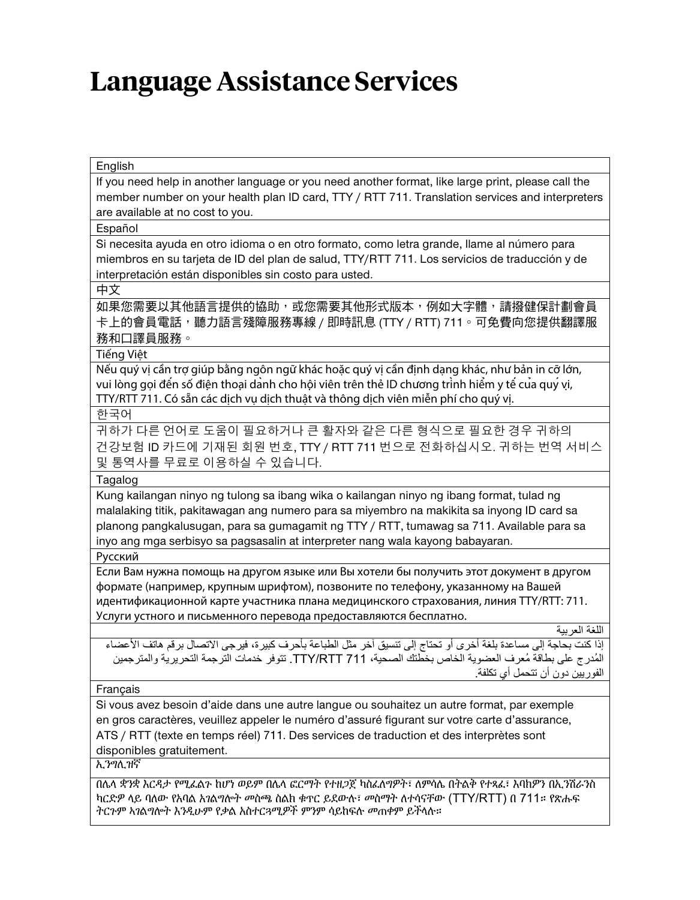# Language Assistance Services

| English |
| --- |
| If you need help in another language or you need another format, like large print, please call the member number on your health plan ID card, TTY / RTT 711. Translation services and interpreters are available at no cost to you. |
| Español |
| Si necesita ayuda en otro idioma o en otro formato, como letra grande, llame al número para miembros en su tarjeta de ID del plan de salud, TTY/RTT 711. Los servicios de traducción y de interpretación están disponibles sin costo para usted. |
| 中文 |
| 如果您需要以其他語言提供的協助，或您需要其他形式版本，例如大字體，請撥健保計劃會員卡上的會員電話，聽力語言殘障服務專線 / 即時訊息 (TTY / RTT) 711。可免費向您提供翻譯服務和口譯員服務。 |
| Tiếng Việt |
| Nếu quý vị cần trợ giúp bằng ngôn ngữ khác hoặc quý vị cần định dạng khác, như bản in cỡ lớn, vui lòng gọi đến số điện thoại dành cho hội viên trên thẻ ID chương trình hiểm y tế của quý vị, TTY/RTT 711. Có sẵn các dịch vụ dịch thuật và thông dịch viên miễn phí cho quý vị. |
| 한국어 |
| 귀하가 다른 언어로 도움이 필요하거나 큰 활자와 같은 다른 형식으로 필요한 경우 귀하의 건강보험 ID 카드에 기재된 회원 번호, TTY / RTT 711 번으로 전화하십시오. 귀하는 번역 서비스 및 통역사를 무료로 이용하실 수 있습니다. |
| Tagalog |
| Kung kailangan ninyo ng tulong sa ibang wika o kailangan ninyo ng ibang format, tulad ng malalaking titik, pakitawagan ang numero para sa miyembro na makikita sa inyong ID card sa planong pangkalusugan, para sa gumagamit ng TTY / RTT, tumawag sa 711. Available para sa inyo ang mga serbisyo sa pagsasalin at interpreter nang wala kayong babayaran. |
| Русский |
| Если Вам нужна помощь на другом языке или Вы хотели бы получить этот документ в другом формате (например, крупным шрифтом), позвоните по телефону, указанному на Вашей идентификационной карте участника плана медицинского страхования, линия TTY/RTT: 711. Услуги устного и письменного перевода предоставляются бесплатно. |
| اللغة العربية |
| إذا كنت بحاجة إلى مساعدة بلغة أخرى أو تحتاج إلى تنسيق آخر مثل الطباعة بأحرف كبيرة، فيرجى الاتصال برقم هاتف الأعضاء المُدرج على بطاقة مُعرف العضوية الخاص بخطتك الصحية، TTY/RTT 711. تتوفر خدمات الترجمة التحريرية والمترجمين الفوريين دون أن تتحمل أي تكلفة. |
| Français |
| Si vous avez besoin d'aide dans une autre langue ou souhaitez un autre format, par exemple en gros caractères, veuillez appeler le numéro d'assuré figurant sur votre carte d'assurance, ATS / RTT (texte en temps réel) 711. Des services de traduction et des interprètes sont disponibles gratuitement. |
| ኢንግሊዝኛ |
| በሌላ ቋንቋ እርዳታ የሚፈልጉ ከሆነ ወይም በሌላ ፎርማት የተዘጋጀ ካስፈለግዎት፣ ለምሳሌ በትልቅ የተጻፈ፣ እባክዎን በኢንሹራንስ ካርድዎ ላይ ባለው የአባል አገልግሎት መስጫ ስልክ ቁጥር ይደውሉ፣ መስማት ለተሳናቸው (TTY/RTT) በ 711። የጽሑፍ ትርጉም አገልግሎት እንዲሁም የቃል አስተርጓሚዎች ምንም ሳይከፍሉ መጠቀም ይችላሉ። |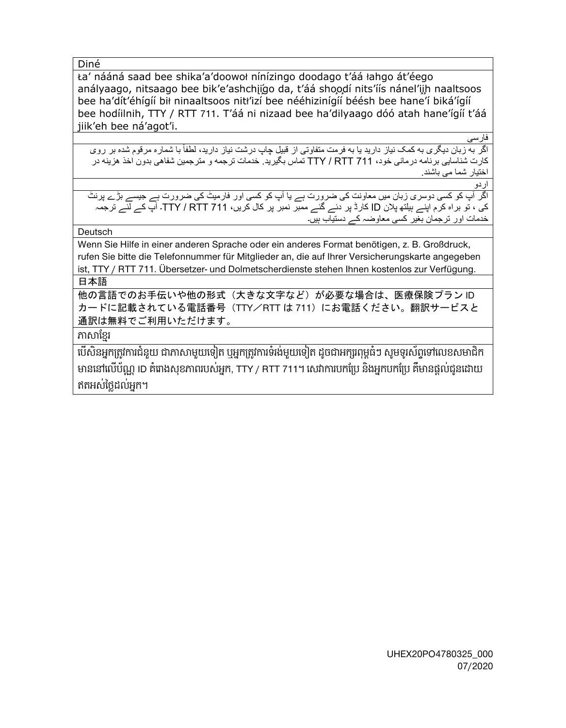| Diné |
|---|
| Łaʼ nááná saad bee shikaʼaʼdoowoł nínízingo doodago tʼáá łahgo átʼéego anályaago, nitsaago bee bikʼeʼashchįįgo da, tʼáá shǫǫdí nitsʼíís nánelʼįįh naaltsoos bee haʼdítʼéhígíí bił ninaaltsoos nitłʼizí bee nééhiziníįgíí béésh bee haneʼí bikáʼígíí bee hodíilnih, TTY / RTT 711. Tʼáá ni nizaad bee haʼdilyaago dóó atah haneʼígíí tʼáá jiikʼeh bee náʼagotʼi. |
| فارسی |
| اگر به زبان دیگری به کمک نیاز دارید یا به فرمت متفاوتی از قبیل چاپ درشت نیاز دارید، لطفاً با شماره مرقوم شده بر روی کارت شناسایی برنامه درمانی خود، TTY / RTT 711 تماس بگیرید. خدمات ترجمه و مترجمین شفاهی بدون اخذ هزینه در اختیار شما می باشند. |
| اردو |
| اگر آپ کو کسی دوسری زبان میں معاونت کی ضرورت ہے یا آپ کو کسی اور فارمیٹ کی ضرورت ہے جیسے بڑے پرنٹ کی ، تو براہ کرم اپنے ہیلتھ پلان ID کارڈ پر دئے گئے ممبر نمبر پر کال کریں، TTY / RTT 711۔ آپ کے لئے ترجمہ خدمات اور ترجمان بغیر کسی معاوضہ کے دستیاب ہیں۔ |
| Deutsch |
| Wenn Sie Hilfe in einer anderen Sprache oder ein anderes Format benötigen, z. B. Großdruck, rufen Sie bitte die Telefonnummer für Mitglieder an, die auf Ihrer Versicherungskarte angegeben ist, TTY / RTT 711. Übersetzer- und Dolmetscherdienste stehen Ihnen kostenlos zur Verfügung. |
| 日本語 |
| 他の言語でのお手伝いや他の形式（大きな文字など）が必要な場合は、医療保険プラン ID カードに記載されている電話番号（TTY／RTT は 711）にお電話ください。翻訳サービスと通訳は無料でご利用いただけます。 |
| ភាសាខ្មែរ |
| បើសិនអ្នកត្រូវការជំនួយ ជាភាសាមួយទៀត ឬអ្នកត្រូវការទំរង់មួយទៀត ដូចជាអក្សរពុម្ពធំៗ សូមទូរស័ព្ទទៅលេខសមាជិក មាននៅលើប័ណ្ណ ID គំរោងសុខភាពរបស់អ្នក, TTY / RTT 711។ សេវាការបកប្រែ និងអ្នកបកប្រែ គឺមានផ្តល់ជូនដោយ ឥតអស់ថ្លៃដល់អ្នក។ |

UHEX20PO4780325_000
07/2020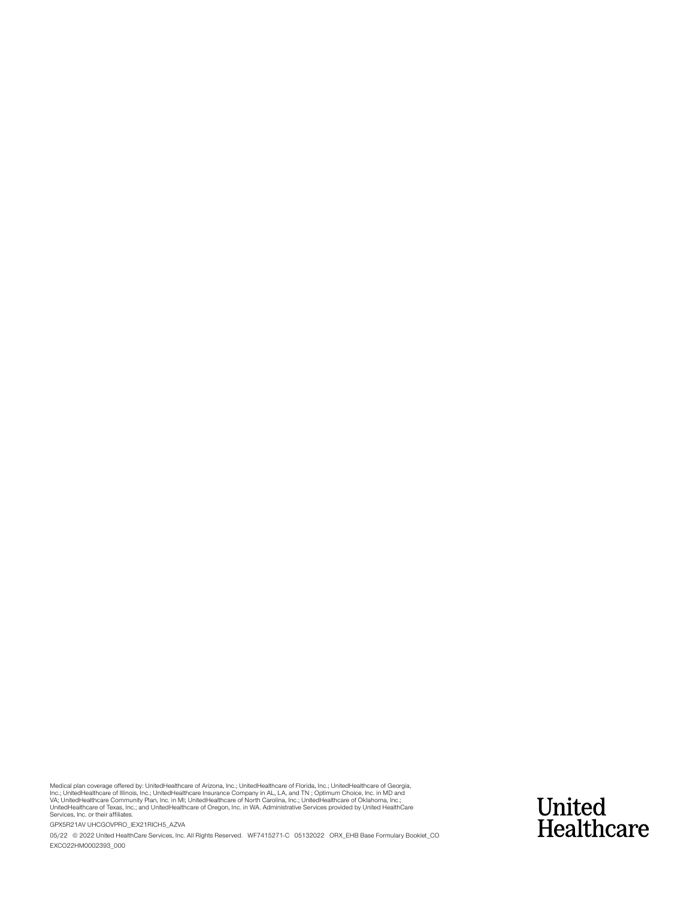Medical plan coverage offered by: UnitedHealthcare of Arizona, Inc.; UnitedHealthcare of Florida, Inc.; UnitedHealthcare of Georgia, Inc.; UnitedHealthcare of Illinois, Inc.; UnitedHealthcare Insurance Company in AL, LA, and TN ; Optimum Choice, Inc. in MD and VA; UnitedHealthcare Community Plan, Inc. in MI; UnitedHealthcare of North Carolina, Inc.; UnitedHealthcare of Oklahoma, Inc.; UnitedHealthcare of Texas, Inc.; and UnitedHealthcare of Oregon, Inc. in WA. Administrative Services provided by United HealthCare Services, Inc. or their affiliates.

GPX5R21AV UHCGOVPRO_IEX21RICH5_AZVA

05/22 © 2022 United HealthCare Services, Inc. All Rights Reserved. WF7415271-C 05132022 ORX_EHB Base Formulary Booklet_CO

EXCO22HM0002393_000

United Healthcare